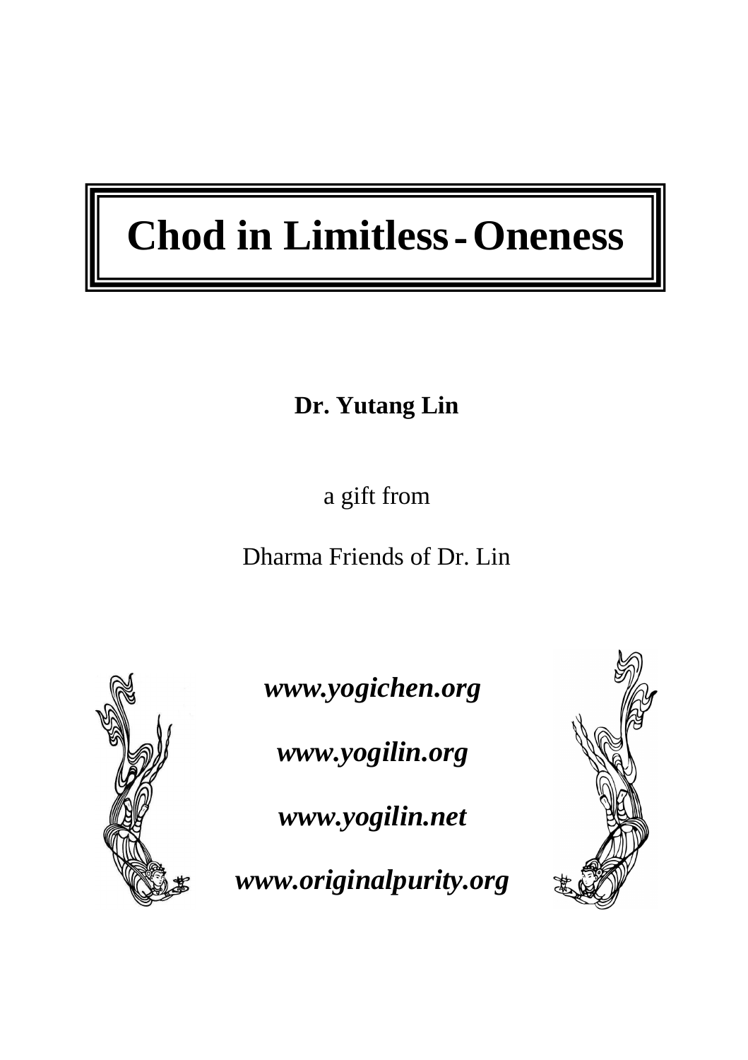# Chod in Limitless-Oneness

**Dr. Yutang Lin**

a gift from

Dharma Friends of Dr. Lin

***www.yogichen.org***

***www.yogilin.org***

***www.yogilin.net***

***www.originalpurity.org***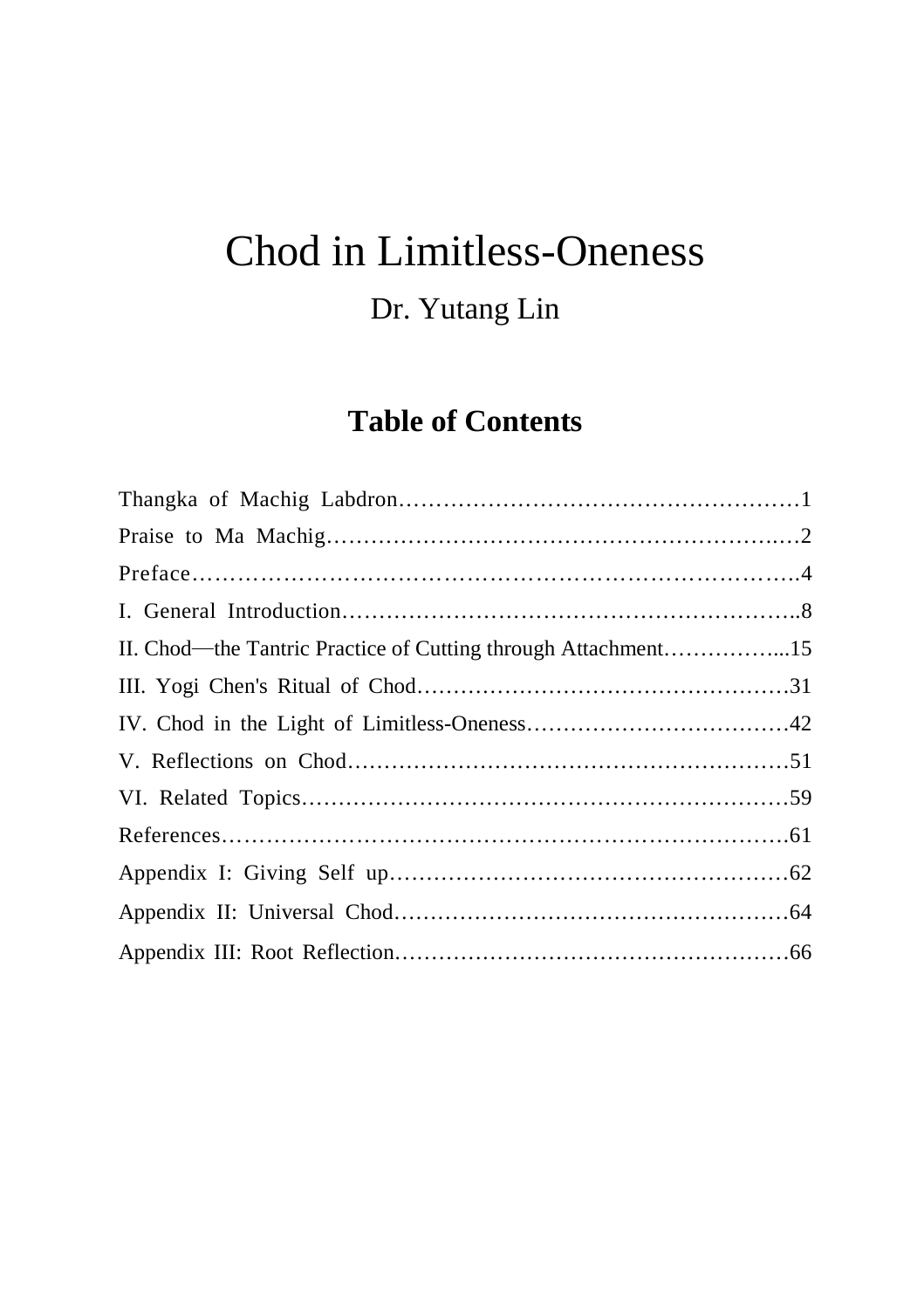# Chod in Limitless-Oneness

Dr. Yutang Lin

## Table of Contents

Thangka of Machig Labdron……………………………………………1

Praise to Ma Machig…………………………………………………2

Preface……………………………………………………………4

I. General Introduction………………………………………………8

II. Chod—the Tantric Practice of Cutting through Attachment……………...15

III. Yogi Chen's Ritual of Chod…………………………………………31

IV. Chod in the Light of Limitless-Oneness………………………………42

V. Reflections on Chod………………………………………………51

VI. Related Topics……………………………………………………59

References…………………………………………………………61

Appendix I: Giving Self up…………………………………………62

Appendix II: Universal Chod…………………………………………64

Appendix III: Root Reflection…………………………………………66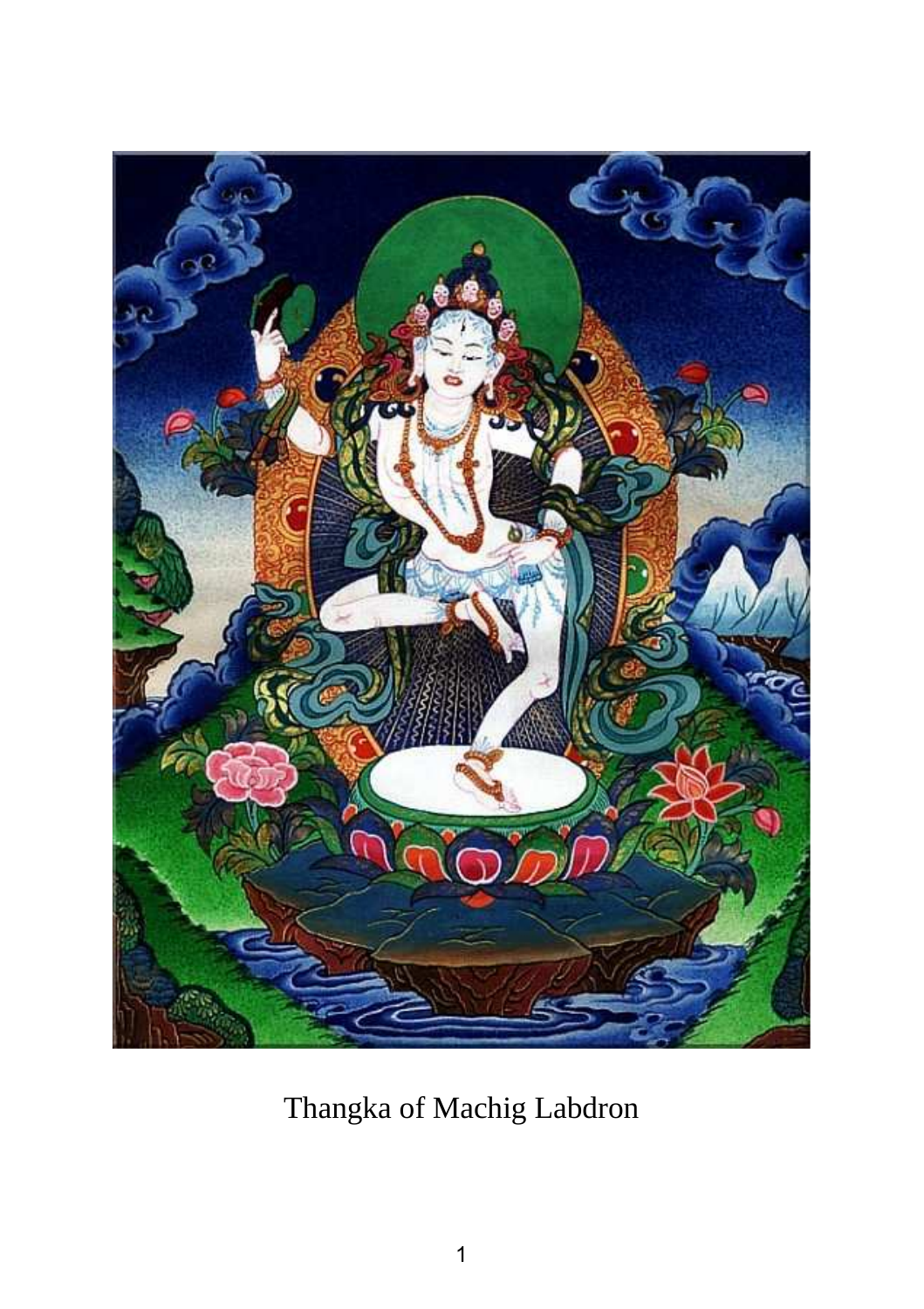Thangka of Machig Labdron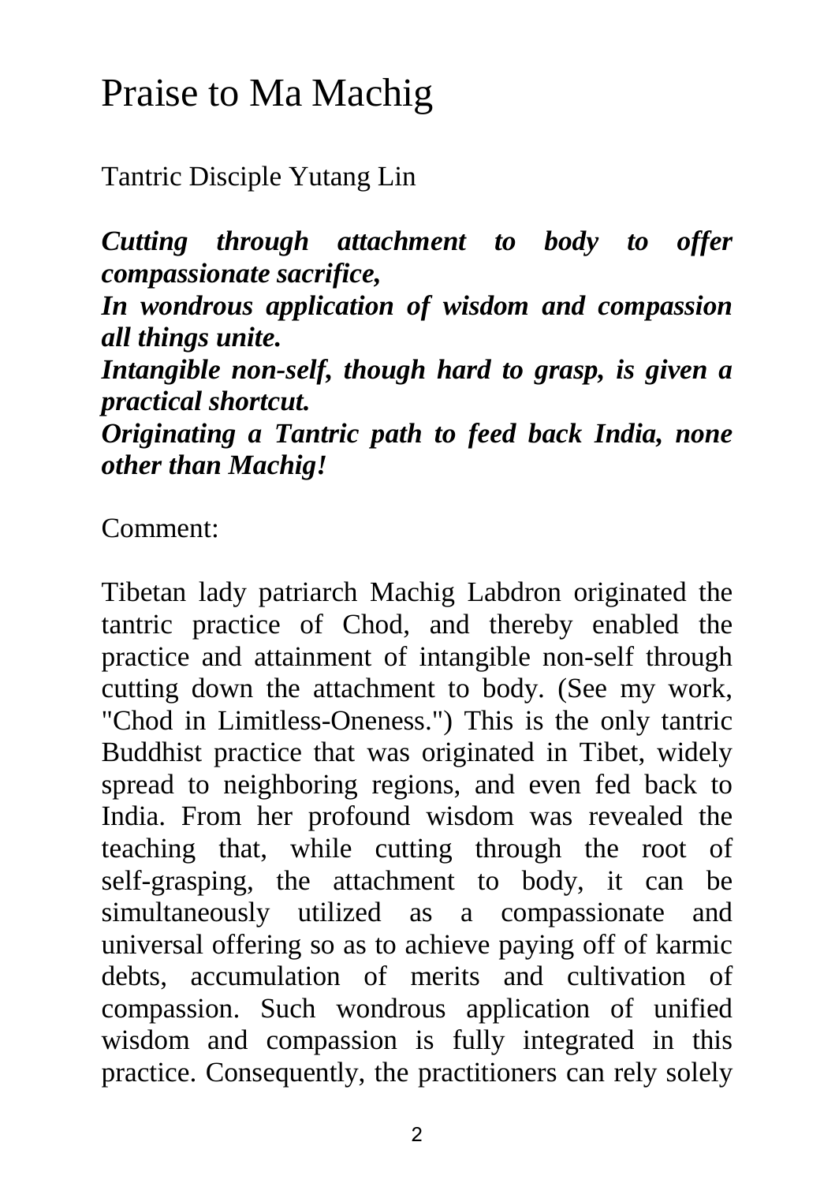# Praise to Ma Machig

Tantric Disciple Yutang Lin

***Cutting through attachment to body to offer compassionate sacrifice,***
***In wondrous application of wisdom and compassion all things unite.***
***Intangible non-self, though hard to grasp, is given a practical shortcut.***
***Originating a Tantric path to feed back India, none other than Machig!***

Comment:

Tibetan lady patriarch Machig Labdron originated the tantric practice of Chod, and thereby enabled the practice and attainment of intangible non-self through cutting down the attachment to body. (See my work, "Chod in Limitless-Oneness.") This is the only tantric Buddhist practice that was originated in Tibet, widely spread to neighboring regions, and even fed back to India. From her profound wisdom was revealed the teaching that, while cutting through the root of self-grasping, the attachment to body, it can be simultaneously utilized as a compassionate and universal offering so as to achieve paying off of karmic debts, accumulation of merits and cultivation of compassion. Such wondrous application of unified wisdom and compassion is fully integrated in this practice. Consequently, the practitioners can rely solely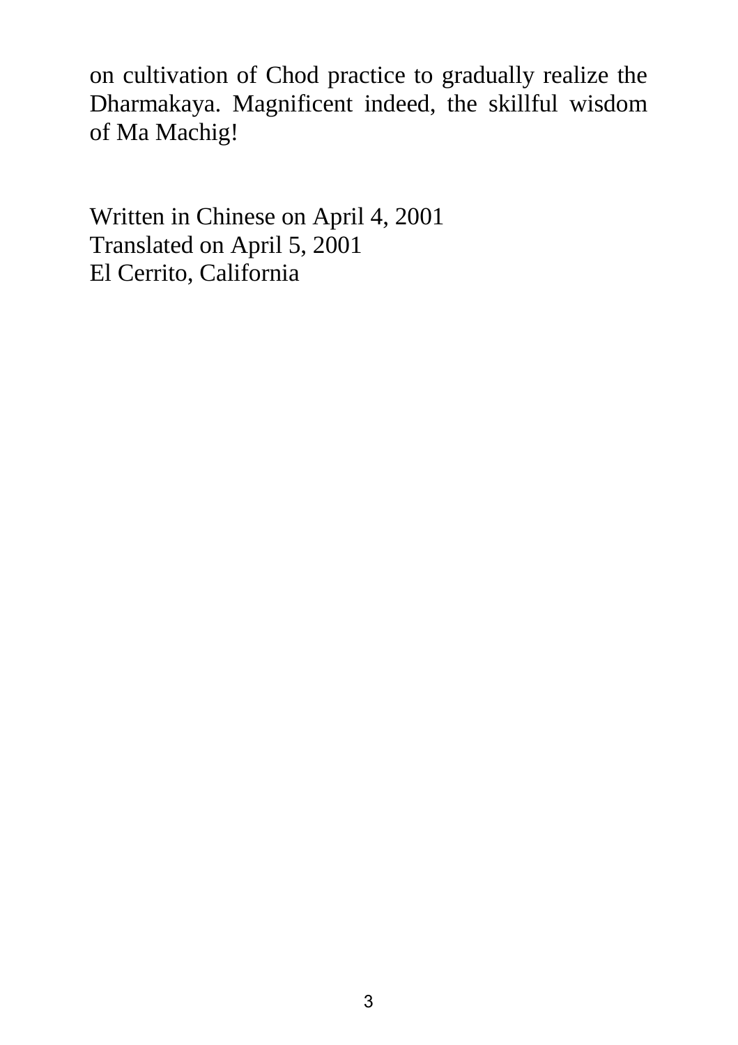on cultivation of Chod practice to gradually realize the Dharmakaya. Magnificent indeed, the skillful wisdom of Ma Machig!

Written in Chinese on April 4, 2001
Translated on April 5, 2001
El Cerrito, California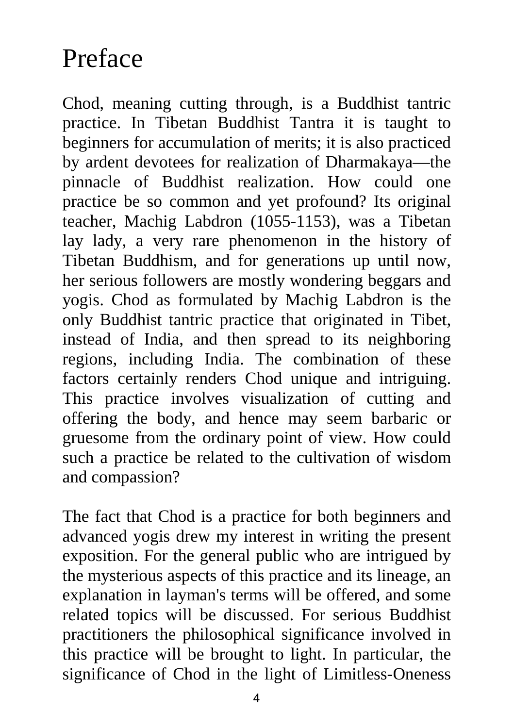# Preface

Chod, meaning cutting through, is a Buddhist tantric practice. In Tibetan Buddhist Tantra it is taught to beginners for accumulation of merits; it is also practiced by ardent devotees for realization of Dharmakaya—the pinnacle of Buddhist realization. How could one practice be so common and yet profound? Its original teacher, Machig Labdron (1055-1153), was a Tibetan lay lady, a very rare phenomenon in the history of Tibetan Buddhism, and for generations up until now, her serious followers are mostly wondering beggars and yogis. Chod as formulated by Machig Labdron is the only Buddhist tantric practice that originated in Tibet, instead of India, and then spread to its neighboring regions, including India. The combination of these factors certainly renders Chod unique and intriguing. This practice involves visualization of cutting and offering the body, and hence may seem barbaric or gruesome from the ordinary point of view. How could such a practice be related to the cultivation of wisdom and compassion?

The fact that Chod is a practice for both beginners and advanced yogis drew my interest in writing the present exposition. For the general public who are intrigued by the mysterious aspects of this practice and its lineage, an explanation in layman's terms will be offered, and some related topics will be discussed. For serious Buddhist practitioners the philosophical significance involved in this practice will be brought to light. In particular, the significance of Chod in the light of Limitless-Oneness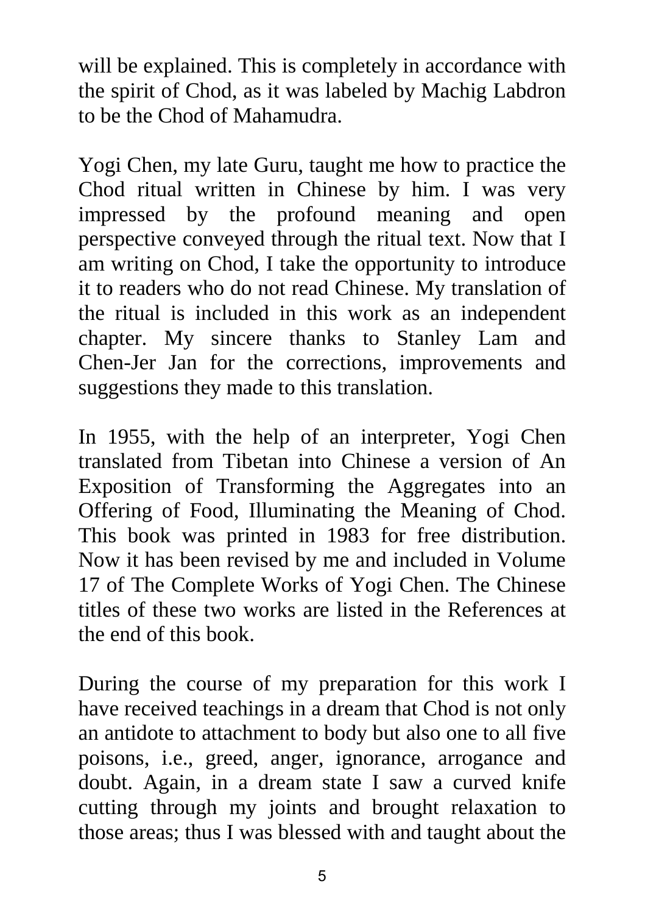will be explained. This is completely in accordance with the spirit of Chod, as it was labeled by Machig Labdron to be the Chod of Mahamudra.

Yogi Chen, my late Guru, taught me how to practice the Chod ritual written in Chinese by him. I was very impressed by the profound meaning and open perspective conveyed through the ritual text. Now that I am writing on Chod, I take the opportunity to introduce it to readers who do not read Chinese. My translation of the ritual is included in this work as an independent chapter. My sincere thanks to Stanley Lam and Chen-Jer Jan for the corrections, improvements and suggestions they made to this translation.

In 1955, with the help of an interpreter, Yogi Chen translated from Tibetan into Chinese a version of An Exposition of Transforming the Aggregates into an Offering of Food, Illuminating the Meaning of Chod. This book was printed in 1983 for free distribution. Now it has been revised by me and included in Volume 17 of The Complete Works of Yogi Chen. The Chinese titles of these two works are listed in the References at the end of this book.

During the course of my preparation for this work I have received teachings in a dream that Chod is not only an antidote to attachment to body but also one to all five poisons, i.e., greed, anger, ignorance, arrogance and doubt. Again, in a dream state I saw a curved knife cutting through my joints and brought relaxation to those areas; thus I was blessed with and taught about the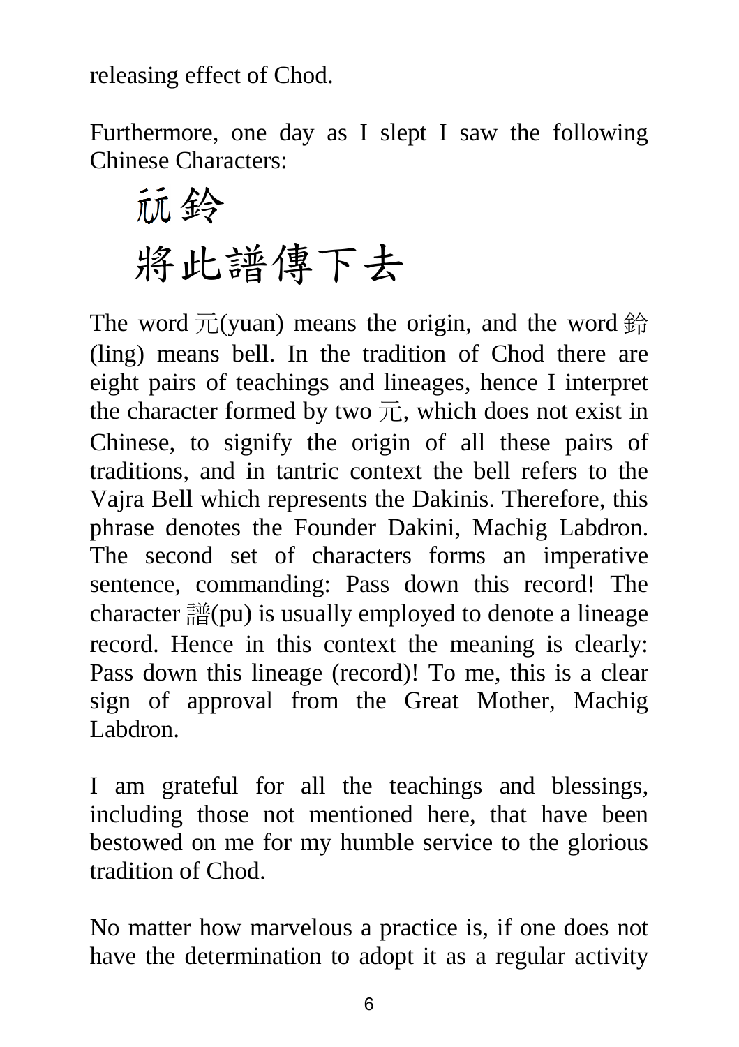releasing effect of Chod.

Furthermore, one day as I slept I saw the following Chinese Characters:

# ⿰元元鈴
# 將此譜傳下去

The word 元(yuan) means the origin, and the word 鈴(ling) means bell. In the tradition of Chod there are eight pairs of teachings and lineages, hence I interpret the character formed by two 元, which does not exist in Chinese, to signify the origin of all these pairs of traditions, and in tantric context the bell refers to the Vajra Bell which represents the Dakinis. Therefore, this phrase denotes the Founder Dakini, Machig Labdron. The second set of characters forms an imperative sentence, commanding: Pass down this record! The character 譜(pu) is usually employed to denote a lineage record. Hence in this context the meaning is clearly: Pass down this lineage (record)! To me, this is a clear sign of approval from the Great Mother, Machig Labdron.

I am grateful for all the teachings and blessings, including those not mentioned here, that have been bestowed on me for my humble service to the glorious tradition of Chod.

No matter how marvelous a practice is, if one does not have the determination to adopt it as a regular activity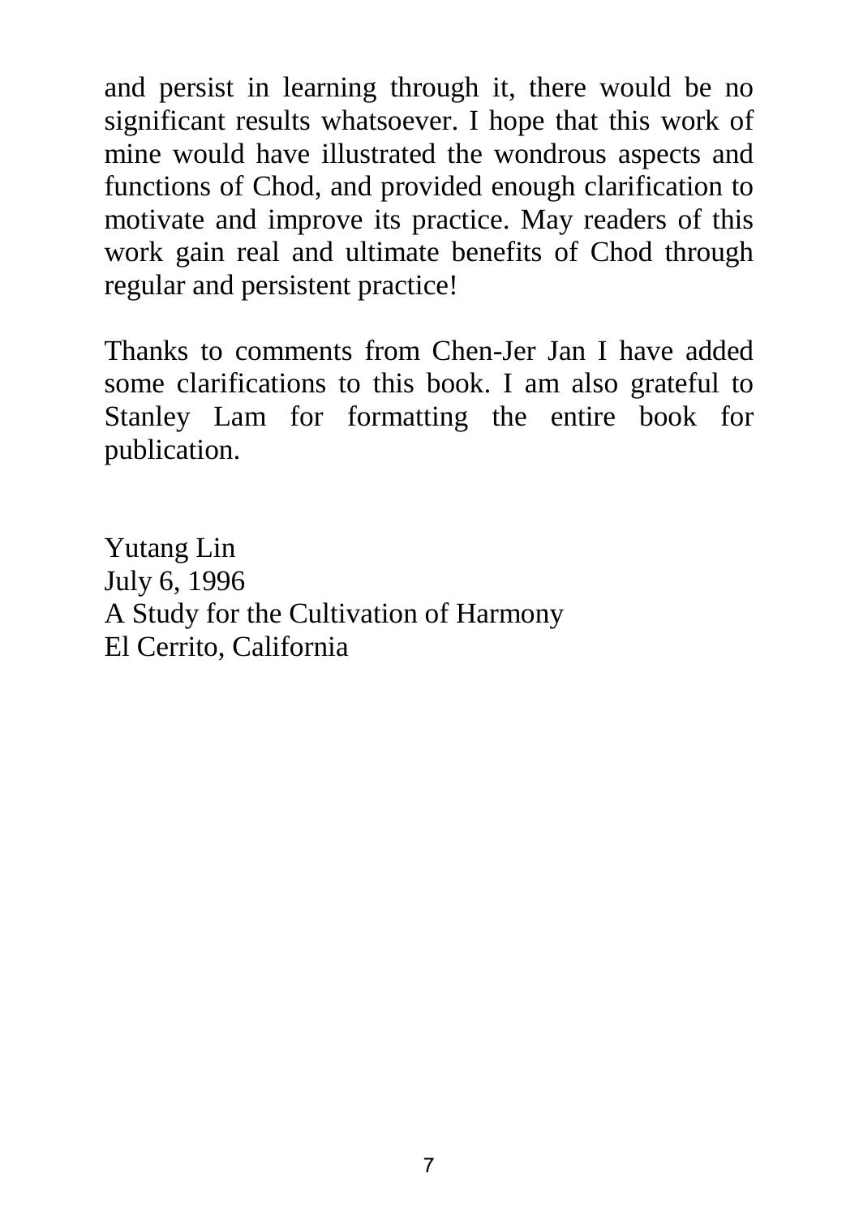and persist in learning through it, there would be no significant results whatsoever. I hope that this work of mine would have illustrated the wondrous aspects and functions of Chod, and provided enough clarification to motivate and improve its practice. May readers of this work gain real and ultimate benefits of Chod through regular and persistent practice!

Thanks to comments from Chen-Jer Jan I have added some clarifications to this book. I am also grateful to Stanley Lam for formatting the entire book for publication.

Yutang Lin  
July 6, 1996  
A Study for the Cultivation of Harmony  
El Cerrito, California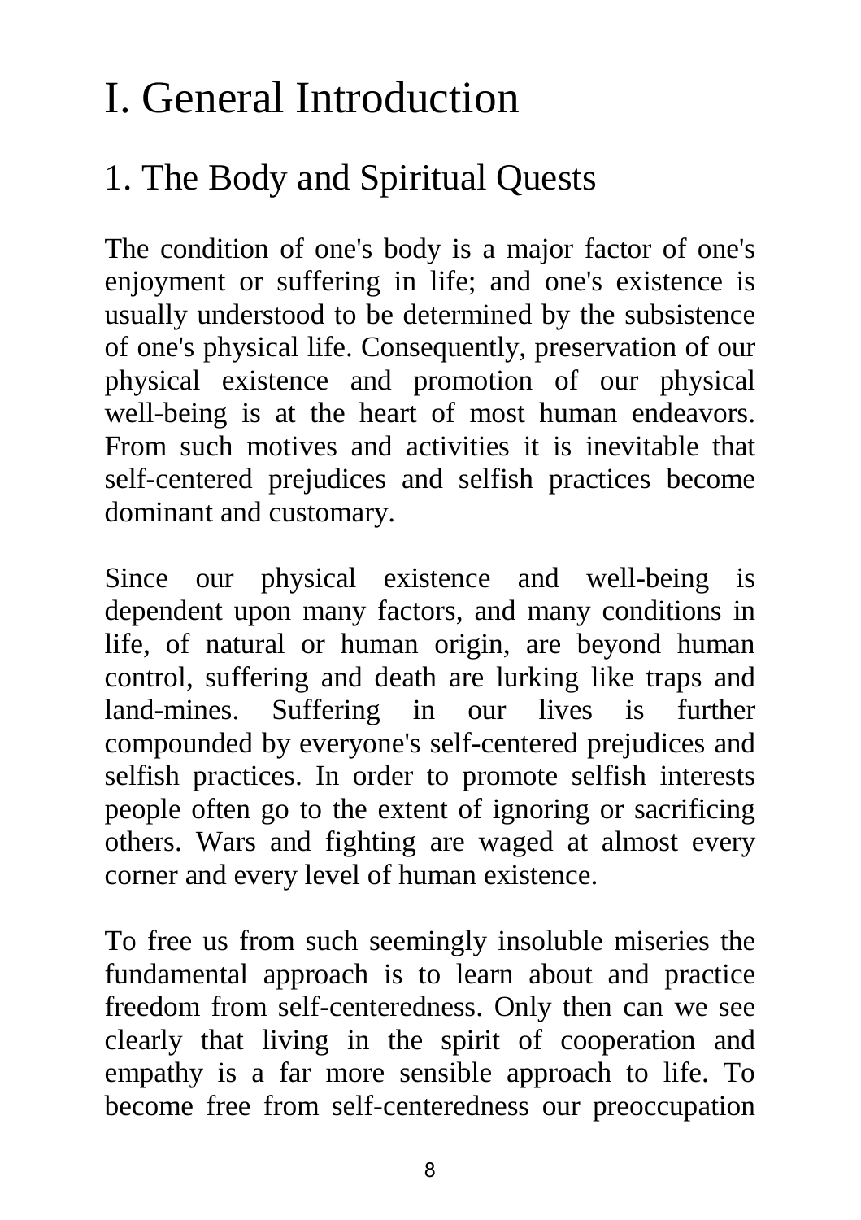# I. General Introduction

## 1. The Body and Spiritual Quests

The condition of one's body is a major factor of one's enjoyment or suffering in life; and one's existence is usually understood to be determined by the subsistence of one's physical life. Consequently, preservation of our physical existence and promotion of our physical well-being is at the heart of most human endeavors. From such motives and activities it is inevitable that self-centered prejudices and selfish practices become dominant and customary.

Since our physical existence and well-being is dependent upon many factors, and many conditions in life, of natural or human origin, are beyond human control, suffering and death are lurking like traps and land-mines. Suffering in our lives is further compounded by everyone's self-centered prejudices and selfish practices. In order to promote selfish interests people often go to the extent of ignoring or sacrificing others. Wars and fighting are waged at almost every corner and every level of human existence.

To free us from such seemingly insoluble miseries the fundamental approach is to learn about and practice freedom from self-centeredness. Only then can we see clearly that living in the spirit of cooperation and empathy is a far more sensible approach to life. To become free from self-centeredness our preoccupation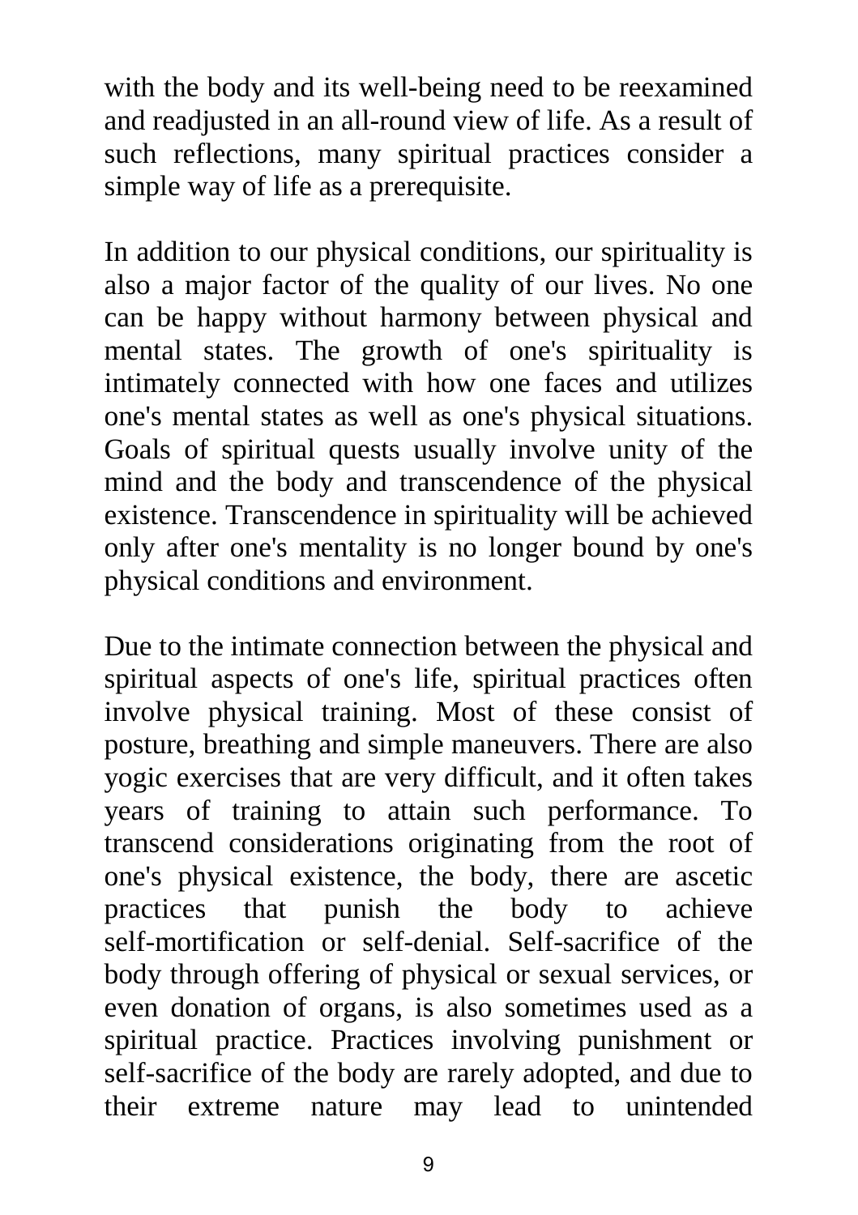with the body and its well-being need to be reexamined and readjusted in an all-round view of life. As a result of such reflections, many spiritual practices consider a simple way of life as a prerequisite.

In addition to our physical conditions, our spirituality is also a major factor of the quality of our lives. No one can be happy without harmony between physical and mental states. The growth of one's spirituality is intimately connected with how one faces and utilizes one's mental states as well as one's physical situations. Goals of spiritual quests usually involve unity of the mind and the body and transcendence of the physical existence. Transcendence in spirituality will be achieved only after one's mentality is no longer bound by one's physical conditions and environment.

Due to the intimate connection between the physical and spiritual aspects of one's life, spiritual practices often involve physical training. Most of these consist of posture, breathing and simple maneuvers. There are also yogic exercises that are very difficult, and it often takes years of training to attain such performance. To transcend considerations originating from the root of one's physical existence, the body, there are ascetic practices that punish the body to achieve self-mortification or self-denial. Self-sacrifice of the body through offering of physical or sexual services, or even donation of organs, is also sometimes used as a spiritual practice. Practices involving punishment or self-sacrifice of the body are rarely adopted, and due to their extreme nature may lead to unintended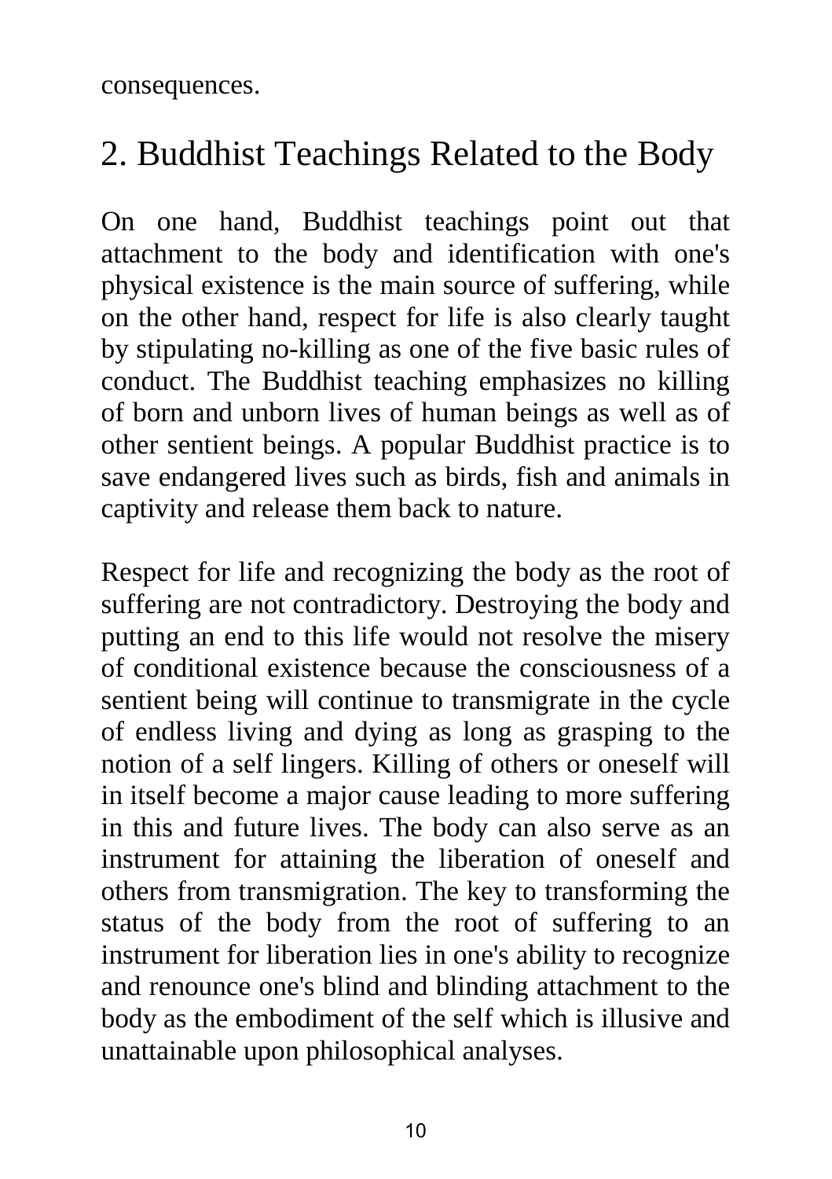consequences.

## 2. Buddhist Teachings Related to the Body

On one hand, Buddhist teachings point out that attachment to the body and identification with one's physical existence is the main source of suffering, while on the other hand, respect for life is also clearly taught by stipulating no-killing as one of the five basic rules of conduct. The Buddhist teaching emphasizes no killing of born and unborn lives of human beings as well as of other sentient beings. A popular Buddhist practice is to save endangered lives such as birds, fish and animals in captivity and release them back to nature.

Respect for life and recognizing the body as the root of suffering are not contradictory. Destroying the body and putting an end to this life would not resolve the misery of conditional existence because the consciousness of a sentient being will continue to transmigrate in the cycle of endless living and dying as long as grasping to the notion of a self lingers. Killing of others or oneself will in itself become a major cause leading to more suffering in this and future lives. The body can also serve as an instrument for attaining the liberation of oneself and others from transmigration. The key to transforming the status of the body from the root of suffering to an instrument for liberation lies in one's ability to recognize and renounce one's blind and blinding attachment to the body as the embodiment of the self which is illusive and unattainable upon philosophical analyses.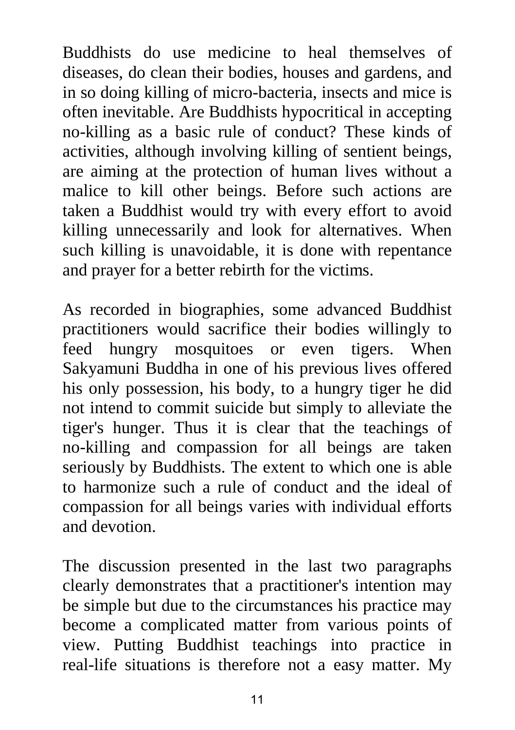Buddhists do use medicine to heal themselves of diseases, do clean their bodies, houses and gardens, and in so doing killing of micro-bacteria, insects and mice is often inevitable. Are Buddhists hypocritical in accepting no-killing as a basic rule of conduct? These kinds of activities, although involving killing of sentient beings, are aiming at the protection of human lives without a malice to kill other beings. Before such actions are taken a Buddhist would try with every effort to avoid killing unnecessarily and look for alternatives. When such killing is unavoidable, it is done with repentance and prayer for a better rebirth for the victims.

As recorded in biographies, some advanced Buddhist practitioners would sacrifice their bodies willingly to feed hungry mosquitoes or even tigers. When Sakyamuni Buddha in one of his previous lives offered his only possession, his body, to a hungry tiger he did not intend to commit suicide but simply to alleviate the tiger's hunger. Thus it is clear that the teachings of no-killing and compassion for all beings are taken seriously by Buddhists. The extent to which one is able to harmonize such a rule of conduct and the ideal of compassion for all beings varies with individual efforts and devotion.

The discussion presented in the last two paragraphs clearly demonstrates that a practitioner's intention may be simple but due to the circumstances his practice may become a complicated matter from various points of view. Putting Buddhist teachings into practice in real-life situations is therefore not a easy matter. My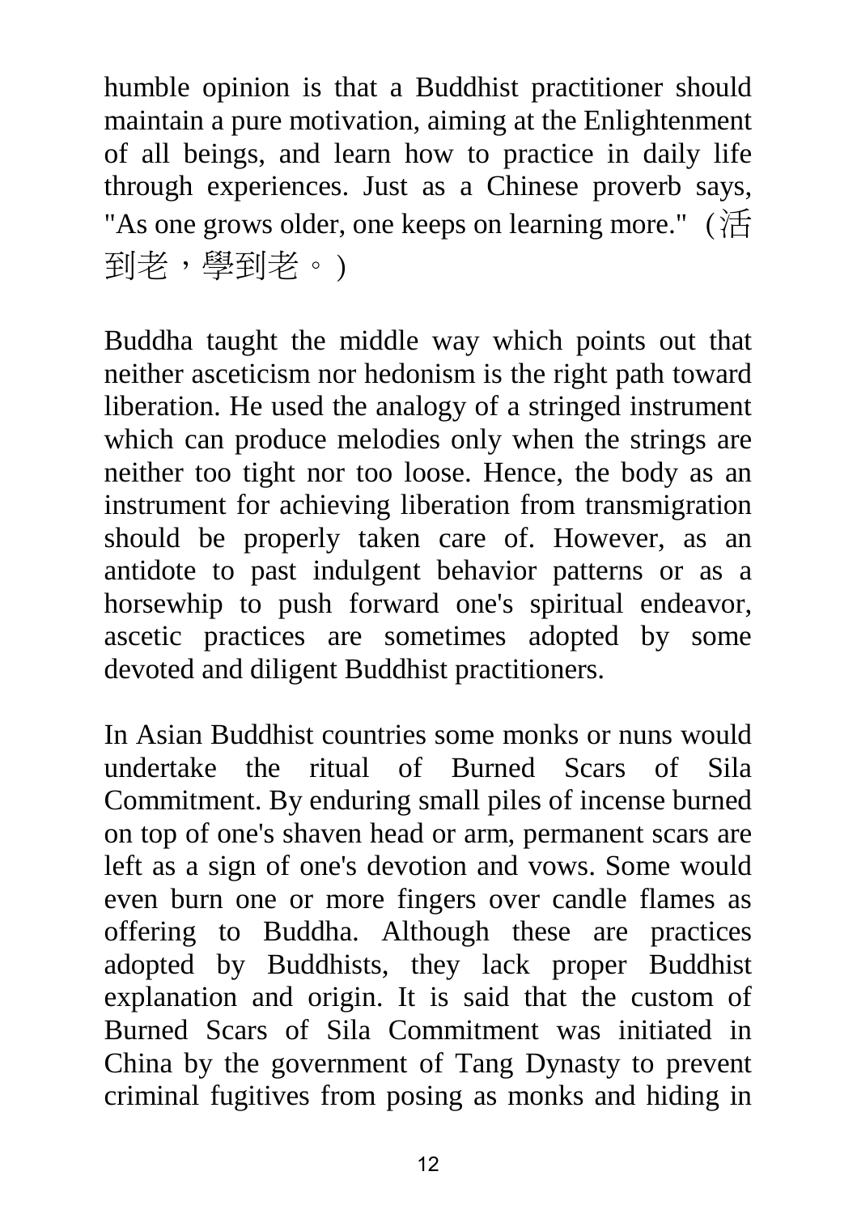humble opinion is that a Buddhist practitioner should maintain a pure motivation, aiming at the Enlightenment of all beings, and learn how to practice in daily life through experiences. Just as a Chinese proverb says, "As one grows older, one keeps on learning more." (活到老，學到老。)

Buddha taught the middle way which points out that neither asceticism nor hedonism is the right path toward liberation. He used the analogy of a stringed instrument which can produce melodies only when the strings are neither too tight nor too loose. Hence, the body as an instrument for achieving liberation from transmigration should be properly taken care of. However, as an antidote to past indulgent behavior patterns or as a horsewhip to push forward one's spiritual endeavor, ascetic practices are sometimes adopted by some devoted and diligent Buddhist practitioners.

In Asian Buddhist countries some monks or nuns would undertake the ritual of Burned Scars of Sila Commitment. By enduring small piles of incense burned on top of one's shaven head or arm, permanent scars are left as a sign of one's devotion and vows. Some would even burn one or more fingers over candle flames as offering to Buddha. Although these are practices adopted by Buddhists, they lack proper Buddhist explanation and origin. It is said that the custom of Burned Scars of Sila Commitment was initiated in China by the government of Tang Dynasty to prevent criminal fugitives from posing as monks and hiding in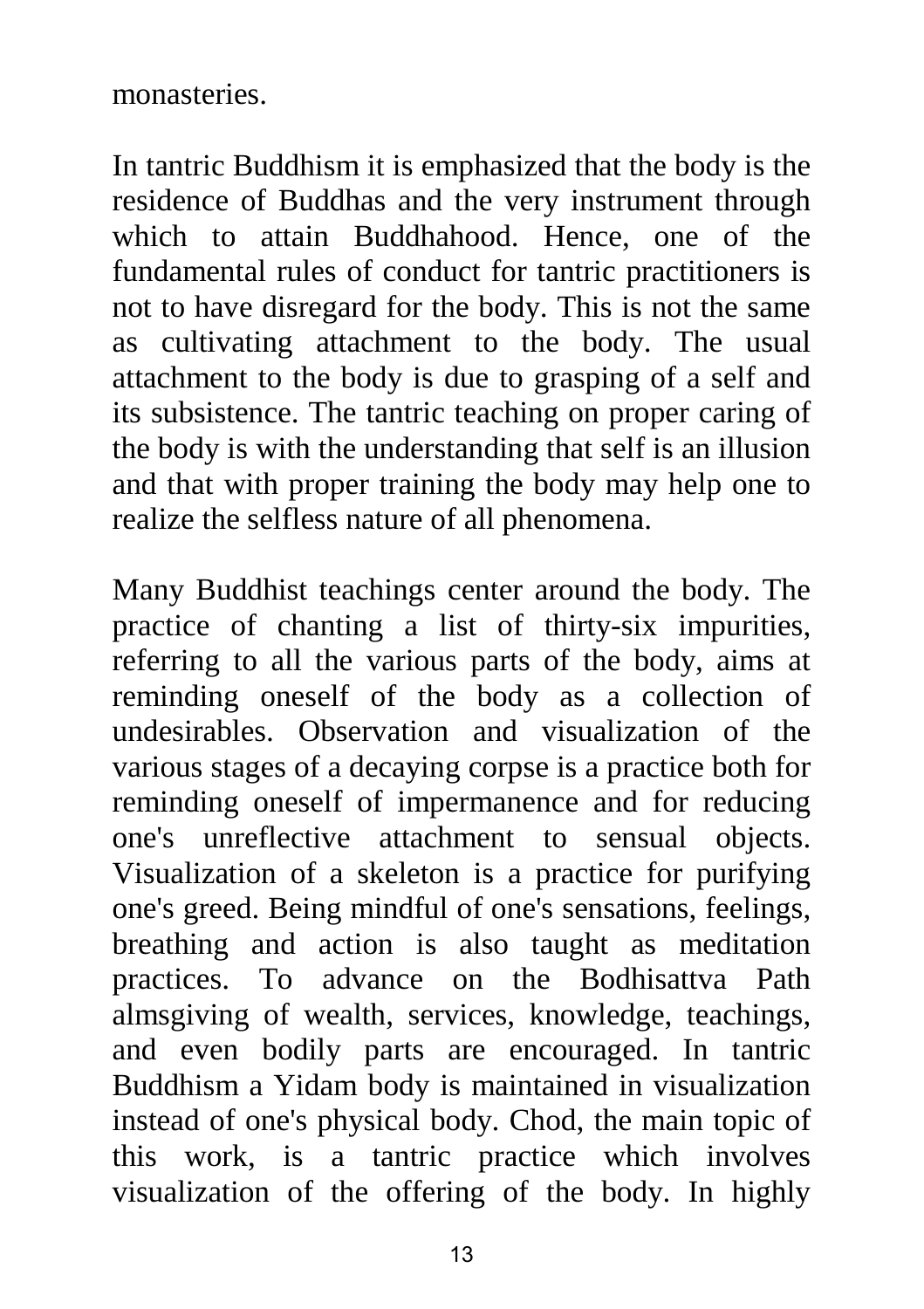monasteries.

In tantric Buddhism it is emphasized that the body is the residence of Buddhas and the very instrument through which to attain Buddhahood. Hence, one of the fundamental rules of conduct for tantric practitioners is not to have disregard for the body. This is not the same as cultivating attachment to the body. The usual attachment to the body is due to grasping of a self and its subsistence. The tantric teaching on proper caring of the body is with the understanding that self is an illusion and that with proper training the body may help one to realize the selfless nature of all phenomena.

Many Buddhist teachings center around the body. The practice of chanting a list of thirty-six impurities, referring to all the various parts of the body, aims at reminding oneself of the body as a collection of undesirables. Observation and visualization of the various stages of a decaying corpse is a practice both for reminding oneself of impermanence and for reducing one's unreflective attachment to sensual objects. Visualization of a skeleton is a practice for purifying one's greed. Being mindful of one's sensations, feelings, breathing and action is also taught as meditation practices. To advance on the Bodhisattva Path almsgiving of wealth, services, knowledge, teachings, and even bodily parts are encouraged. In tantric Buddhism a Yidam body is maintained in visualization instead of one's physical body. Chod, the main topic of this work, is a tantric practice which involves visualization of the offering of the body. In highly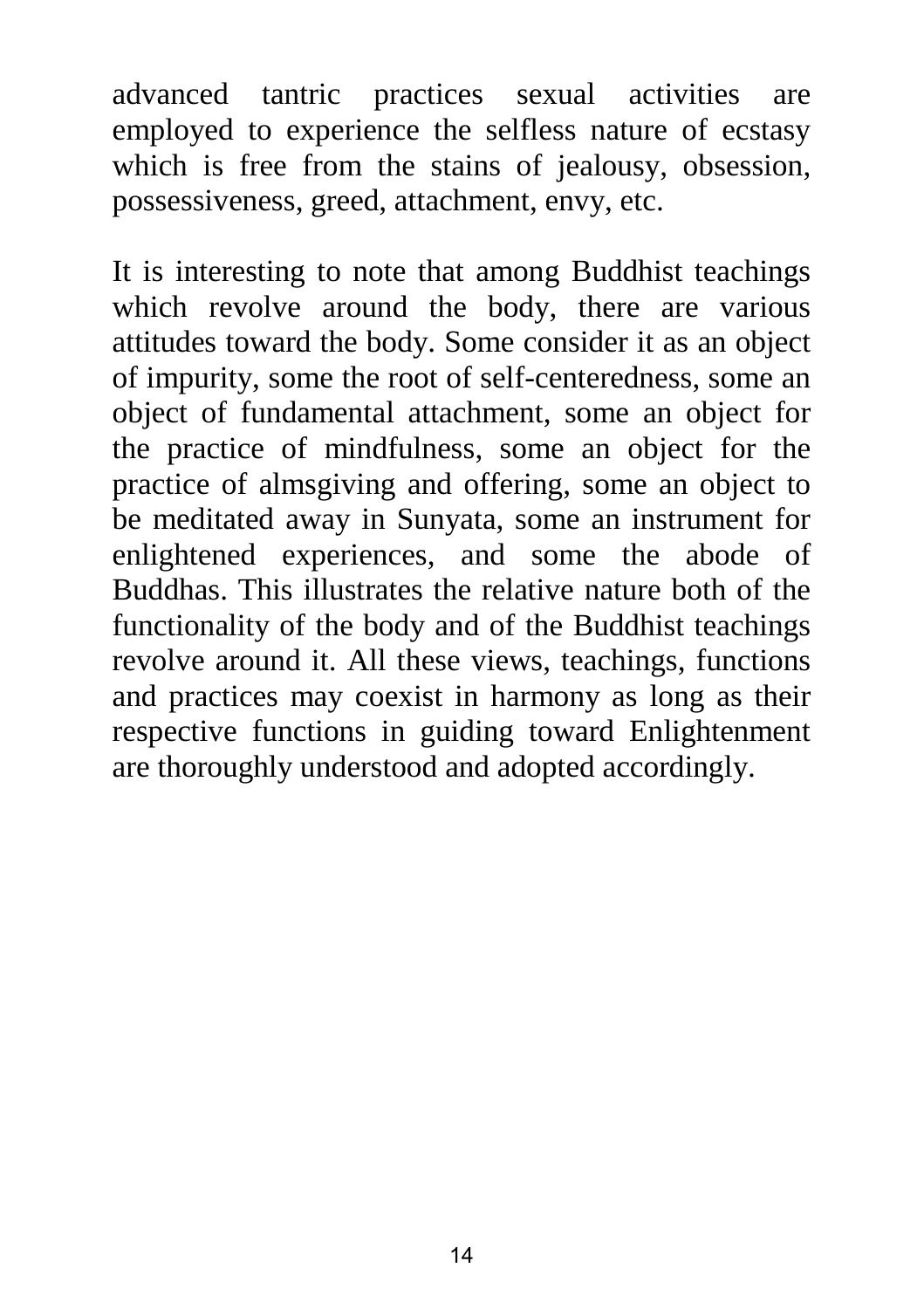advanced tantric practices sexual activities are employed to experience the selfless nature of ecstasy which is free from the stains of jealousy, obsession, possessiveness, greed, attachment, envy, etc.

It is interesting to note that among Buddhist teachings which revolve around the body, there are various attitudes toward the body. Some consider it as an object of impurity, some the root of self-centeredness, some an object of fundamental attachment, some an object for the practice of mindfulness, some an object for the practice of almsgiving and offering, some an object to be meditated away in Sunyata, some an instrument for enlightened experiences, and some the abode of Buddhas. This illustrates the relative nature both of the functionality of the body and of the Buddhist teachings revolve around it. All these views, teachings, functions and practices may coexist in harmony as long as their respective functions in guiding toward Enlightenment are thoroughly understood and adopted accordingly.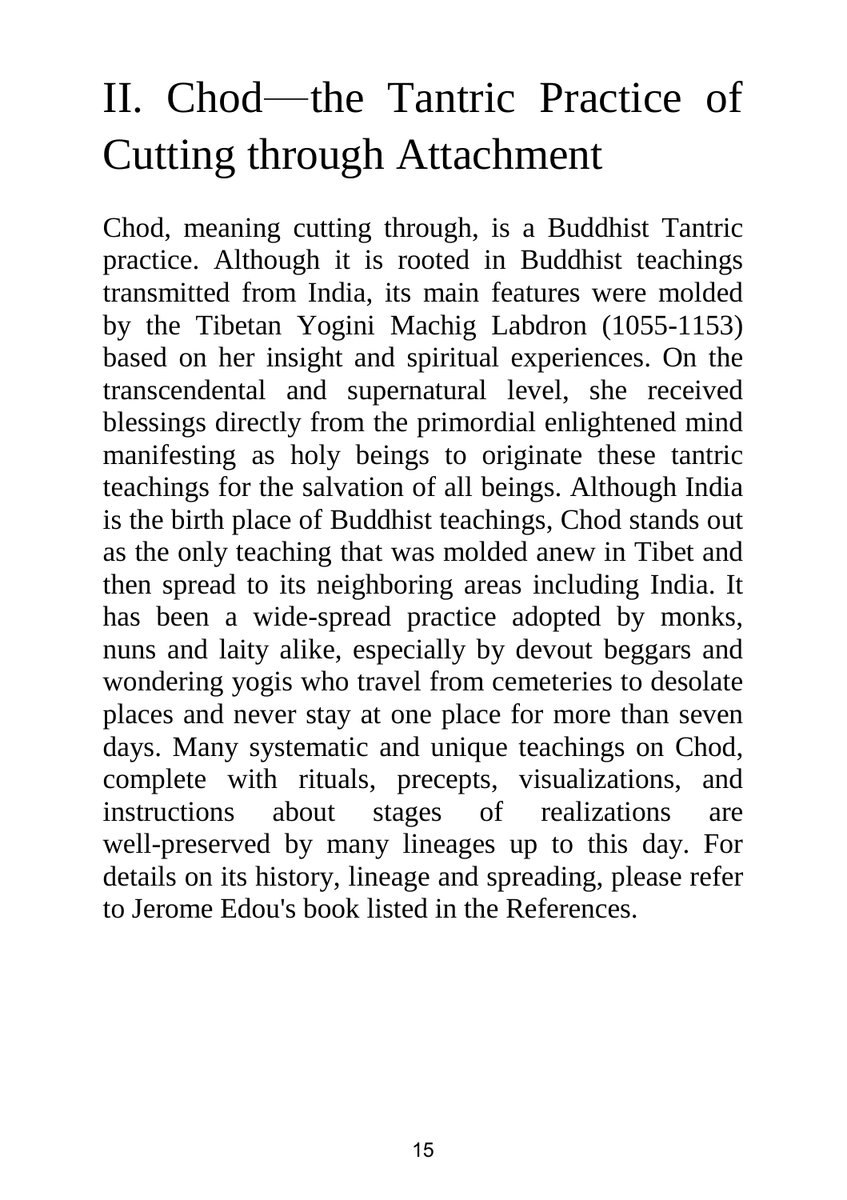# II. Chod—the Tantric Practice of Cutting through Attachment

Chod, meaning cutting through, is a Buddhist Tantric practice. Although it is rooted in Buddhist teachings transmitted from India, its main features were molded by the Tibetan Yogini Machig Labdron (1055-1153) based on her insight and spiritual experiences. On the transcendental and supernatural level, she received blessings directly from the primordial enlightened mind manifesting as holy beings to originate these tantric teachings for the salvation of all beings. Although India is the birth place of Buddhist teachings, Chod stands out as the only teaching that was molded anew in Tibet and then spread to its neighboring areas including India. It has been a wide-spread practice adopted by monks, nuns and laity alike, especially by devout beggars and wondering yogis who travel from cemeteries to desolate places and never stay at one place for more than seven days. Many systematic and unique teachings on Chod, complete with rituals, precepts, visualizations, and instructions about stages of realizations are well-preserved by many lineages up to this day. For details on its history, lineage and spreading, please refer to Jerome Edou's book listed in the References.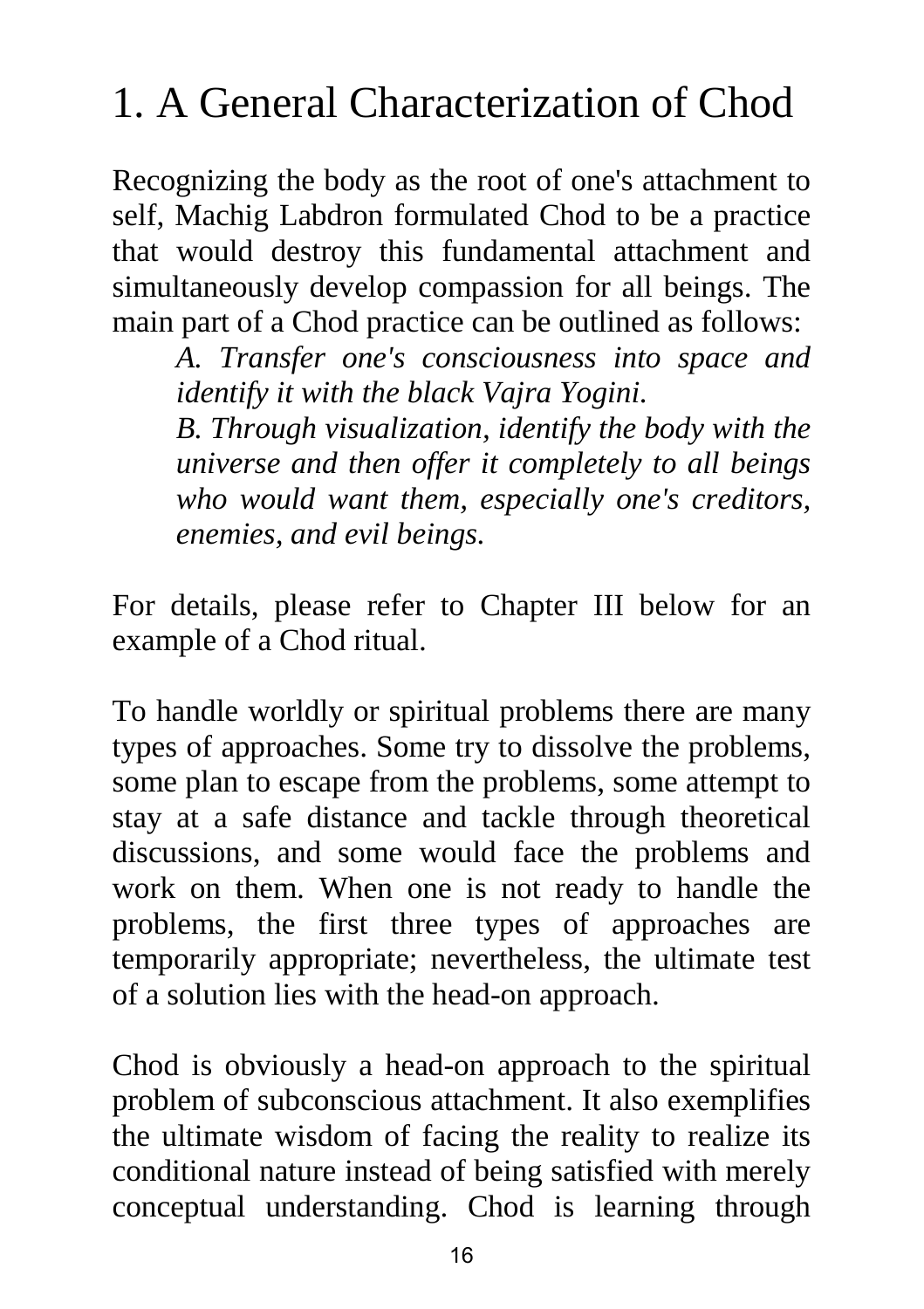# 1. A General Characterization of Chod

Recognizing the body as the root of one's attachment to self, Machig Labdron formulated Chod to be a practice that would destroy this fundamental attachment and simultaneously develop compassion for all beings. The main part of a Chod practice can be outlined as follows:

> *A. Transfer one's consciousness into space and identify it with the black Vajra Yogini.*
>
> *B. Through visualization, identify the body with the universe and then offer it completely to all beings who would want them, especially one's creditors, enemies, and evil beings.*

For details, please refer to Chapter III below for an example of a Chod ritual.

To handle worldly or spiritual problems there are many types of approaches. Some try to dissolve the problems, some plan to escape from the problems, some attempt to stay at a safe distance and tackle through theoretical discussions, and some would face the problems and work on them. When one is not ready to handle the problems, the first three types of approaches are temporarily appropriate; nevertheless, the ultimate test of a solution lies with the head-on approach.

Chod is obviously a head-on approach to the spiritual problem of subconscious attachment. It also exemplifies the ultimate wisdom of facing the reality to realize its conditional nature instead of being satisfied with merely conceptual understanding. Chod is learning through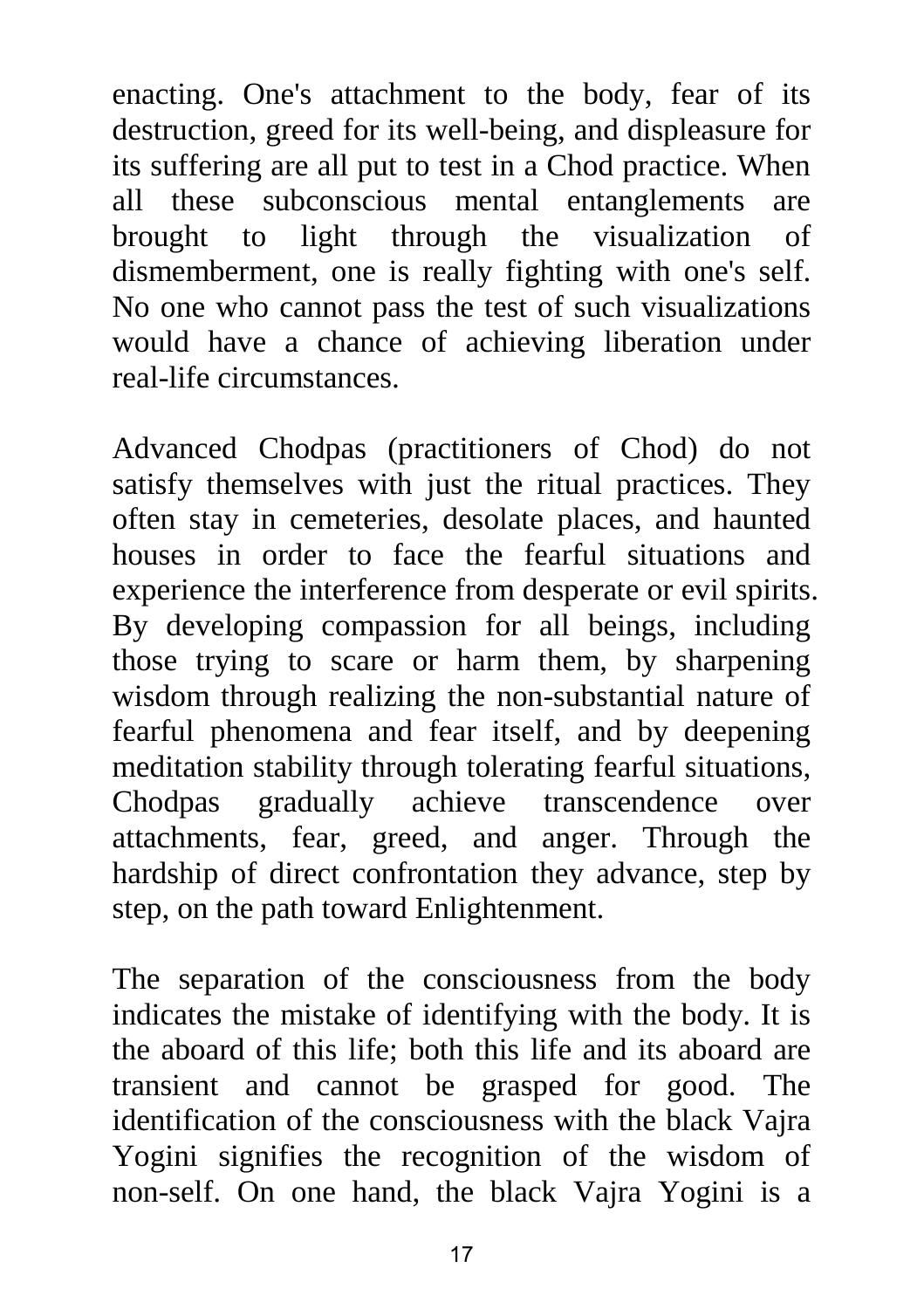enacting. One's attachment to the body, fear of its destruction, greed for its well-being, and displeasure for its suffering are all put to test in a Chod practice. When all these subconscious mental entanglements are brought to light through the visualization of dismemberment, one is really fighting with one's self. No one who cannot pass the test of such visualizations would have a chance of achieving liberation under real-life circumstances.

Advanced Chodpas (practitioners of Chod) do not satisfy themselves with just the ritual practices. They often stay in cemeteries, desolate places, and haunted houses in order to face the fearful situations and experience the interference from desperate or evil spirits. By developing compassion for all beings, including those trying to scare or harm them, by sharpening wisdom through realizing the non-substantial nature of fearful phenomena and fear itself, and by deepening meditation stability through tolerating fearful situations, Chodpas gradually achieve transcendence over attachments, fear, greed, and anger. Through the hardship of direct confrontation they advance, step by step, on the path toward Enlightenment.

The separation of the consciousness from the body indicates the mistake of identifying with the body. It is the aboard of this life; both this life and its aboard are transient and cannot be grasped for good. The identification of the consciousness with the black Vajra Yogini signifies the recognition of the wisdom of non-self. On one hand, the black Vajra Yogini is a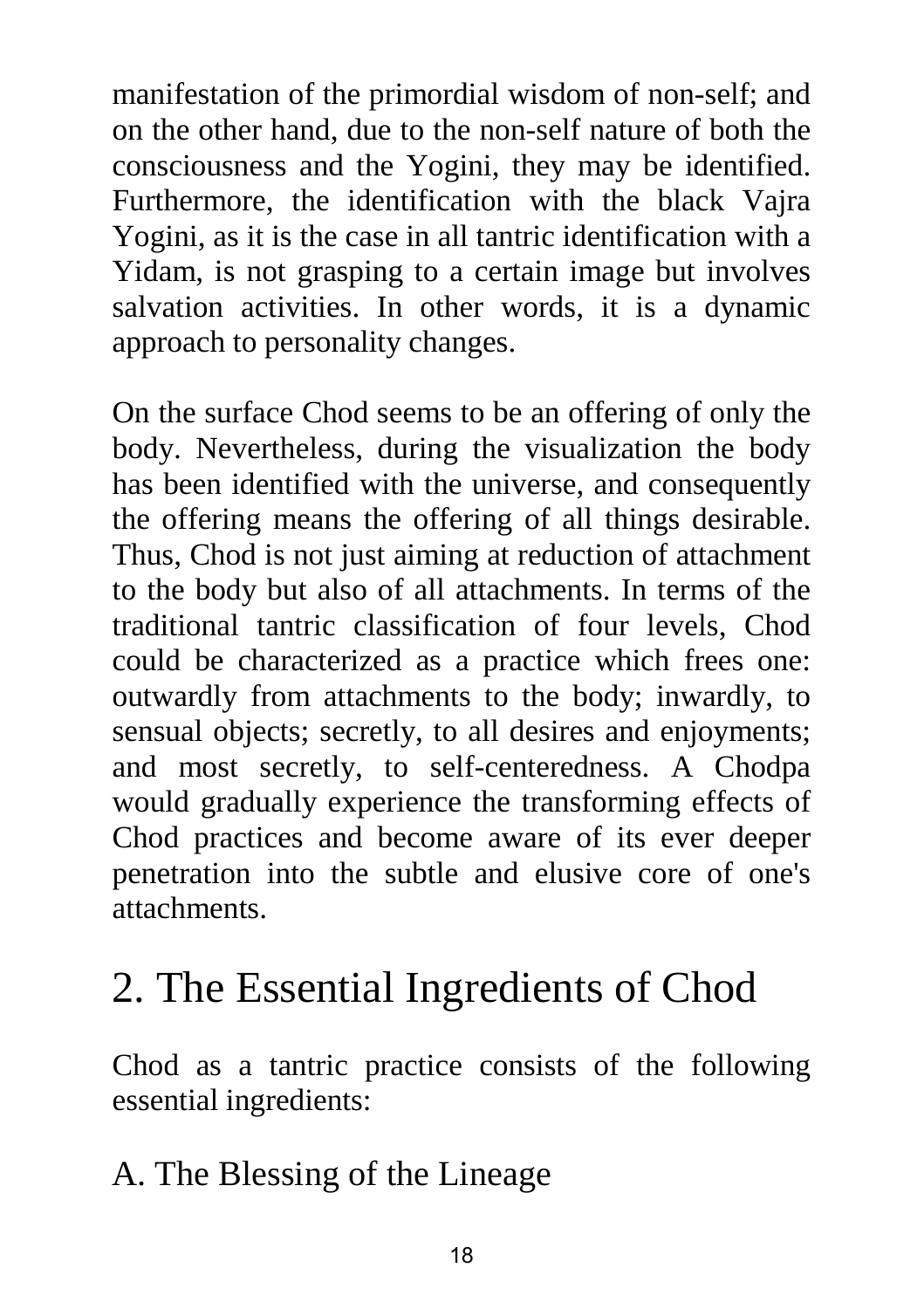manifestation of the primordial wisdom of non-self; and on the other hand, due to the non-self nature of both the consciousness and the Yogini, they may be identified. Furthermore, the identification with the black Vajra Yogini, as it is the case in all tantric identification with a Yidam, is not grasping to a certain image but involves salvation activities. In other words, it is a dynamic approach to personality changes.

On the surface Chod seems to be an offering of only the body. Nevertheless, during the visualization the body has been identified with the universe, and consequently the offering means the offering of all things desirable. Thus, Chod is not just aiming at reduction of attachment to the body but also of all attachments. In terms of the traditional tantric classification of four levels, Chod could be characterized as a practice which frees one: outwardly from attachments to the body; inwardly, to sensual objects; secretly, to all desires and enjoyments; and most secretly, to self-centeredness. A Chodpa would gradually experience the transforming effects of Chod practices and become aware of its ever deeper penetration into the subtle and elusive core of one's attachments.

## 2. The Essential Ingredients of Chod

Chod as a tantric practice consists of the following essential ingredients:

### A. The Blessing of the Lineage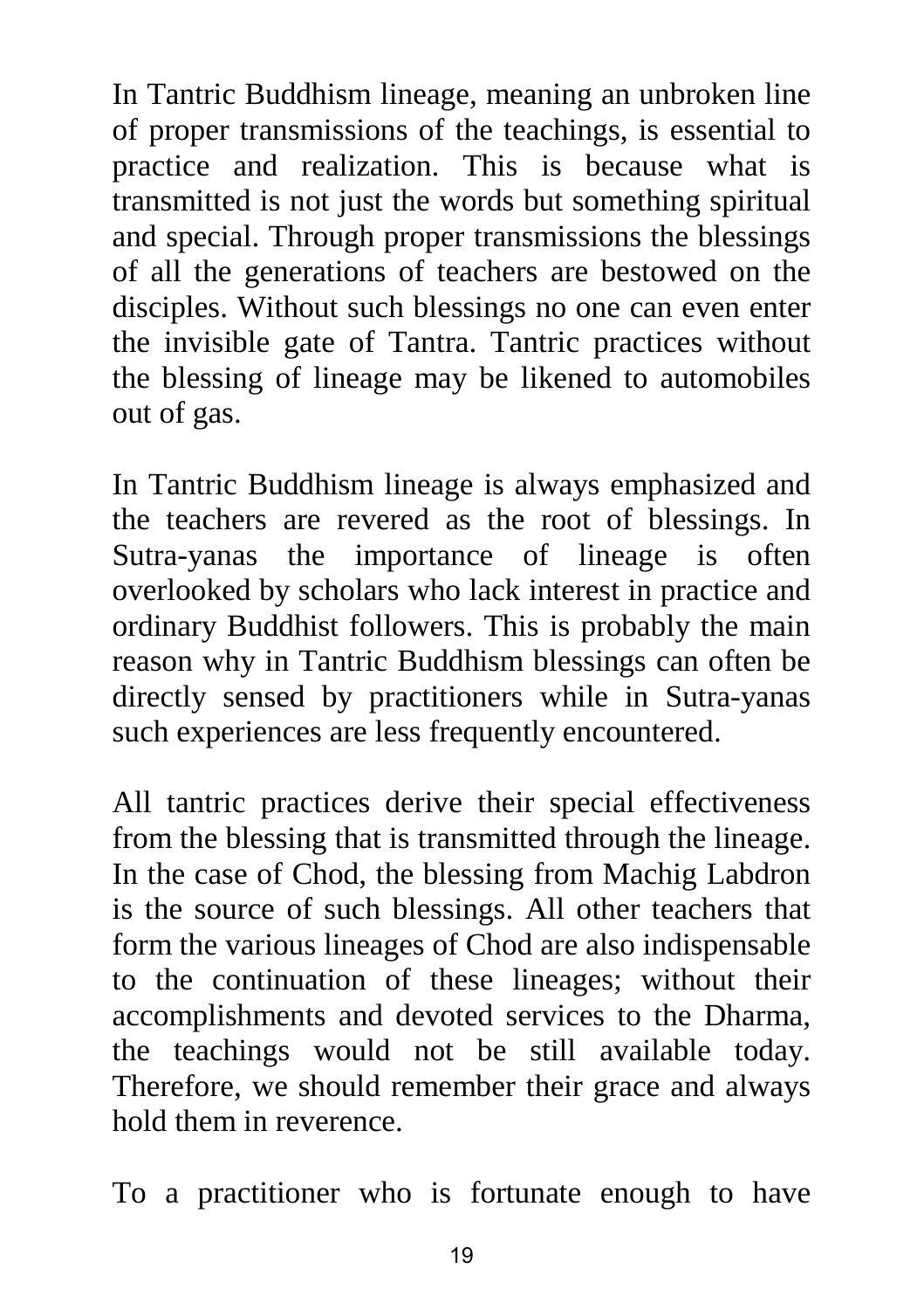In Tantric Buddhism lineage, meaning an unbroken line of proper transmissions of the teachings, is essential to practice and realization. This is because what is transmitted is not just the words but something spiritual and special. Through proper transmissions the blessings of all the generations of teachers are bestowed on the disciples. Without such blessings no one can even enter the invisible gate of Tantra. Tantric practices without the blessing of lineage may be likened to automobiles out of gas.

In Tantric Buddhism lineage is always emphasized and the teachers are revered as the root of blessings. In Sutra-yanas the importance of lineage is often overlooked by scholars who lack interest in practice and ordinary Buddhist followers. This is probably the main reason why in Tantric Buddhism blessings can often be directly sensed by practitioners while in Sutra-yanas such experiences are less frequently encountered.

All tantric practices derive their special effectiveness from the blessing that is transmitted through the lineage. In the case of Chod, the blessing from Machig Labdron is the source of such blessings. All other teachers that form the various lineages of Chod are also indispensable to the continuation of these lineages; without their accomplishments and devoted services to the Dharma, the teachings would not be still available today. Therefore, we should remember their grace and always hold them in reverence.

To a practitioner who is fortunate enough to have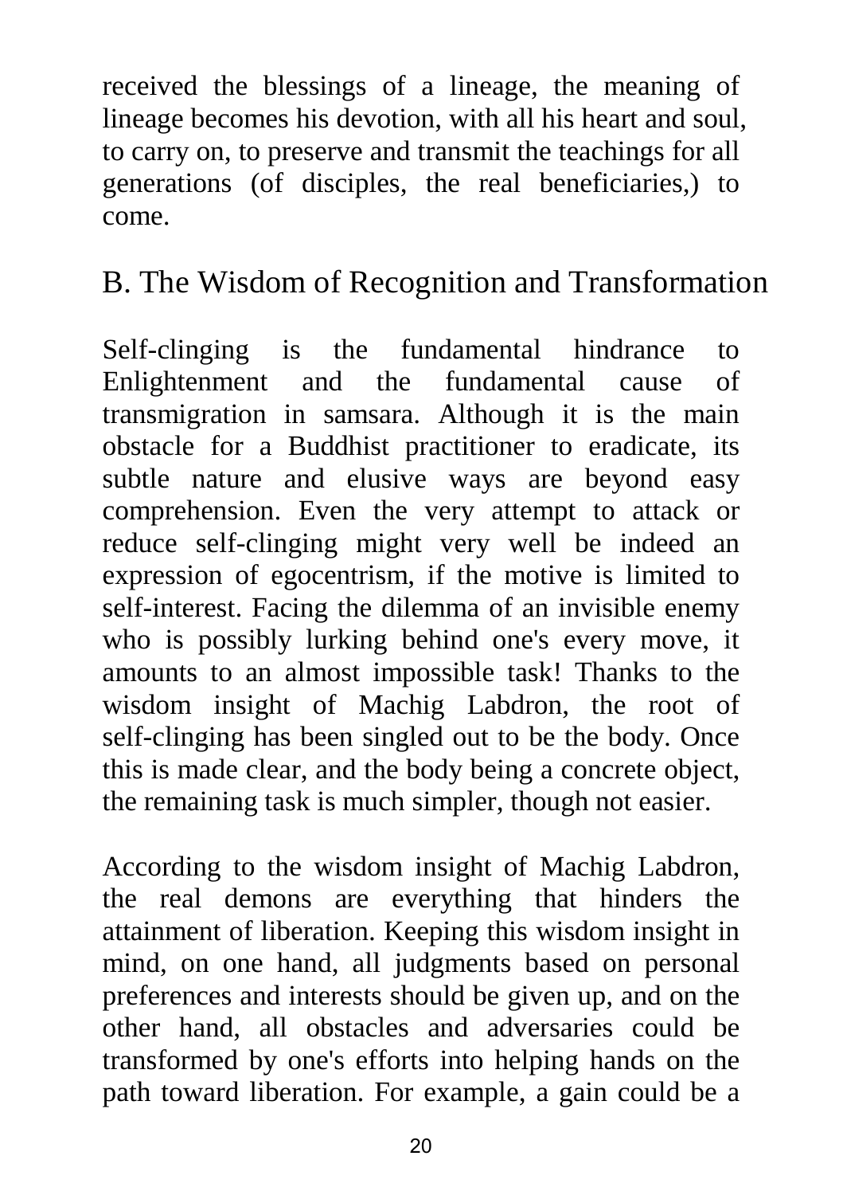received the blessings of a lineage, the meaning of lineage becomes his devotion, with all his heart and soul, to carry on, to preserve and transmit the teachings for all generations (of disciples, the real beneficiaries,) to come.

## B. The Wisdom of Recognition and Transformation

Self-clinging is the fundamental hindrance to Enlightenment and the fundamental cause of transmigration in samsara. Although it is the main obstacle for a Buddhist practitioner to eradicate, its subtle nature and elusive ways are beyond easy comprehension. Even the very attempt to attack or reduce self-clinging might very well be indeed an expression of egocentrism, if the motive is limited to self-interest. Facing the dilemma of an invisible enemy who is possibly lurking behind one's every move, it amounts to an almost impossible task! Thanks to the wisdom insight of Machig Labdron, the root of self-clinging has been singled out to be the body. Once this is made clear, and the body being a concrete object, the remaining task is much simpler, though not easier.

According to the wisdom insight of Machig Labdron, the real demons are everything that hinders the attainment of liberation. Keeping this wisdom insight in mind, on one hand, all judgments based on personal preferences and interests should be given up, and on the other hand, all obstacles and adversaries could be transformed by one's efforts into helping hands on the path toward liberation. For example, a gain could be a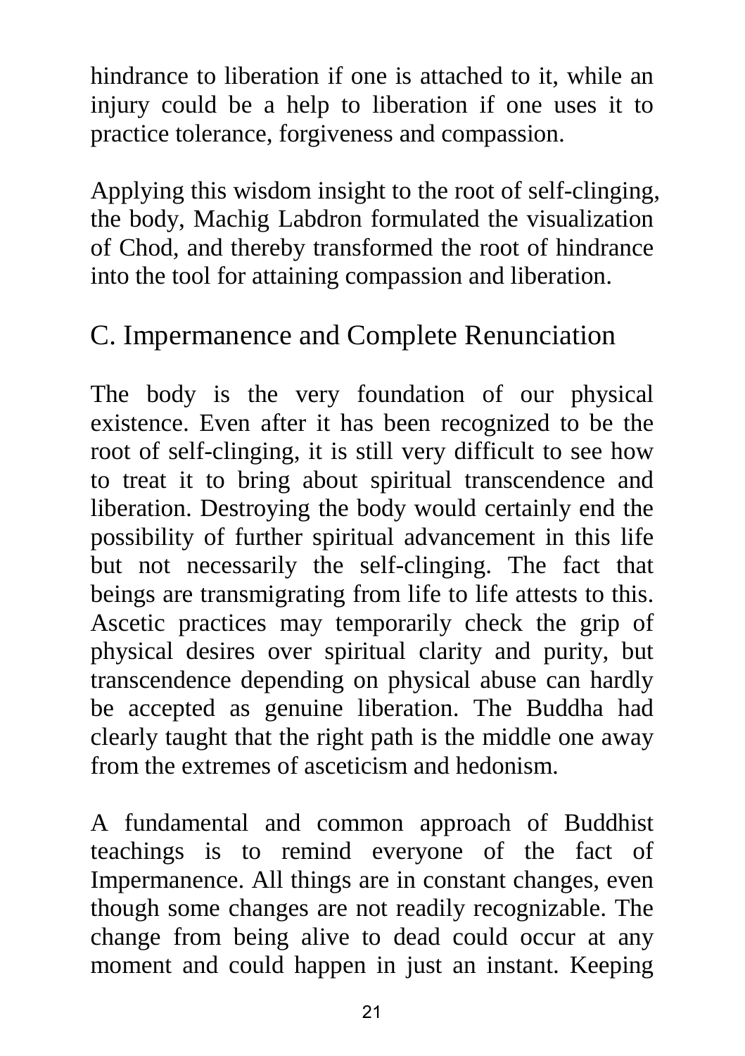hindrance to liberation if one is attached to it, while an injury could be a help to liberation if one uses it to practice tolerance, forgiveness and compassion.

Applying this wisdom insight to the root of self-clinging, the body, Machig Labdron formulated the visualization of Chod, and thereby transformed the root of hindrance into the tool for attaining compassion and liberation.

## C. Impermanence and Complete Renunciation

The body is the very foundation of our physical existence. Even after it has been recognized to be the root of self-clinging, it is still very difficult to see how to treat it to bring about spiritual transcendence and liberation. Destroying the body would certainly end the possibility of further spiritual advancement in this life but not necessarily the self-clinging. The fact that beings are transmigrating from life to life attests to this. Ascetic practices may temporarily check the grip of physical desires over spiritual clarity and purity, but transcendence depending on physical abuse can hardly be accepted as genuine liberation. The Buddha had clearly taught that the right path is the middle one away from the extremes of asceticism and hedonism.

A fundamental and common approach of Buddhist teachings is to remind everyone of the fact of Impermanence. All things are in constant changes, even though some changes are not readily recognizable. The change from being alive to dead could occur at any moment and could happen in just an instant. Keeping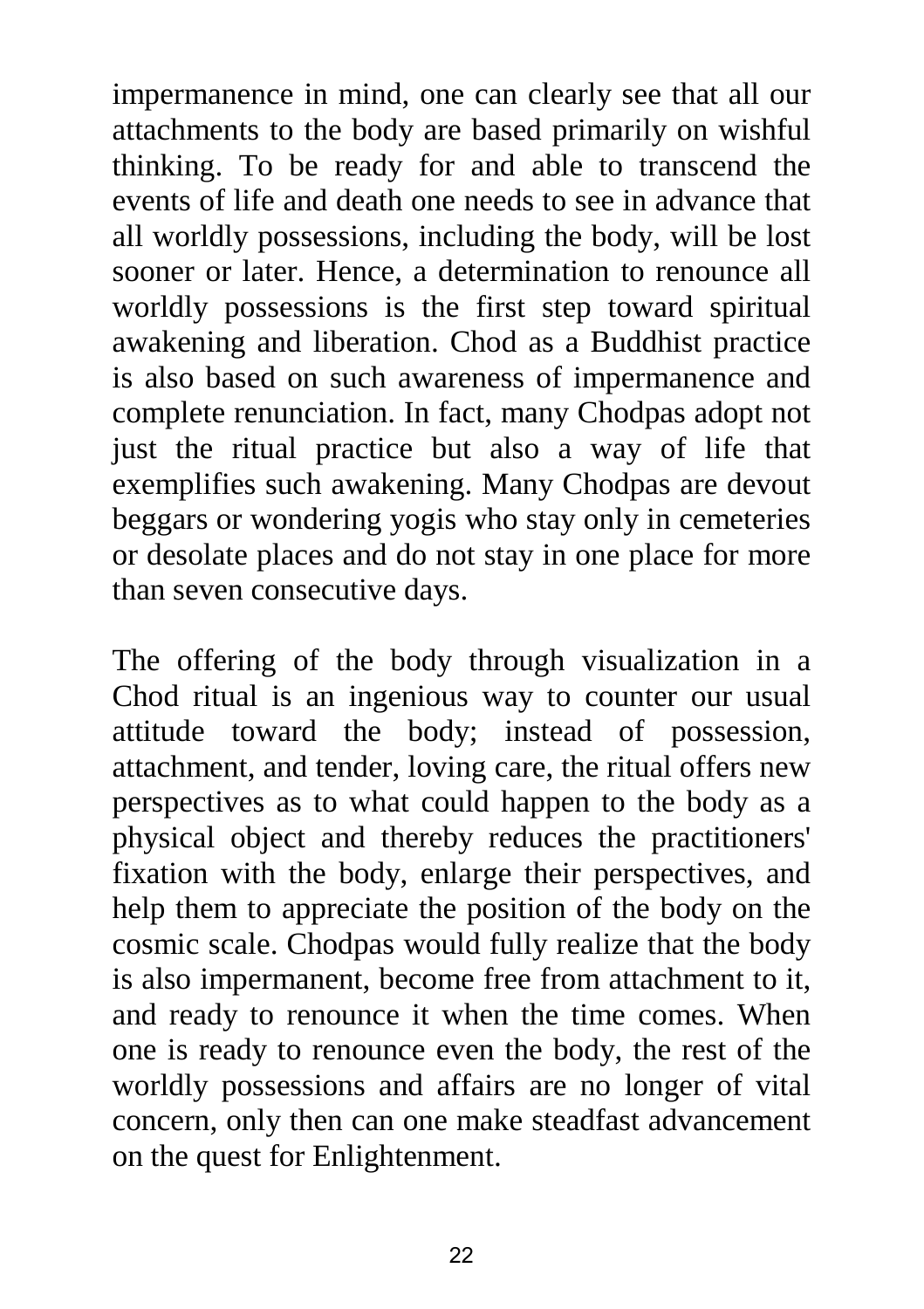impermanence in mind, one can clearly see that all our attachments to the body are based primarily on wishful thinking. To be ready for and able to transcend the events of life and death one needs to see in advance that all worldly possessions, including the body, will be lost sooner or later. Hence, a determination to renounce all worldly possessions is the first step toward spiritual awakening and liberation. Chod as a Buddhist practice is also based on such awareness of impermanence and complete renunciation. In fact, many Chodpas adopt not just the ritual practice but also a way of life that exemplifies such awakening. Many Chodpas are devout beggars or wondering yogis who stay only in cemeteries or desolate places and do not stay in one place for more than seven consecutive days.

The offering of the body through visualization in a Chod ritual is an ingenious way to counter our usual attitude toward the body; instead of possession, attachment, and tender, loving care, the ritual offers new perspectives as to what could happen to the body as a physical object and thereby reduces the practitioners' fixation with the body, enlarge their perspectives, and help them to appreciate the position of the body on the cosmic scale. Chodpas would fully realize that the body is also impermanent, become free from attachment to it, and ready to renounce it when the time comes. When one is ready to renounce even the body, the rest of the worldly possessions and affairs are no longer of vital concern, only then can one make steadfast advancement on the quest for Enlightenment.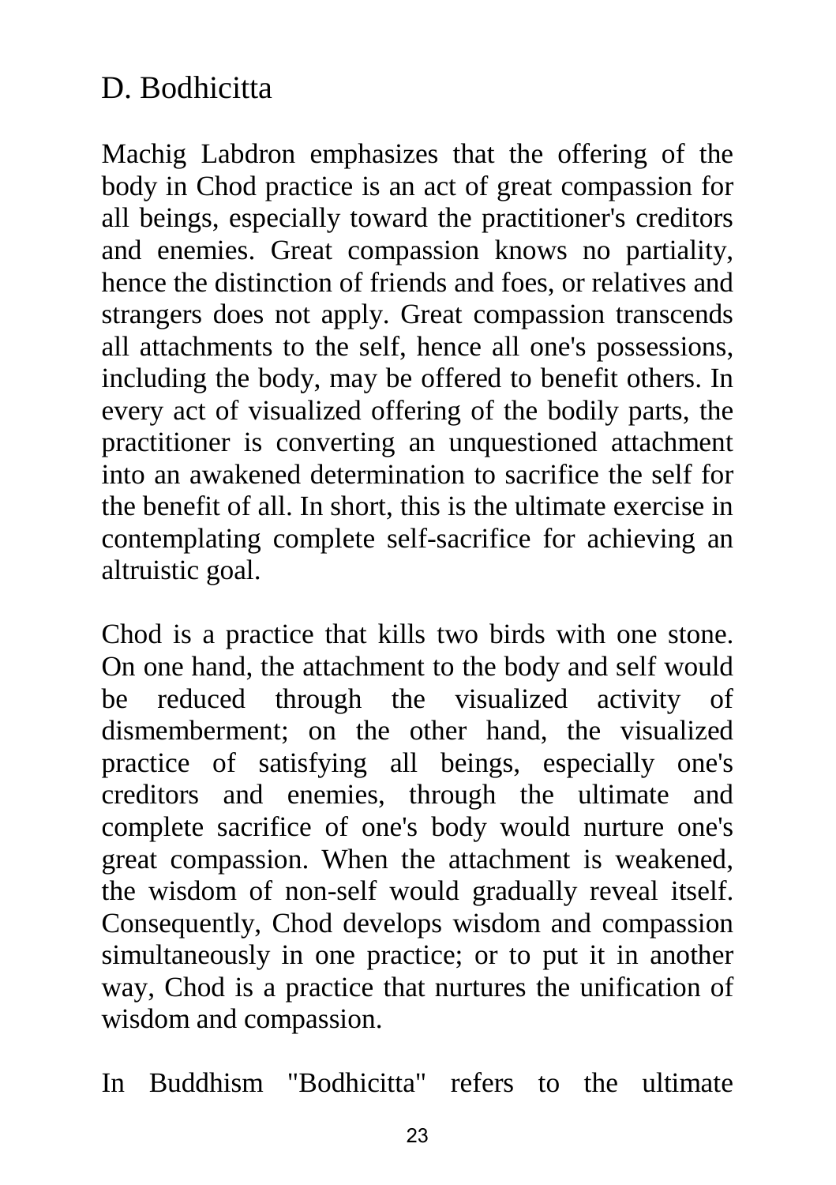## D. Bodhicitta

Machig Labdron emphasizes that the offering of the body in Chod practice is an act of great compassion for all beings, especially toward the practitioner's creditors and enemies. Great compassion knows no partiality, hence the distinction of friends and foes, or relatives and strangers does not apply. Great compassion transcends all attachments to the self, hence all one's possessions, including the body, may be offered to benefit others. In every act of visualized offering of the bodily parts, the practitioner is converting an unquestioned attachment into an awakened determination to sacrifice the self for the benefit of all. In short, this is the ultimate exercise in contemplating complete self-sacrifice for achieving an altruistic goal.

Chod is a practice that kills two birds with one stone. On one hand, the attachment to the body and self would be reduced through the visualized activity of dismemberment; on the other hand, the visualized practice of satisfying all beings, especially one's creditors and enemies, through the ultimate and complete sacrifice of one's body would nurture one's great compassion. When the attachment is weakened, the wisdom of non-self would gradually reveal itself. Consequently, Chod develops wisdom and compassion simultaneously in one practice; or to put it in another way, Chod is a practice that nurtures the unification of wisdom and compassion.

In Buddhism "Bodhicitta" refers to the ultimate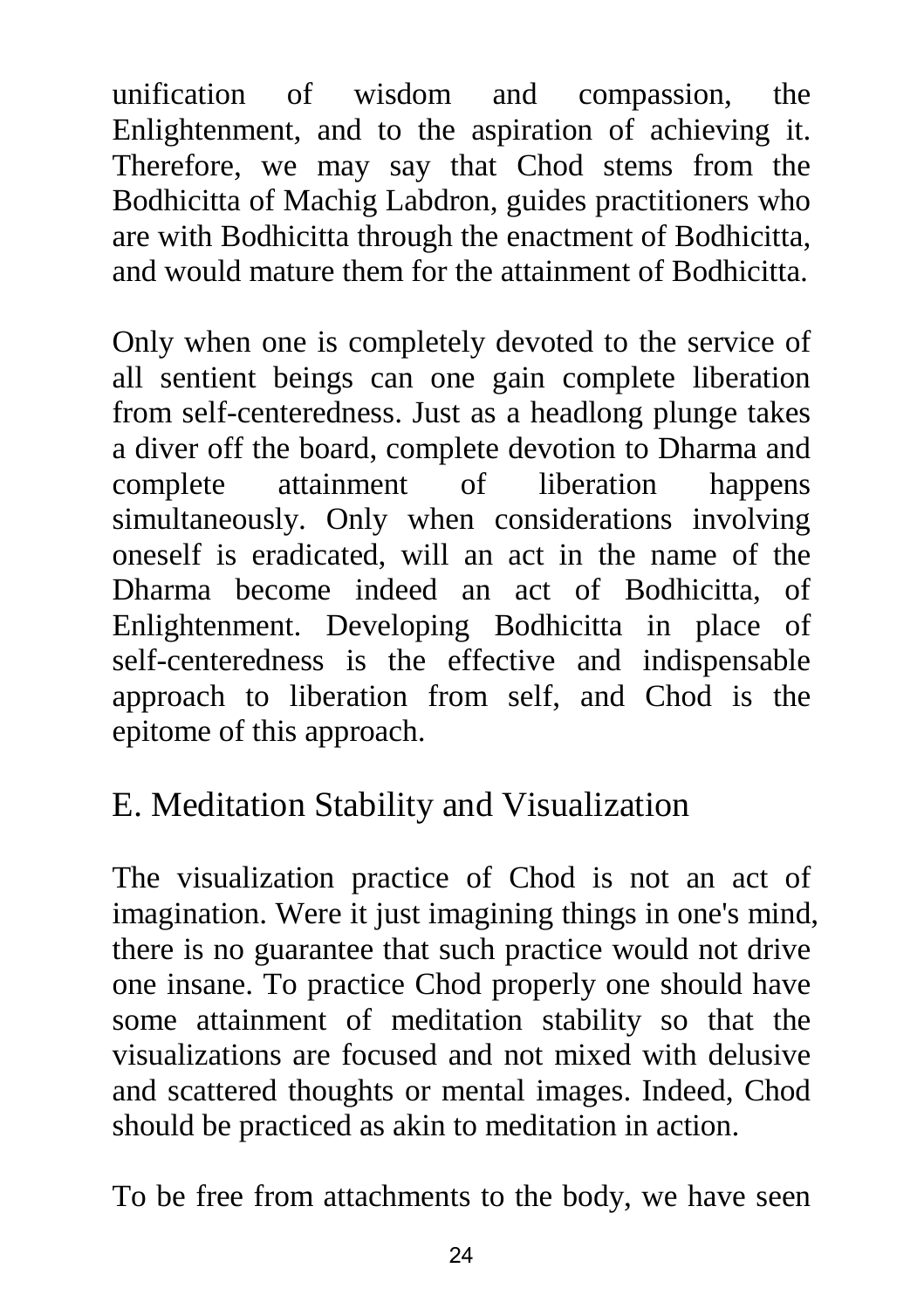unification of wisdom and compassion, the Enlightenment, and to the aspiration of achieving it. Therefore, we may say that Chod stems from the Bodhicitta of Machig Labdron, guides practitioners who are with Bodhicitta through the enactment of Bodhicitta, and would mature them for the attainment of Bodhicitta.

Only when one is completely devoted to the service of all sentient beings can one gain complete liberation from self-centeredness. Just as a headlong plunge takes a diver off the board, complete devotion to Dharma and complete attainment of liberation happens simultaneously. Only when considerations involving oneself is eradicated, will an act in the name of the Dharma become indeed an act of Bodhicitta, of Enlightenment. Developing Bodhicitta in place of self-centeredness is the effective and indispensable approach to liberation from self, and Chod is the epitome of this approach.

## E. Meditation Stability and Visualization

The visualization practice of Chod is not an act of imagination. Were it just imagining things in one's mind, there is no guarantee that such practice would not drive one insane. To practice Chod properly one should have some attainment of meditation stability so that the visualizations are focused and not mixed with delusive and scattered thoughts or mental images. Indeed, Chod should be practiced as akin to meditation in action.

To be free from attachments to the body, we have seen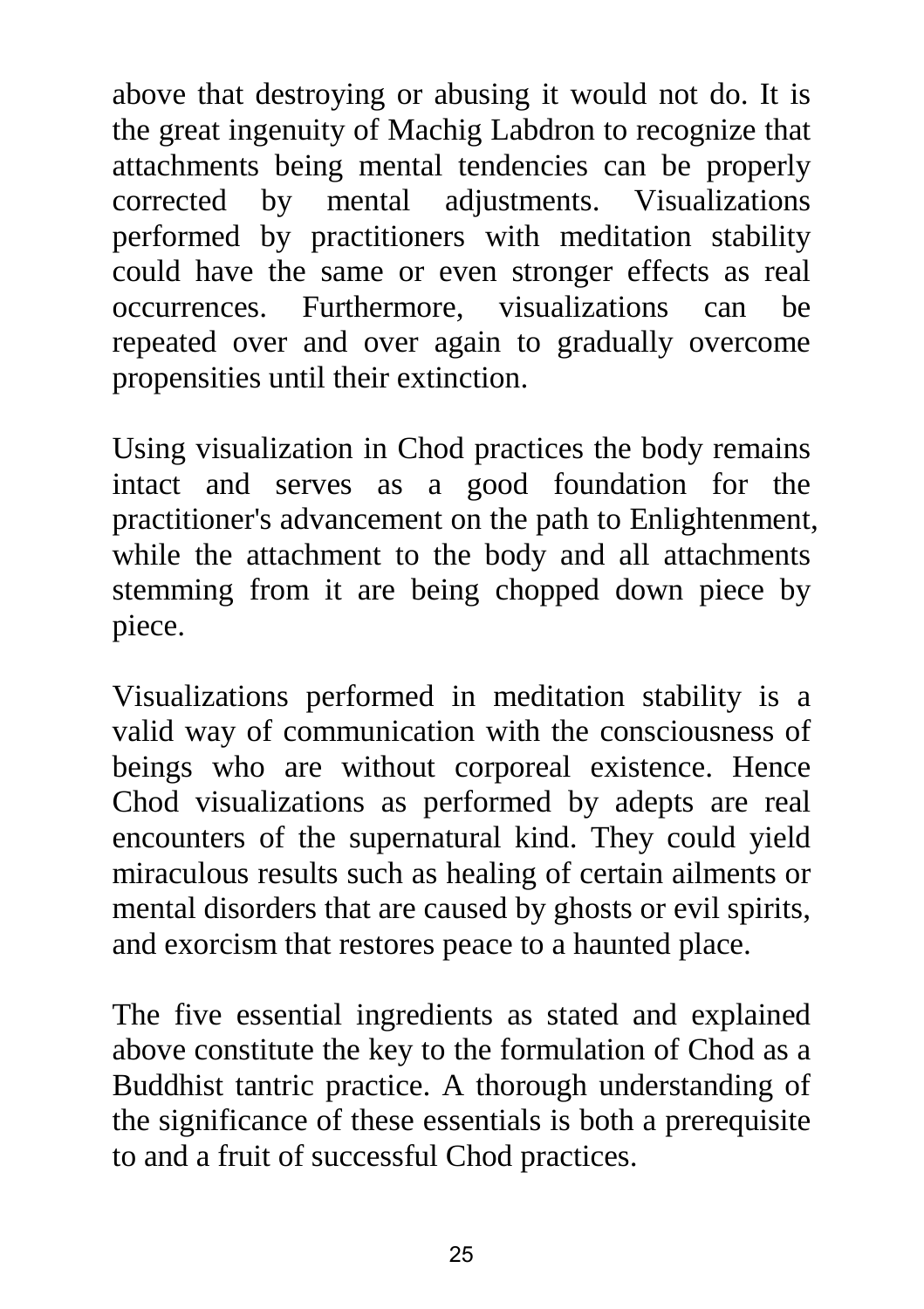above that destroying or abusing it would not do. It is the great ingenuity of Machig Labdron to recognize that attachments being mental tendencies can be properly corrected by mental adjustments. Visualizations performed by practitioners with meditation stability could have the same or even stronger effects as real occurrences. Furthermore, visualizations can be repeated over and over again to gradually overcome propensities until their extinction.

Using visualization in Chod practices the body remains intact and serves as a good foundation for the practitioner's advancement on the path to Enlightenment, while the attachment to the body and all attachments stemming from it are being chopped down piece by piece.

Visualizations performed in meditation stability is a valid way of communication with the consciousness of beings who are without corporeal existence. Hence Chod visualizations as performed by adepts are real encounters of the supernatural kind. They could yield miraculous results such as healing of certain ailments or mental disorders that are caused by ghosts or evil spirits, and exorcism that restores peace to a haunted place.

The five essential ingredients as stated and explained above constitute the key to the formulation of Chod as a Buddhist tantric practice. A thorough understanding of the significance of these essentials is both a prerequisite to and a fruit of successful Chod practices.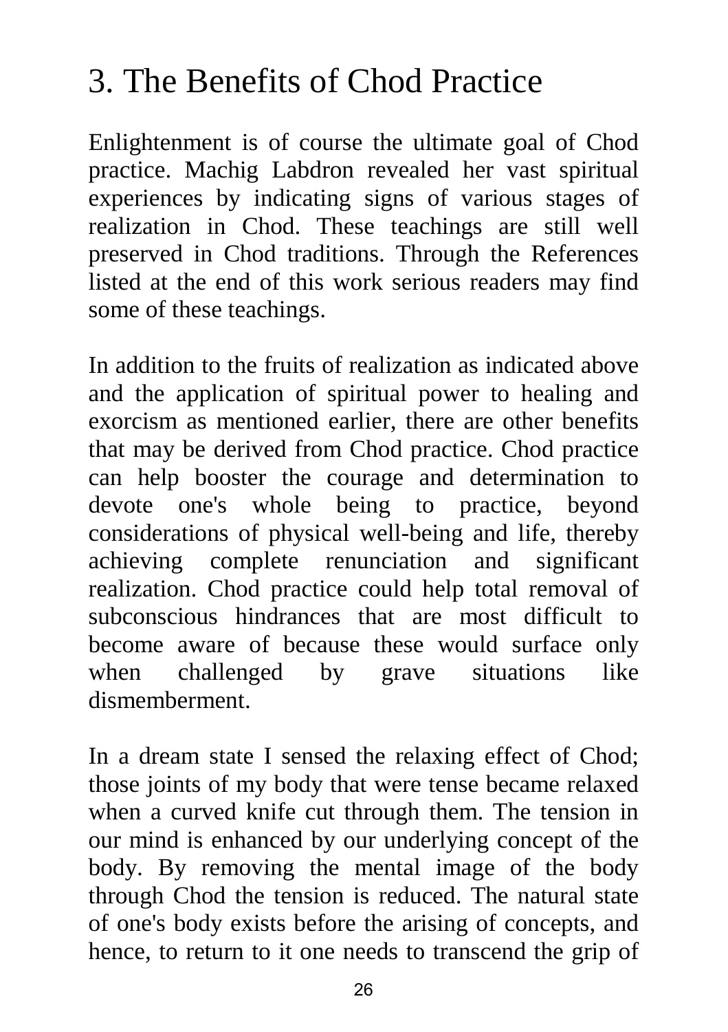# 3. The Benefits of Chod Practice

Enlightenment is of course the ultimate goal of Chod practice. Machig Labdron revealed her vast spiritual experiences by indicating signs of various stages of realization in Chod. These teachings are still well preserved in Chod traditions. Through the References listed at the end of this work serious readers may find some of these teachings.

In addition to the fruits of realization as indicated above and the application of spiritual power to healing and exorcism as mentioned earlier, there are other benefits that may be derived from Chod practice. Chod practice can help booster the courage and determination to devote one's whole being to practice, beyond considerations of physical well-being and life, thereby achieving complete renunciation and significant realization. Chod practice could help total removal of subconscious hindrances that are most difficult to become aware of because these would surface only when challenged by grave situations like dismemberment.

In a dream state I sensed the relaxing effect of Chod; those joints of my body that were tense became relaxed when a curved knife cut through them. The tension in our mind is enhanced by our underlying concept of the body. By removing the mental image of the body through Chod the tension is reduced. The natural state of one's body exists before the arising of concepts, and hence, to return to it one needs to transcend the grip of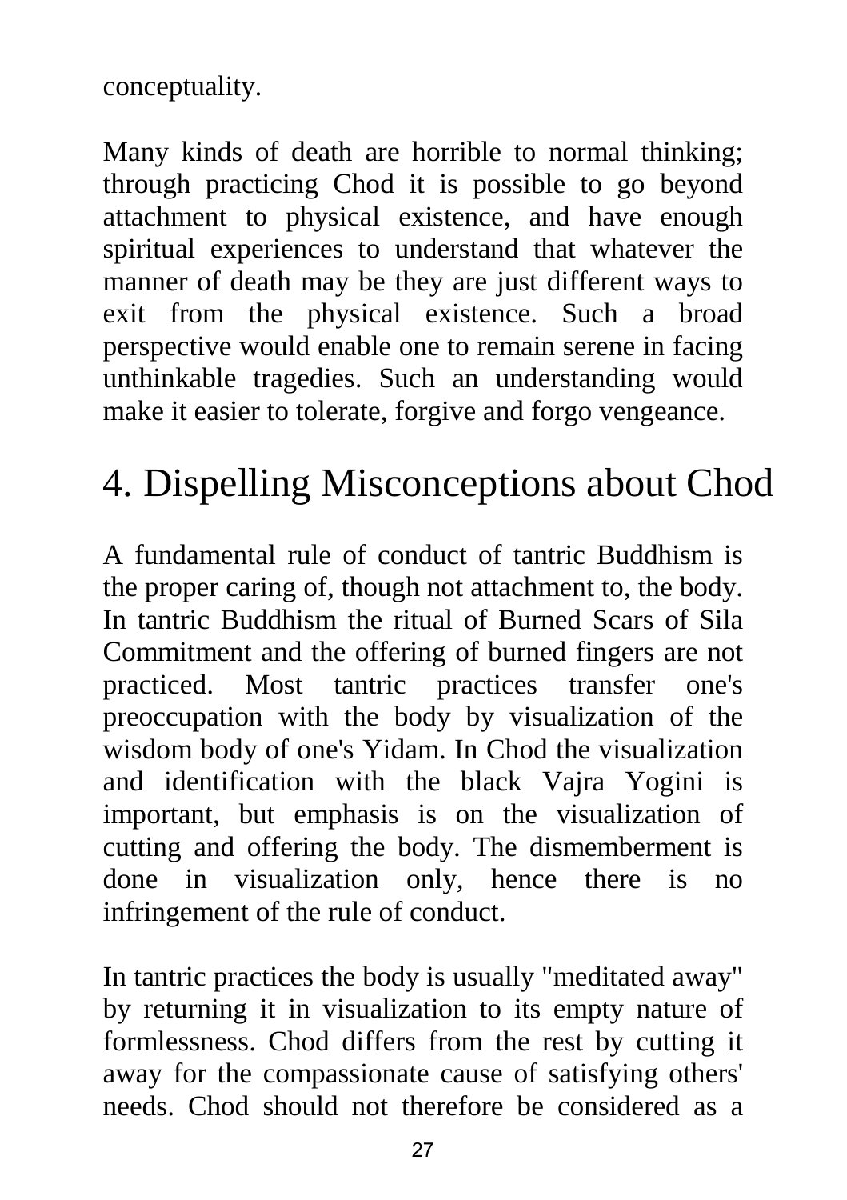conceptuality.

Many kinds of death are horrible to normal thinking; through practicing Chod it is possible to go beyond attachment to physical existence, and have enough spiritual experiences to understand that whatever the manner of death may be they are just different ways to exit from the physical existence. Such a broad perspective would enable one to remain serene in facing unthinkable tragedies. Such an understanding would make it easier to tolerate, forgive and forgo vengeance.

# 4. Dispelling Misconceptions about Chod

A fundamental rule of conduct of tantric Buddhism is the proper caring of, though not attachment to, the body. In tantric Buddhism the ritual of Burned Scars of Sila Commitment and the offering of burned fingers are not practiced. Most tantric practices transfer one's preoccupation with the body by visualization of the wisdom body of one's Yidam. In Chod the visualization and identification with the black Vajra Yogini is important, but emphasis is on the visualization of cutting and offering the body. The dismemberment is done in visualization only, hence there is no infringement of the rule of conduct.

In tantric practices the body is usually "meditated away" by returning it in visualization to its empty nature of formlessness. Chod differs from the rest by cutting it away for the compassionate cause of satisfying others' needs. Chod should not therefore be considered as a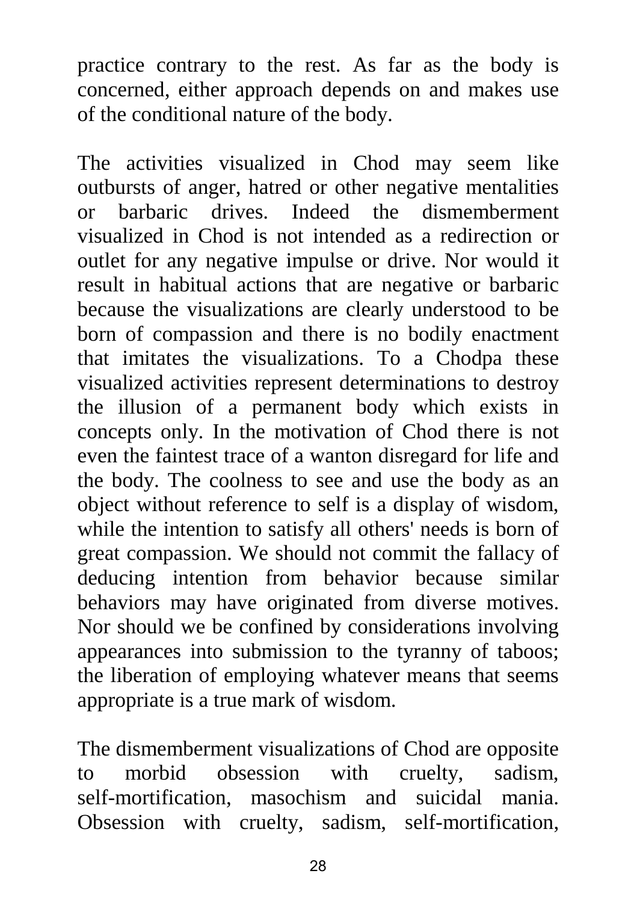practice contrary to the rest. As far as the body is concerned, either approach depends on and makes use of the conditional nature of the body.

The activities visualized in Chod may seem like outbursts of anger, hatred or other negative mentalities or barbaric drives. Indeed the dismemberment visualized in Chod is not intended as a redirection or outlet for any negative impulse or drive. Nor would it result in habitual actions that are negative or barbaric because the visualizations are clearly understood to be born of compassion and there is no bodily enactment that imitates the visualizations. To a Chodpa these visualized activities represent determinations to destroy the illusion of a permanent body which exists in concepts only. In the motivation of Chod there is not even the faintest trace of a wanton disregard for life and the body. The coolness to see and use the body as an object without reference to self is a display of wisdom, while the intention to satisfy all others' needs is born of great compassion. We should not commit the fallacy of deducing intention from behavior because similar behaviors may have originated from diverse motives. Nor should we be confined by considerations involving appearances into submission to the tyranny of taboos; the liberation of employing whatever means that seems appropriate is a true mark of wisdom.

The dismemberment visualizations of Chod are opposite to morbid obsession with cruelty, sadism, self-mortification, masochism and suicidal mania. Obsession with cruelty, sadism, self-mortification,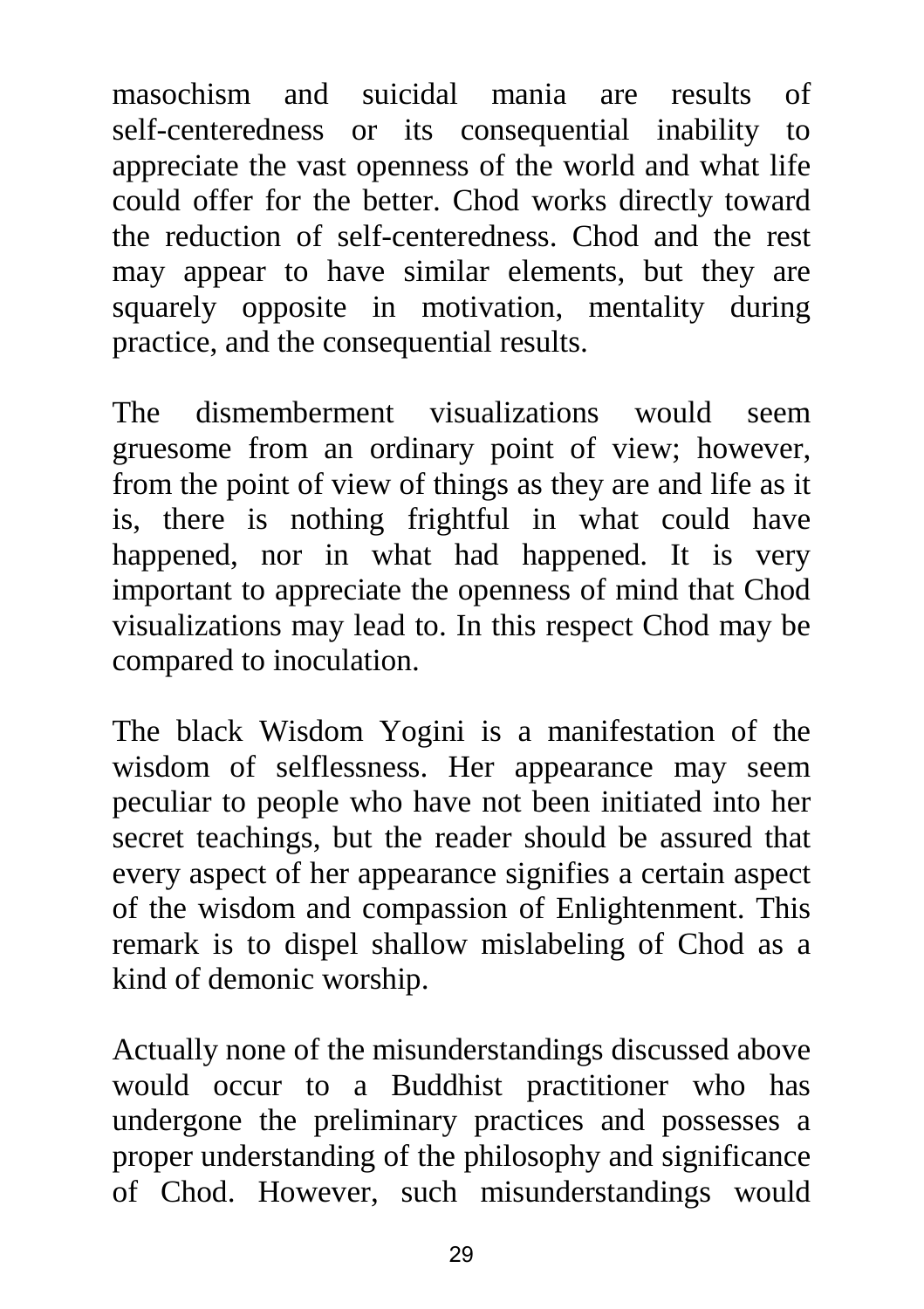masochism and suicidal mania are results of self-centeredness or its consequential inability to appreciate the vast openness of the world and what life could offer for the better. Chod works directly toward the reduction of self-centeredness. Chod and the rest may appear to have similar elements, but they are squarely opposite in motivation, mentality during practice, and the consequential results.

The dismemberment visualizations would seem gruesome from an ordinary point of view; however, from the point of view of things as they are and life as it is, there is nothing frightful in what could have happened, nor in what had happened. It is very important to appreciate the openness of mind that Chod visualizations may lead to. In this respect Chod may be compared to inoculation.

The black Wisdom Yogini is a manifestation of the wisdom of selflessness. Her appearance may seem peculiar to people who have not been initiated into her secret teachings, but the reader should be assured that every aspect of her appearance signifies a certain aspect of the wisdom and compassion of Enlightenment. This remark is to dispel shallow mislabeling of Chod as a kind of demonic worship.

Actually none of the misunderstandings discussed above would occur to a Buddhist practitioner who has undergone the preliminary practices and possesses a proper understanding of the philosophy and significance of Chod. However, such misunderstandings would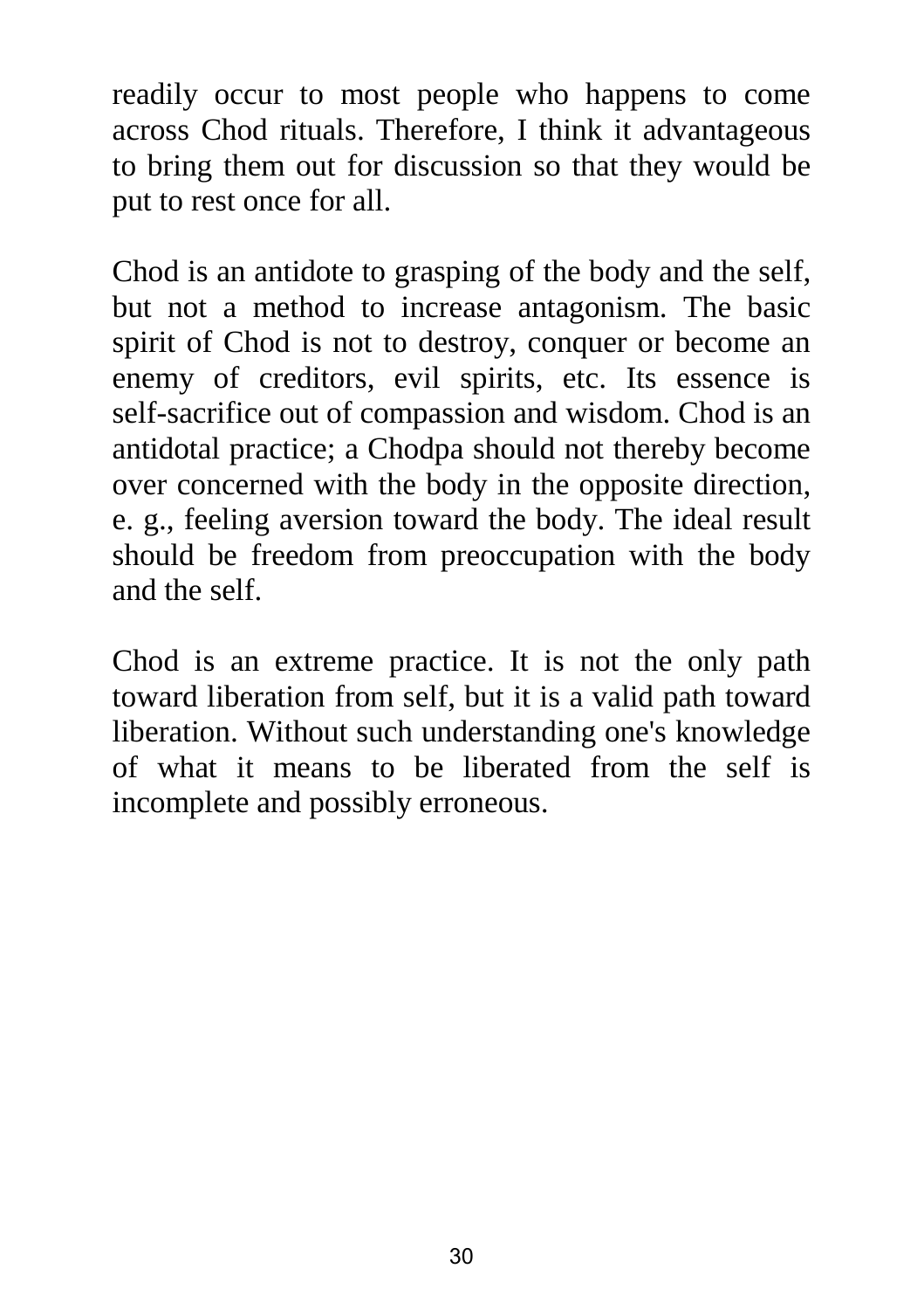readily occur to most people who happens to come across Chod rituals. Therefore, I think it advantageous to bring them out for discussion so that they would be put to rest once for all.

Chod is an antidote to grasping of the body and the self, but not a method to increase antagonism. The basic spirit of Chod is not to destroy, conquer or become an enemy of creditors, evil spirits, etc. Its essence is self-sacrifice out of compassion and wisdom. Chod is an antidotal practice; a Chodpa should not thereby become over concerned with the body in the opposite direction, e. g., feeling aversion toward the body. The ideal result should be freedom from preoccupation with the body and the self.

Chod is an extreme practice. It is not the only path toward liberation from self, but it is a valid path toward liberation. Without such understanding one's knowledge of what it means to be liberated from the self is incomplete and possibly erroneous.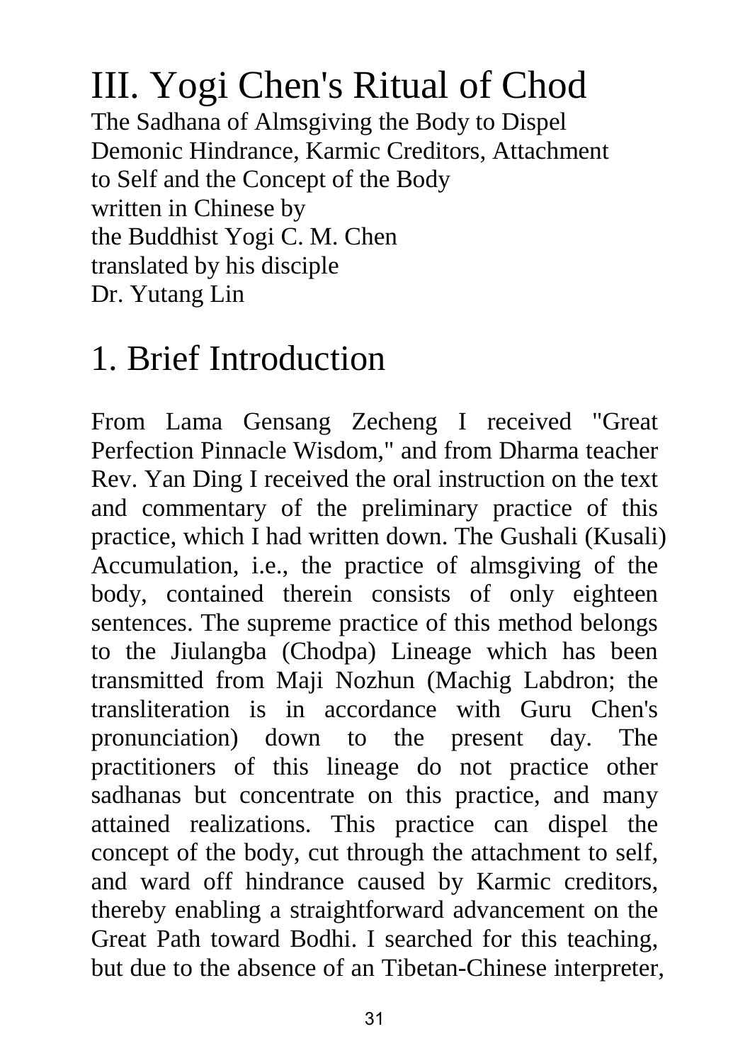# III. Yogi Chen's Ritual of Chod

The Sadhana of Almsgiving the Body to Dispel Demonic Hindrance, Karmic Creditors, Attachment to Self and the Concept of the Body
written in Chinese by
the Buddhist Yogi C. M. Chen
translated by his disciple
Dr. Yutang Lin

## 1. Brief Introduction

From Lama Gensang Zecheng I received "Great Perfection Pinnacle Wisdom," and from Dharma teacher Rev. Yan Ding I received the oral instruction on the text and commentary of the preliminary practice of this practice, which I had written down. The Gushali (Kusali) Accumulation, i.e., the practice of almsgiving of the body, contained therein consists of only eighteen sentences. The supreme practice of this method belongs to the Jiulangba (Chodpa) Lineage which has been transmitted from Maji Nozhun (Machig Labdron; the transliteration is in accordance with Guru Chen's pronunciation) down to the present day. The practitioners of this lineage do not practice other sadhanas but concentrate on this practice, and many attained realizations. This practice can dispel the concept of the body, cut through the attachment to self, and ward off hindrance caused by Karmic creditors, thereby enabling a straightforward advancement on the Great Path toward Bodhi. I searched for this teaching, but due to the absence of an Tibetan-Chinese interpreter,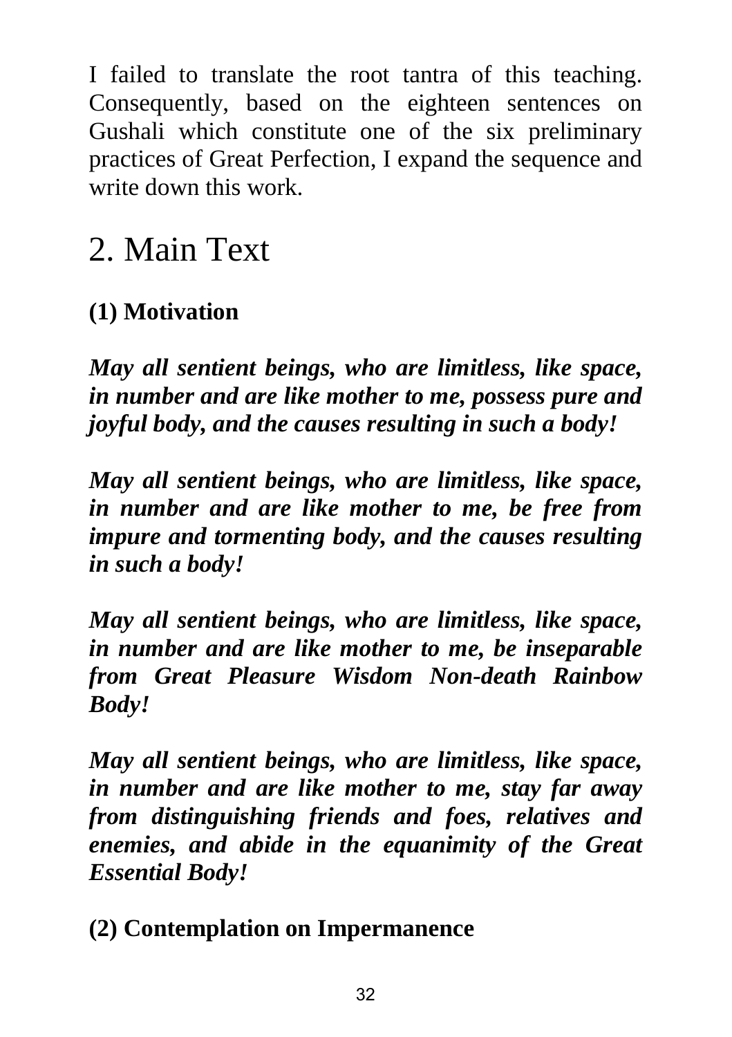I failed to translate the root tantra of this teaching. Consequently, based on the eighteen sentences on Gushali which constitute one of the six preliminary practices of Great Perfection, I expand the sequence and write down this work.

# 2. Main Text

### (1) Motivation

***May all sentient beings, who are limitless, like space, in number and are like mother to me, possess pure and joyful body, and the causes resulting in such a body!***

***May all sentient beings, who are limitless, like space, in number and are like mother to me, be free from impure and tormenting body, and the causes resulting in such a body!***

***May all sentient beings, who are limitless, like space, in number and are like mother to me, be inseparable from Great Pleasure Wisdom Non-death Rainbow Body!***

***May all sentient beings, who are limitless, like space, in number and are like mother to me, stay far away from distinguishing friends and foes, relatives and enemies, and abide in the equanimity of the Great Essential Body!***

### (2) Contemplation on Impermanence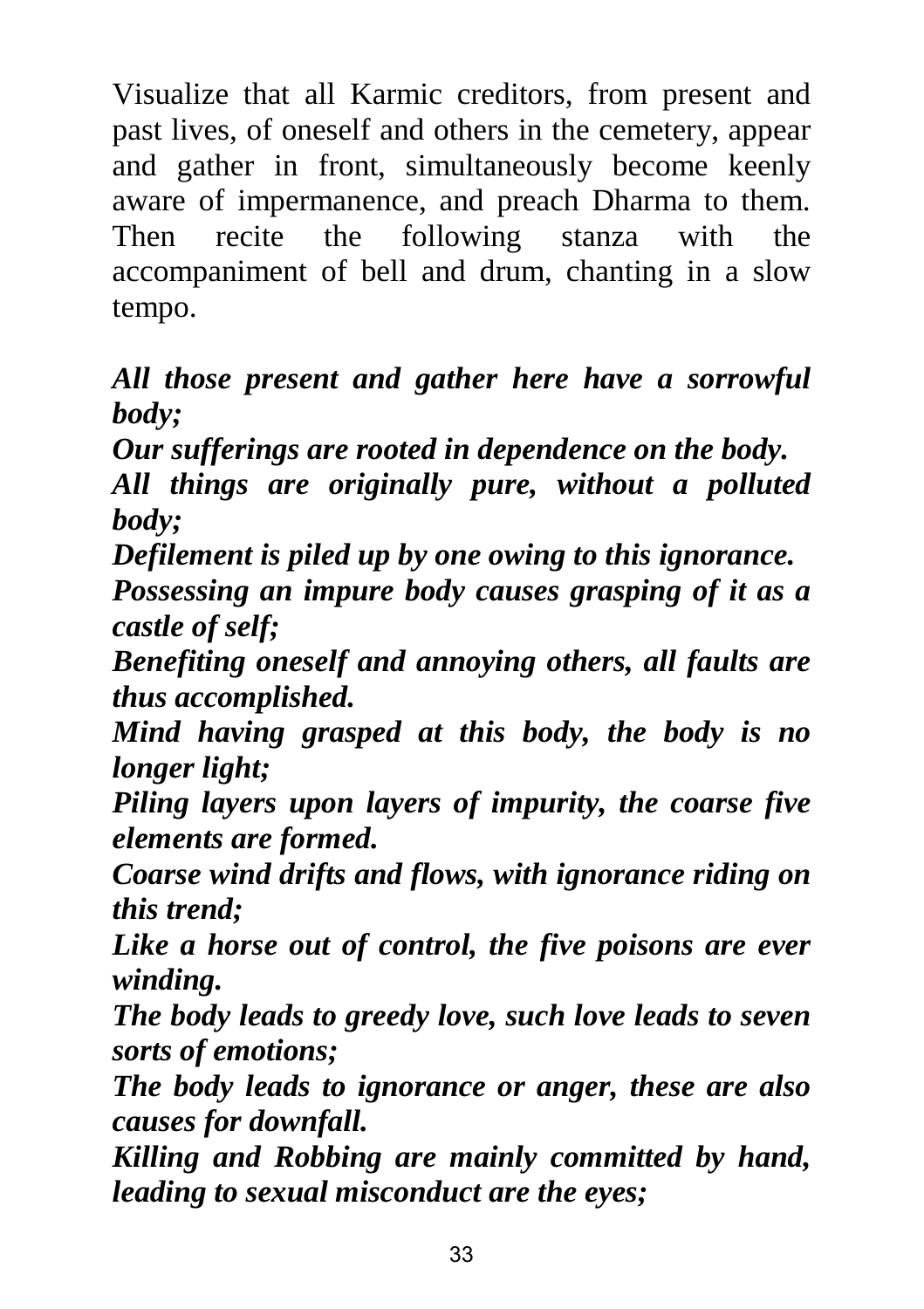Visualize that all Karmic creditors, from present and past lives, of oneself and others in the cemetery, appear and gather in front, simultaneously become keenly aware of impermanence, and preach Dharma to them. Then recite the following stanza with the accompaniment of bell and drum, chanting in a slow tempo.

***All those present and gather here have a sorrowful body;***
***Our sufferings are rooted in dependence on the body.***
***All things are originally pure, without a polluted body;***
***Defilement is piled up by one owing to this ignorance.***
***Possessing an impure body causes grasping of it as a castle of self;***
***Benefiting oneself and annoying others, all faults are thus accomplished.***
***Mind having grasped at this body, the body is no longer light;***
***Piling layers upon layers of impurity, the coarse five elements are formed.***
***Coarse wind drifts and flows, with ignorance riding on this trend;***
***Like a horse out of control, the five poisons are ever winding.***
***The body leads to greedy love, such love leads to seven sorts of emotions;***
***The body leads to ignorance or anger, these are also causes for downfall.***
***Killing and Robbing are mainly committed by hand, leading to sexual misconduct are the eyes;***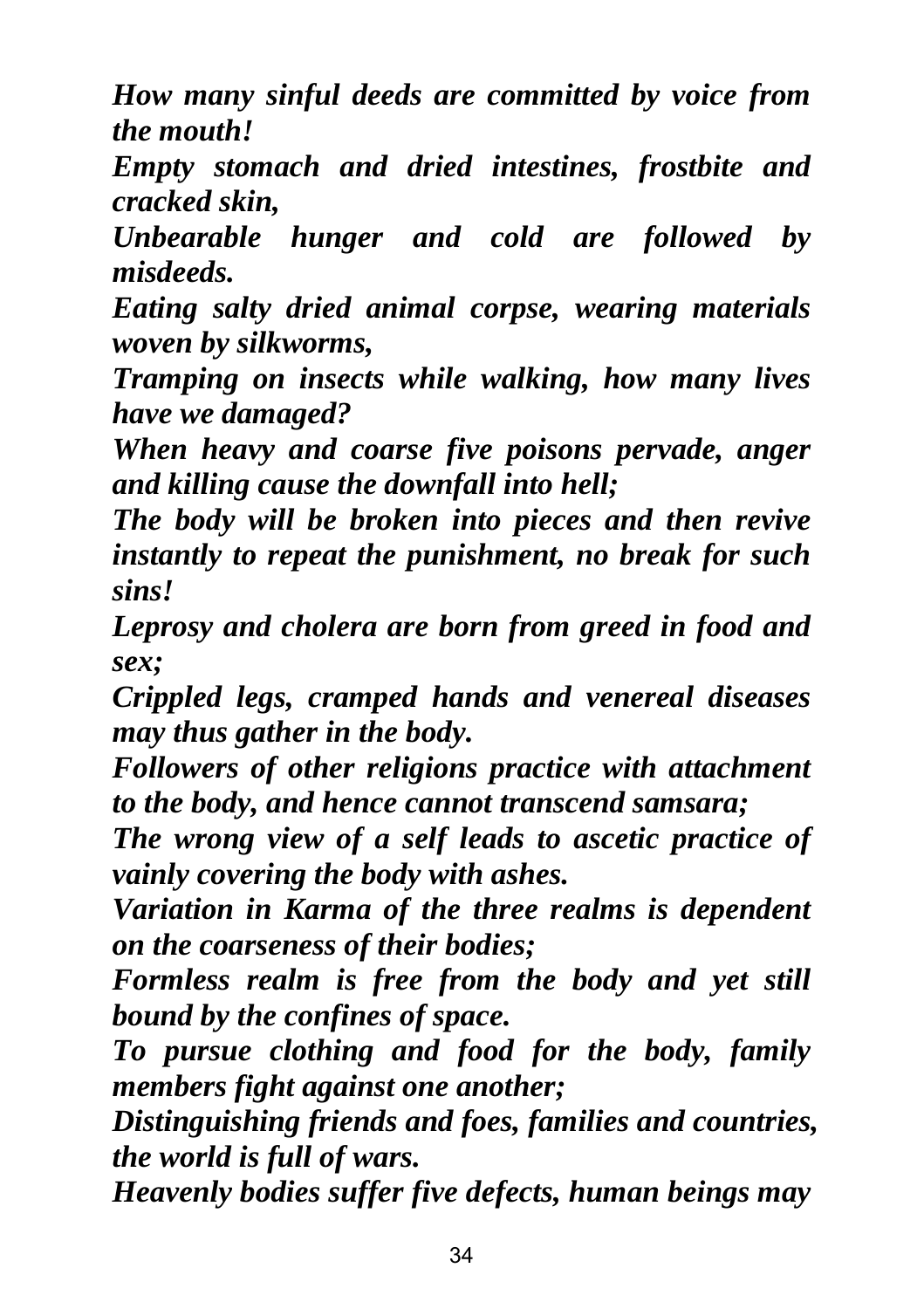*How many sinful deeds are committed by voice from the mouth!*

*Empty stomach and dried intestines, frostbite and cracked skin,*

*Unbearable hunger and cold are followed by misdeeds.*

*Eating salty dried animal corpse, wearing materials woven by silkworms,*

*Tramping on insects while walking, how many lives have we damaged?*

*When heavy and coarse five poisons pervade, anger and killing cause the downfall into hell;*

*The body will be broken into pieces and then revive instantly to repeat the punishment, no break for such sins!*

*Leprosy and cholera are born from greed in food and sex;*

*Crippled legs, cramped hands and venereal diseases may thus gather in the body.*

*Followers of other religions practice with attachment to the body, and hence cannot transcend samsara;*

*The wrong view of a self leads to ascetic practice of vainly covering the body with ashes.*

*Variation in Karma of the three realms is dependent on the coarseness of their bodies;*

*Formless realm is free from the body and yet still bound by the confines of space.*

*To pursue clothing and food for the body, family members fight against one another;*

*Distinguishing friends and foes, families and countries, the world is full of wars.*

*Heavenly bodies suffer five defects, human beings may*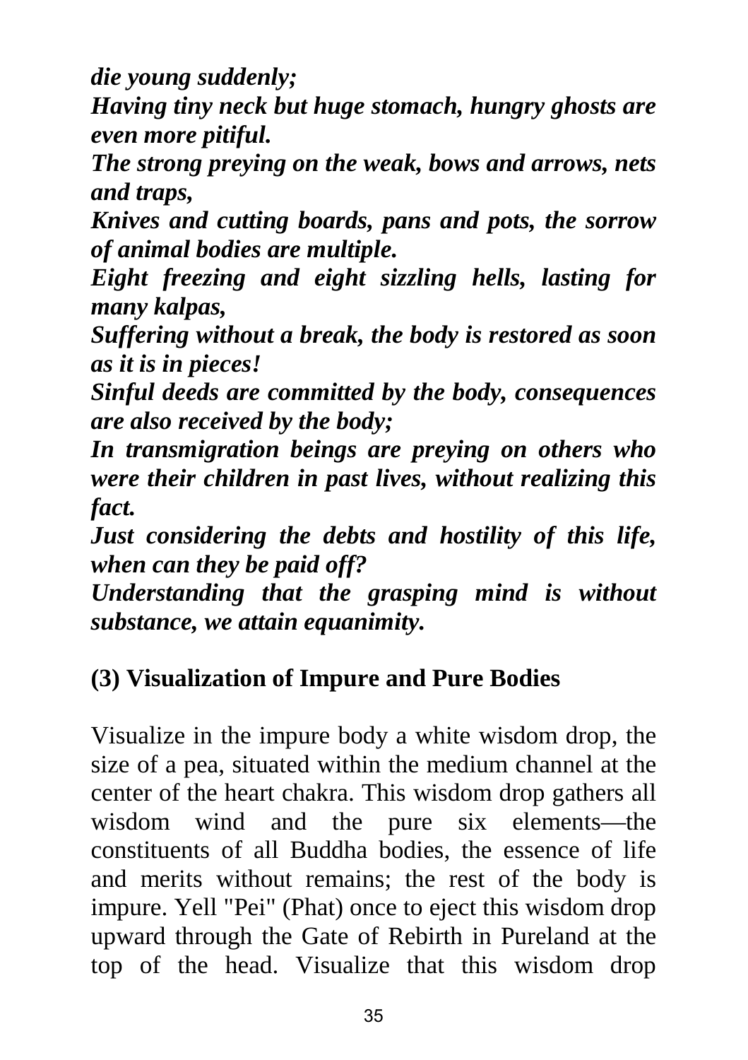***die young suddenly;***
***Having tiny neck but huge stomach, hungry ghosts are even more pitiful.***
***The strong preying on the weak, bows and arrows, nets and traps,***
***Knives and cutting boards, pans and pots, the sorrow of animal bodies are multiple.***
***Eight freezing and eight sizzling hells, lasting for many kalpas,***
***Suffering without a break, the body is restored as soon as it is in pieces!***
***Sinful deeds are committed by the body, consequences are also received by the body;***
***In transmigration beings are preying on others who were their children in past lives, without realizing this fact.***
***Just considering the debts and hostility of this life, when can they be paid off?***
***Understanding that the grasping mind is without substance, we attain equanimity.***

### (3) Visualization of Impure and Pure Bodies

Visualize in the impure body a white wisdom drop, the size of a pea, situated within the medium channel at the center of the heart chakra. This wisdom drop gathers all wisdom wind and the pure six elements—the constituents of all Buddha bodies, the essence of life and merits without remains; the rest of the body is impure. Yell "Pei" (Phat) once to eject this wisdom drop upward through the Gate of Rebirth in Pureland at the top of the head. Visualize that this wisdom drop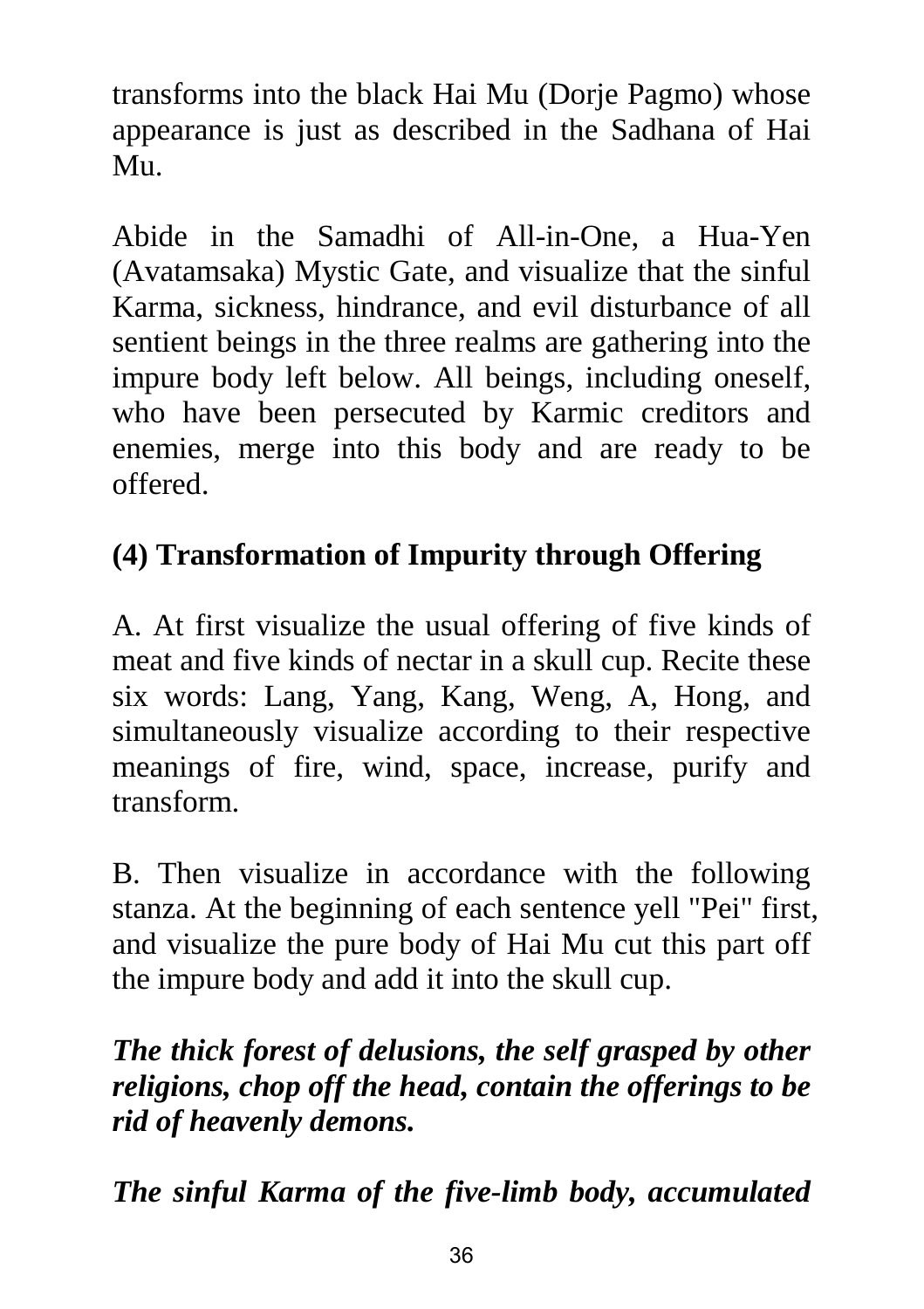transforms into the black Hai Mu (Dorje Pagmo) whose appearance is just as described in the Sadhana of Hai Mu.

Abide in the Samadhi of All-in-One, a Hua-Yen (Avatamsaka) Mystic Gate, and visualize that the sinful Karma, sickness, hindrance, and evil disturbance of all sentient beings in the three realms are gathering into the impure body left below. All beings, including oneself, who have been persecuted by Karmic creditors and enemies, merge into this body and are ready to be offered.

## (4) Transformation of Impurity through Offering

A. At first visualize the usual offering of five kinds of meat and five kinds of nectar in a skull cup. Recite these six words: Lang, Yang, Kang, Weng, A, Hong, and simultaneously visualize according to their respective meanings of fire, wind, space, increase, purify and transform.

B. Then visualize in accordance with the following stanza. At the beginning of each sentence yell "Pei" first, and visualize the pure body of Hai Mu cut this part off the impure body and add it into the skull cup.

***The thick forest of delusions, the self grasped by other religions, chop off the head, contain the offerings to be rid of heavenly demons.***

***The sinful Karma of the five-limb body, accumulated***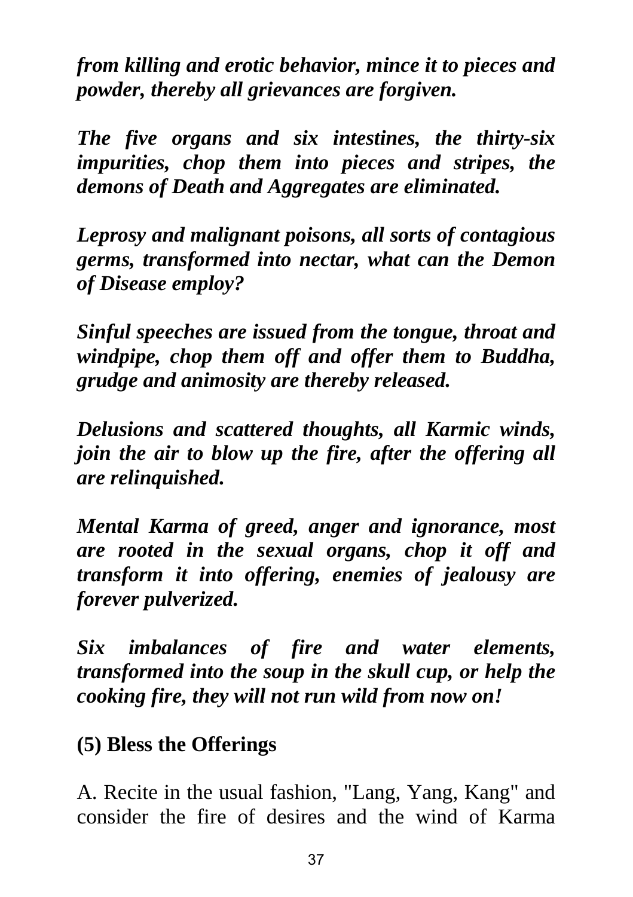***from killing and erotic behavior, mince it to pieces and powder, thereby all grievances are forgiven.***

***The five organs and six intestines, the thirty-six impurities, chop them into pieces and stripes, the demons of Death and Aggregates are eliminated.***

***Leprosy and malignant poisons, all sorts of contagious germs, transformed into nectar, what can the Demon of Disease employ?***

***Sinful speeches are issued from the tongue, throat and windpipe, chop them off and offer them to Buddha, grudge and animosity are thereby released.***

***Delusions and scattered thoughts, all Karmic winds, join the air to blow up the fire, after the offering all are relinquished.***

***Mental Karma of greed, anger and ignorance, most are rooted in the sexual organs, chop it off and transform it into offering, enemies of jealousy are forever pulverized.***

***Six imbalances of fire and water elements, transformed into the soup in the skull cup, or help the cooking fire, they will not run wild from now on!***

**(5) Bless the Offerings**

A. Recite in the usual fashion, "Lang, Yang, Kang" and consider the fire of desires and the wind of Karma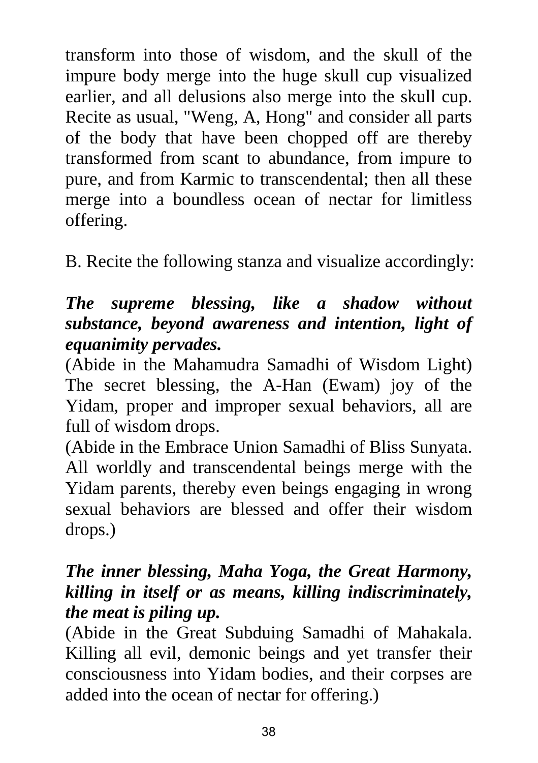transform into those of wisdom, and the skull of the impure body merge into the huge skull cup visualized earlier, and all delusions also merge into the skull cup. Recite as usual, "Weng, A, Hong" and consider all parts of the body that have been chopped off are thereby transformed from scant to abundance, from impure to pure, and from Karmic to transcendental; then all these merge into a boundless ocean of nectar for limitless offering.

B. Recite the following stanza and visualize accordingly:

***The supreme blessing, like a shadow without substance, beyond awareness and intention, light of equanimity pervades.***

(Abide in the Mahamudra Samadhi of Wisdom Light) The secret blessing, the A-Han (Ewam) joy of the Yidam, proper and improper sexual behaviors, all are full of wisdom drops.

(Abide in the Embrace Union Samadhi of Bliss Sunyata. All worldly and transcendental beings merge with the Yidam parents, thereby even beings engaging in wrong sexual behaviors are blessed and offer their wisdom drops.)

***The inner blessing, Maha Yoga, the Great Harmony, killing in itself or as means, killing indiscriminately, the meat is piling up.***

(Abide in the Great Subduing Samadhi of Mahakala. Killing all evil, demonic beings and yet transfer their consciousness into Yidam bodies, and their corpses are added into the ocean of nectar for offering.)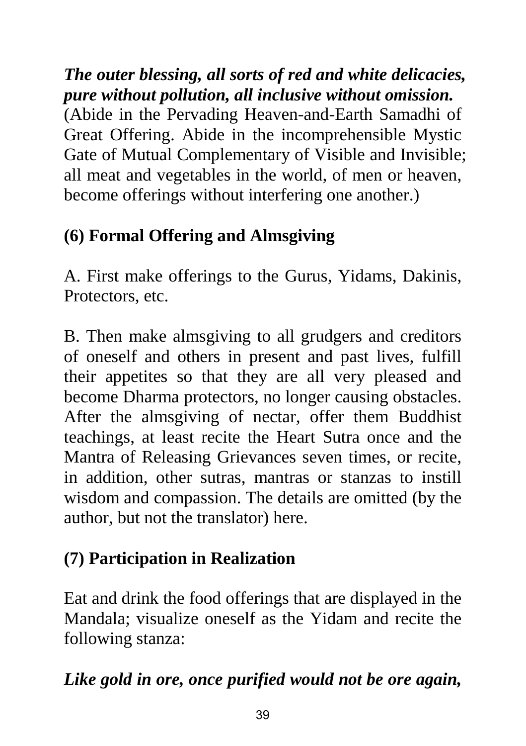***The outer blessing, all sorts of red and white delicacies, pure without pollution, all inclusive without omission.***
(Abide in the Pervading Heaven-and-Earth Samadhi of Great Offering. Abide in the incomprehensible Mystic Gate of Mutual Complementary of Visible and Invisible; all meat and vegetables in the world, of men or heaven, become offerings without interfering one another.)

## (6) Formal Offering and Almsgiving

A. First make offerings to the Gurus, Yidams, Dakinis, Protectors, etc.

B. Then make almsgiving to all grudgers and creditors of oneself and others in present and past lives, fulfill their appetites so that they are all very pleased and become Dharma protectors, no longer causing obstacles. After the almsgiving of nectar, offer them Buddhist teachings, at least recite the Heart Sutra once and the Mantra of Releasing Grievances seven times, or recite, in addition, other sutras, mantras or stanzas to instill wisdom and compassion. The details are omitted (by the author, but not the translator) here.

## (7) Participation in Realization

Eat and drink the food offerings that are displayed in the Mandala; visualize oneself as the Yidam and recite the following stanza:

***Like gold in ore, once purified would not be ore again,***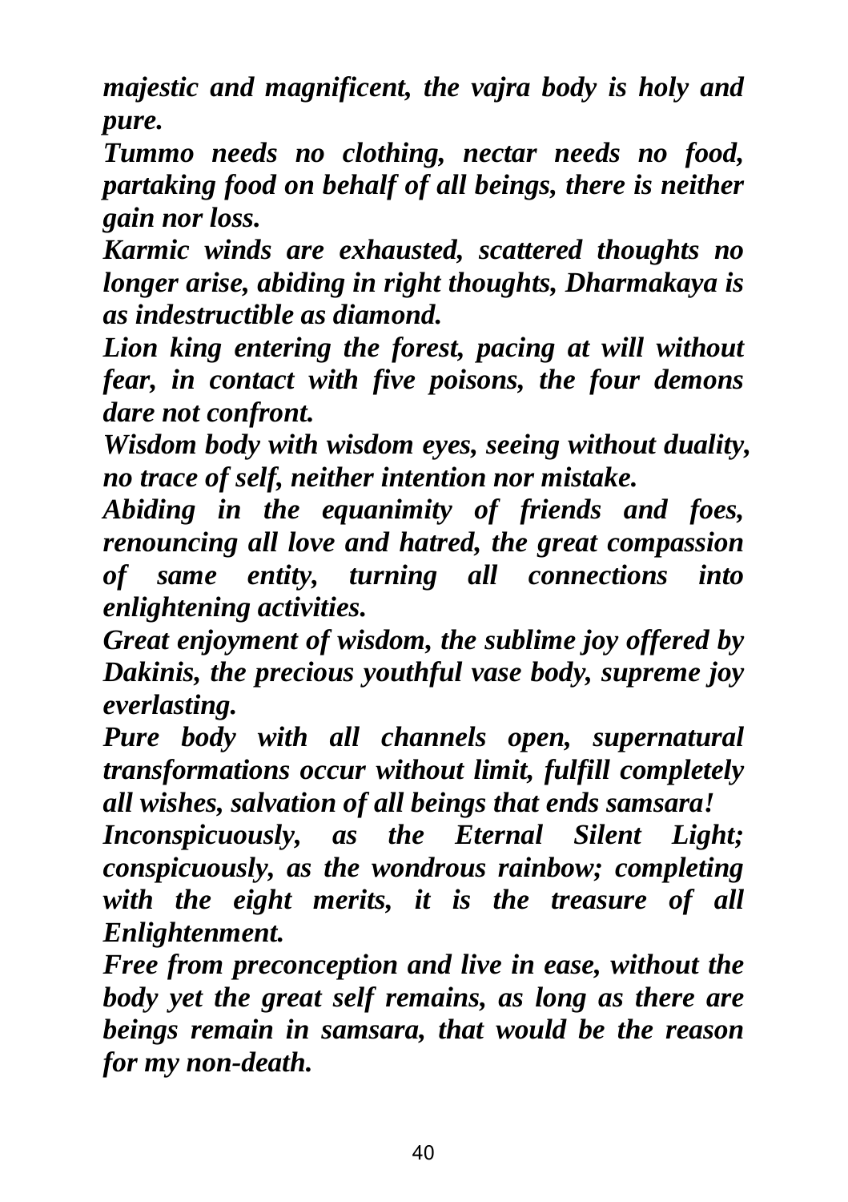*majestic and magnificent, the vajra body is holy and pure.*

*Tummo needs no clothing, nectar needs no food, partaking food on behalf of all beings, there is neither gain nor loss.*

*Karmic winds are exhausted, scattered thoughts no longer arise, abiding in right thoughts, Dharmakaya is as indestructible as diamond.*

*Lion king entering the forest, pacing at will without fear, in contact with five poisons, the four demons dare not confront.*

*Wisdom body with wisdom eyes, seeing without duality, no trace of self, neither intention nor mistake.*

*Abiding in the equanimity of friends and foes, renouncing all love and hatred, the great compassion of same entity, turning all connections into enlightening activities.*

*Great enjoyment of wisdom, the sublime joy offered by Dakinis, the precious youthful vase body, supreme joy everlasting.*

*Pure body with all channels open, supernatural transformations occur without limit, fulfill completely all wishes, salvation of all beings that ends samsara!*

*Inconspicuously, as the Eternal Silent Light; conspicuously, as the wondrous rainbow; completing with the eight merits, it is the treasure of all Enlightenment.*

*Free from preconception and live in ease, without the body yet the great self remains, as long as there are beings remain in samsara, that would be the reason for my non-death.*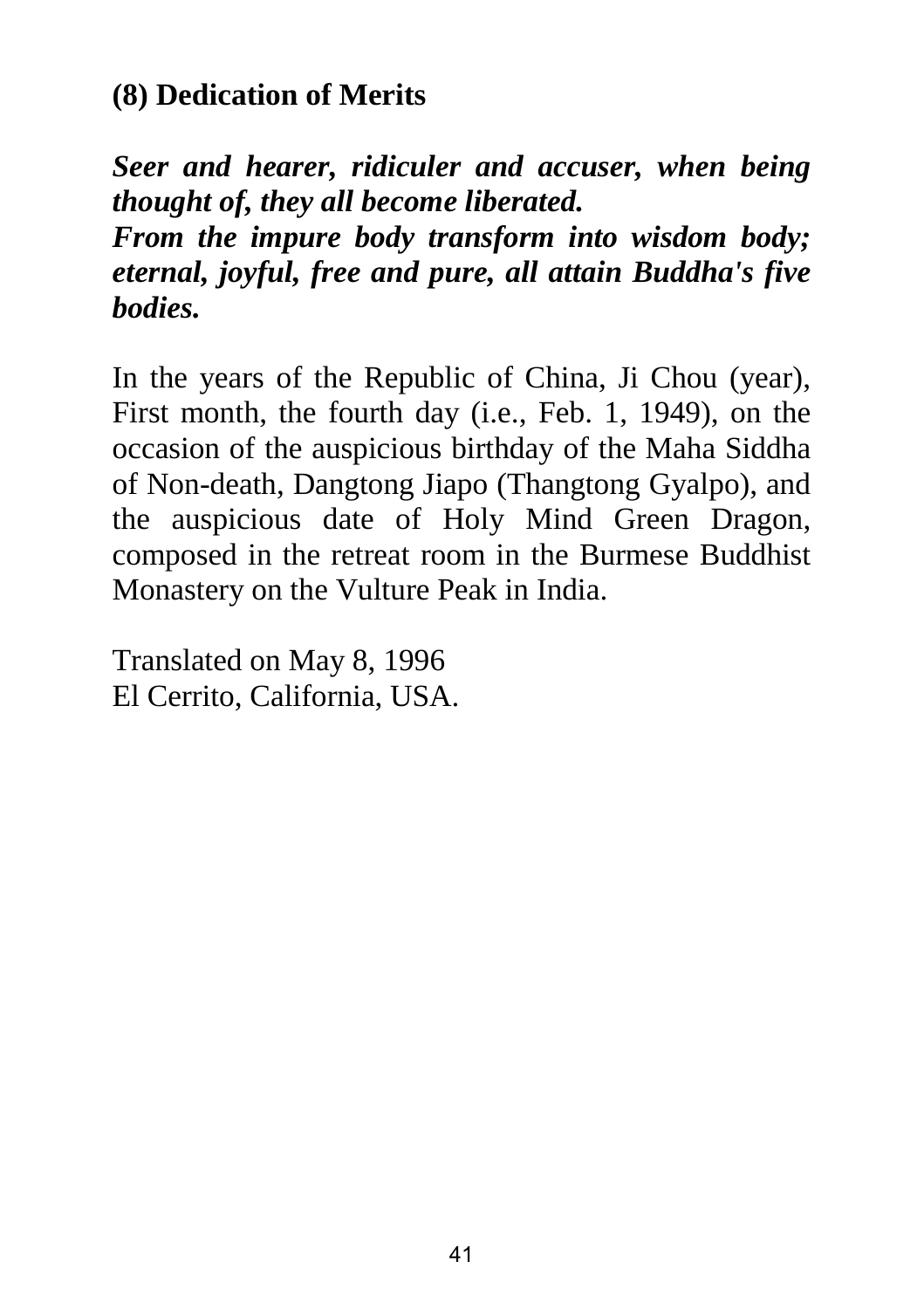**(8) Dedication of Merits**

***Seer and hearer, ridiculer and accuser, when being thought of, they all become liberated.***
***From the impure body transform into wisdom body; eternal, joyful, free and pure, all attain Buddha's five bodies.***

In the years of the Republic of China, Ji Chou (year), First month, the fourth day (i.e., Feb. 1, 1949), on the occasion of the auspicious birthday of the Maha Siddha of Non-death, Dangtong Jiapo (Thangtong Gyalpo), and the auspicious date of Holy Mind Green Dragon, composed in the retreat room in the Burmese Buddhist Monastery on the Vulture Peak in India.

Translated on May 8, 1996
El Cerrito, California, USA.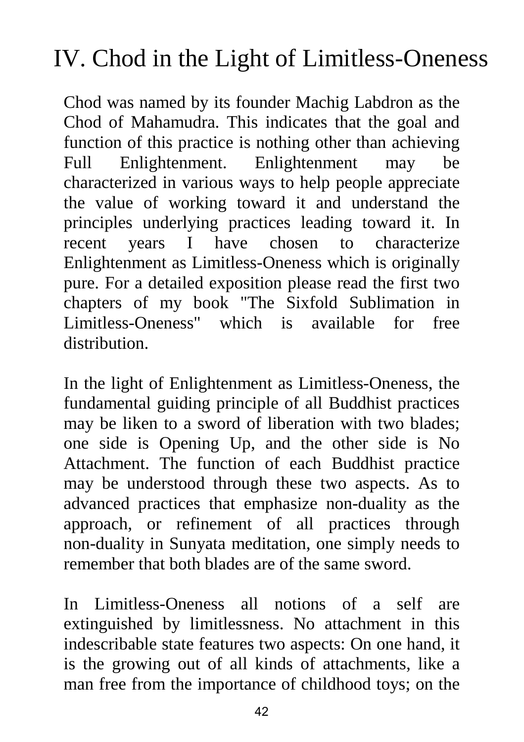# IV. Chod in the Light of Limitless-Oneness

Chod was named by its founder Machig Labdron as the Chod of Mahamudra. This indicates that the goal and function of this practice is nothing other than achieving Full Enlightenment. Enlightenment may be characterized in various ways to help people appreciate the value of working toward it and understand the principles underlying practices leading toward it. In recent years I have chosen to characterize Enlightenment as Limitless-Oneness which is originally pure. For a detailed exposition please read the first two chapters of my book "The Sixfold Sublimation in Limitless-Oneness" which is available for free distribution.

In the light of Enlightenment as Limitless-Oneness, the fundamental guiding principle of all Buddhist practices may be liken to a sword of liberation with two blades; one side is Opening Up, and the other side is No Attachment. The function of each Buddhist practice may be understood through these two aspects. As to advanced practices that emphasize non-duality as the approach, or refinement of all practices through non-duality in Sunyata meditation, one simply needs to remember that both blades are of the same sword.

In Limitless-Oneness all notions of a self are extinguished by limitlessness. No attachment in this indescribable state features two aspects: On one hand, it is the growing out of all kinds of attachments, like a man free from the importance of childhood toys; on the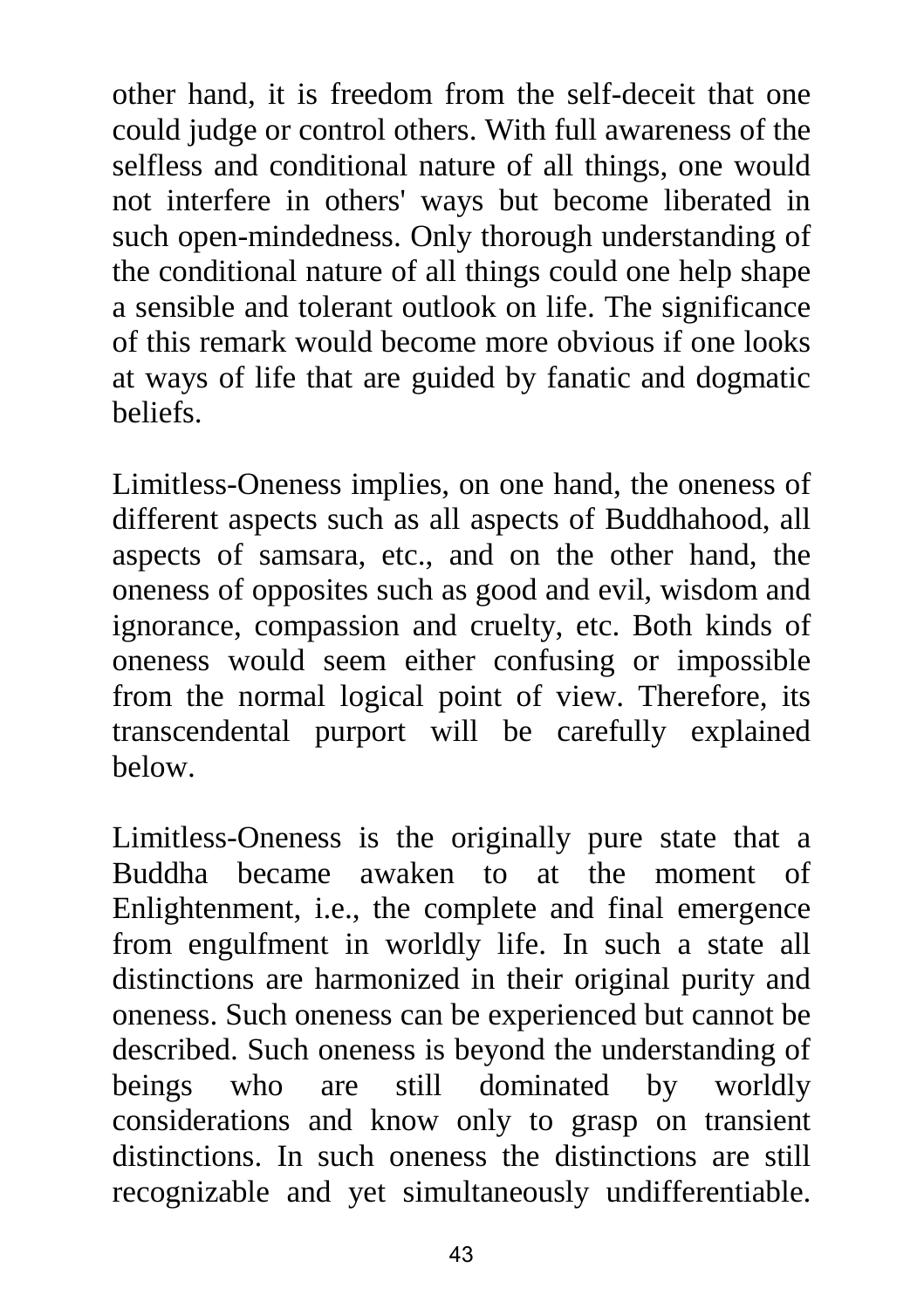other hand, it is freedom from the self-deceit that one could judge or control others. With full awareness of the selfless and conditional nature of all things, one would not interfere in others' ways but become liberated in such open-mindedness. Only thorough understanding of the conditional nature of all things could one help shape a sensible and tolerant outlook on life. The significance of this remark would become more obvious if one looks at ways of life that are guided by fanatic and dogmatic beliefs.

Limitless-Oneness implies, on one hand, the oneness of different aspects such as all aspects of Buddhahood, all aspects of samsara, etc., and on the other hand, the oneness of opposites such as good and evil, wisdom and ignorance, compassion and cruelty, etc. Both kinds of oneness would seem either confusing or impossible from the normal logical point of view. Therefore, its transcendental purport will be carefully explained below.

Limitless-Oneness is the originally pure state that a Buddha became awaken to at the moment of Enlightenment, i.e., the complete and final emergence from engulfment in worldly life. In such a state all distinctions are harmonized in their original purity and oneness. Such oneness can be experienced but cannot be described. Such oneness is beyond the understanding of beings who are still dominated by worldly considerations and know only to grasp on transient distinctions. In such oneness the distinctions are still recognizable and yet simultaneously undifferentiable.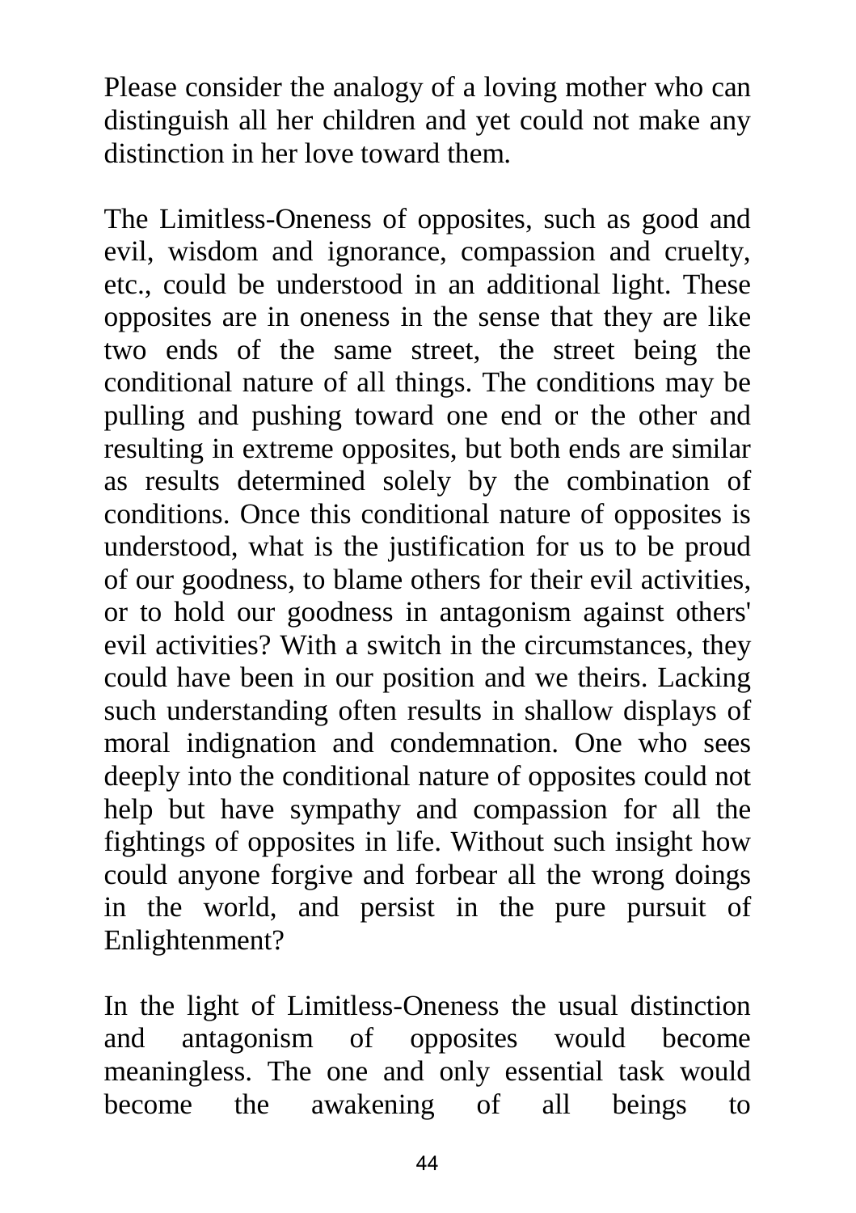Please consider the analogy of a loving mother who can distinguish all her children and yet could not make any distinction in her love toward them.

The Limitless-Oneness of opposites, such as good and evil, wisdom and ignorance, compassion and cruelty, etc., could be understood in an additional light. These opposites are in oneness in the sense that they are like two ends of the same street, the street being the conditional nature of all things. The conditions may be pulling and pushing toward one end or the other and resulting in extreme opposites, but both ends are similar as results determined solely by the combination of conditions. Once this conditional nature of opposites is understood, what is the justification for us to be proud of our goodness, to blame others for their evil activities, or to hold our goodness in antagonism against others' evil activities? With a switch in the circumstances, they could have been in our position and we theirs. Lacking such understanding often results in shallow displays of moral indignation and condemnation. One who sees deeply into the conditional nature of opposites could not help but have sympathy and compassion for all the fightings of opposites in life. Without such insight how could anyone forgive and forbear all the wrong doings in the world, and persist in the pure pursuit of Enlightenment?

In the light of Limitless-Oneness the usual distinction and antagonism of opposites would become meaningless. The one and only essential task would become the awakening of all beings to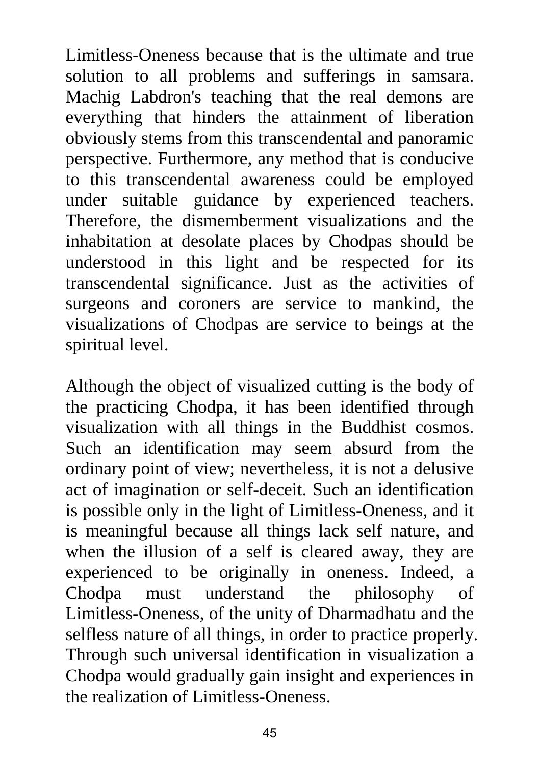Limitless-Oneness because that is the ultimate and true solution to all problems and sufferings in samsara. Machig Labdron's teaching that the real demons are everything that hinders the attainment of liberation obviously stems from this transcendental and panoramic perspective. Furthermore, any method that is conducive to this transcendental awareness could be employed under suitable guidance by experienced teachers. Therefore, the dismemberment visualizations and the inhabitation at desolate places by Chodpas should be understood in this light and be respected for its transcendental significance. Just as the activities of surgeons and coroners are service to mankind, the visualizations of Chodpas are service to beings at the spiritual level.

Although the object of visualized cutting is the body of the practicing Chodpa, it has been identified through visualization with all things in the Buddhist cosmos. Such an identification may seem absurd from the ordinary point of view; nevertheless, it is not a delusive act of imagination or self-deceit. Such an identification is possible only in the light of Limitless-Oneness, and it is meaningful because all things lack self nature, and when the illusion of a self is cleared away, they are experienced to be originally in oneness. Indeed, a Chodpa must understand the philosophy of Limitless-Oneness, of the unity of Dharmadhatu and the selfless nature of all things, in order to practice properly. Through such universal identification in visualization a Chodpa would gradually gain insight and experiences in the realization of Limitless-Oneness.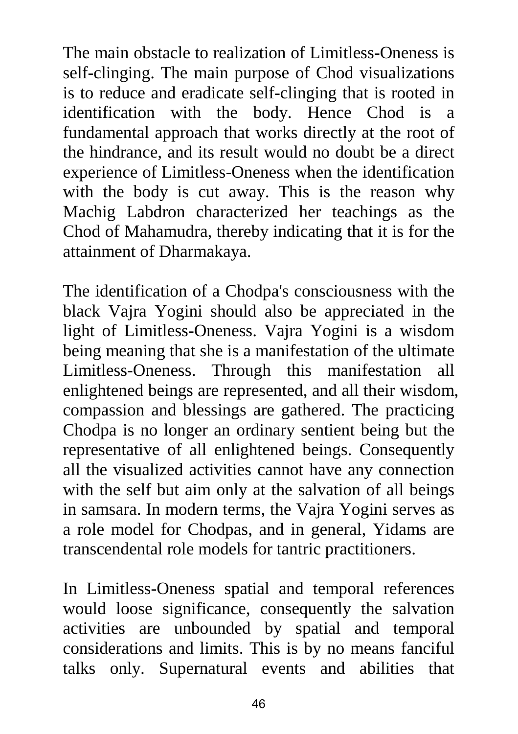The main obstacle to realization of Limitless-Oneness is self-clinging. The main purpose of Chod visualizations is to reduce and eradicate self-clinging that is rooted in identification with the body. Hence Chod is a fundamental approach that works directly at the root of the hindrance, and its result would no doubt be a direct experience of Limitless-Oneness when the identification with the body is cut away. This is the reason why Machig Labdron characterized her teachings as the Chod of Mahamudra, thereby indicating that it is for the attainment of Dharmakaya.

The identification of a Chodpa's consciousness with the black Vajra Yogini should also be appreciated in the light of Limitless-Oneness. Vajra Yogini is a wisdom being meaning that she is a manifestation of the ultimate Limitless-Oneness. Through this manifestation all enlightened beings are represented, and all their wisdom, compassion and blessings are gathered. The practicing Chodpa is no longer an ordinary sentient being but the representative of all enlightened beings. Consequently all the visualized activities cannot have any connection with the self but aim only at the salvation of all beings in samsara. In modern terms, the Vajra Yogini serves as a role model for Chodpas, and in general, Yidams are transcendental role models for tantric practitioners.

In Limitless-Oneness spatial and temporal references would loose significance, consequently the salvation activities are unbounded by spatial and temporal considerations and limits. This is by no means fanciful talks only. Supernatural events and abilities that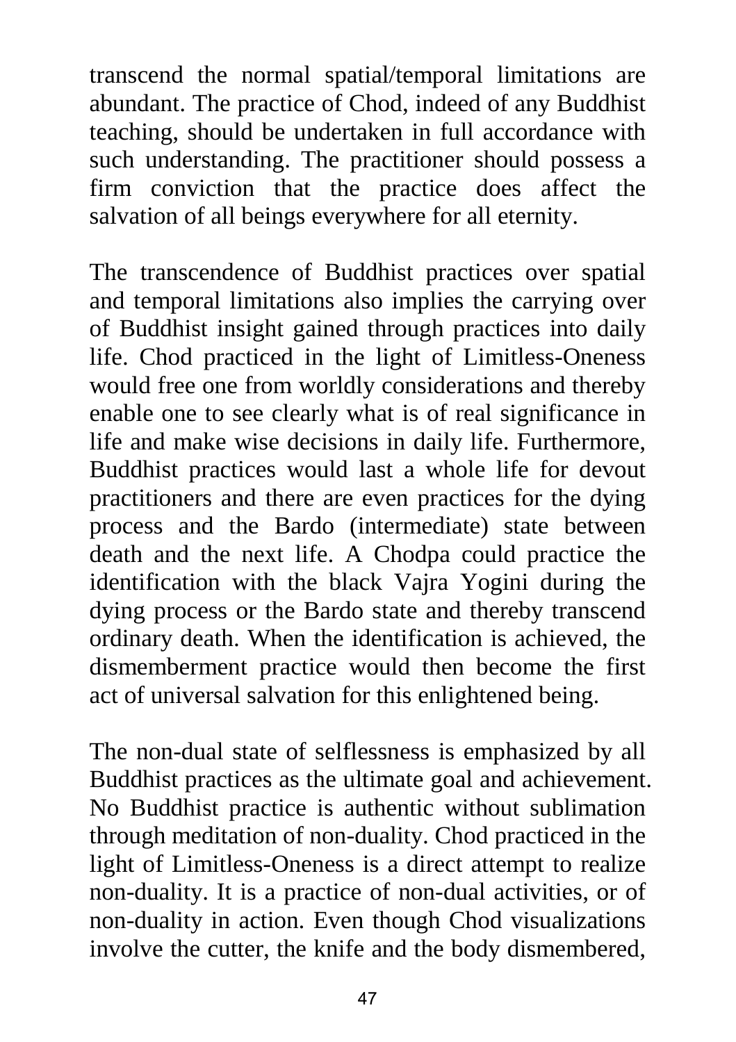transcend the normal spatial/temporal limitations are abundant. The practice of Chod, indeed of any Buddhist teaching, should be undertaken in full accordance with such understanding. The practitioner should possess a firm conviction that the practice does affect the salvation of all beings everywhere for all eternity.

The transcendence of Buddhist practices over spatial and temporal limitations also implies the carrying over of Buddhist insight gained through practices into daily life. Chod practiced in the light of Limitless-Oneness would free one from worldly considerations and thereby enable one to see clearly what is of real significance in life and make wise decisions in daily life. Furthermore, Buddhist practices would last a whole life for devout practitioners and there are even practices for the dying process and the Bardo (intermediate) state between death and the next life. A Chodpa could practice the identification with the black Vajra Yogini during the dying process or the Bardo state and thereby transcend ordinary death. When the identification is achieved, the dismemberment practice would then become the first act of universal salvation for this enlightened being.

The non-dual state of selflessness is emphasized by all Buddhist practices as the ultimate goal and achievement. No Buddhist practice is authentic without sublimation through meditation of non-duality. Chod practiced in the light of Limitless-Oneness is a direct attempt to realize non-duality. It is a practice of non-dual activities, or of non-duality in action. Even though Chod visualizations involve the cutter, the knife and the body dismembered,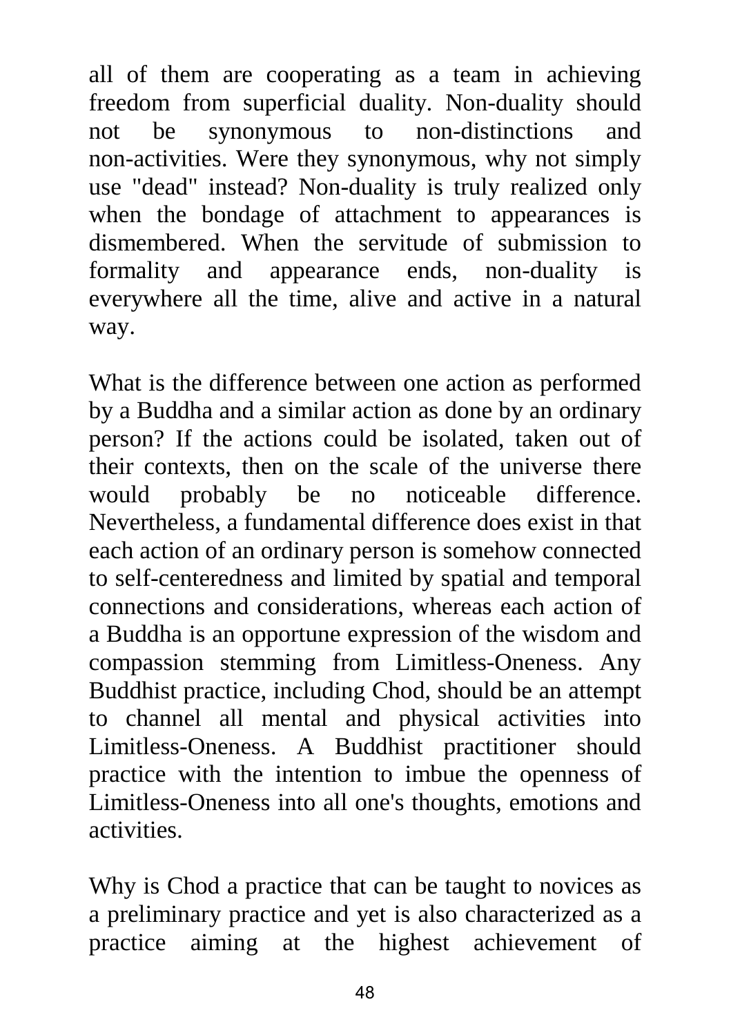all of them are cooperating as a team in achieving freedom from superficial duality. Non-duality should not be synonymous to non-distinctions and non-activities. Were they synonymous, why not simply use "dead" instead? Non-duality is truly realized only when the bondage of attachment to appearances is dismembered. When the servitude of submission to formality and appearance ends, non-duality is everywhere all the time, alive and active in a natural way.

What is the difference between one action as performed by a Buddha and a similar action as done by an ordinary person? If the actions could be isolated, taken out of their contexts, then on the scale of the universe there would probably be no noticeable difference. Nevertheless, a fundamental difference does exist in that each action of an ordinary person is somehow connected to self-centeredness and limited by spatial and temporal connections and considerations, whereas each action of a Buddha is an opportune expression of the wisdom and compassion stemming from Limitless-Oneness. Any Buddhist practice, including Chod, should be an attempt to channel all mental and physical activities into Limitless-Oneness. A Buddhist practitioner should practice with the intention to imbue the openness of Limitless-Oneness into all one's thoughts, emotions and activities.

Why is Chod a practice that can be taught to novices as a preliminary practice and yet is also characterized as a practice aiming at the highest achievement of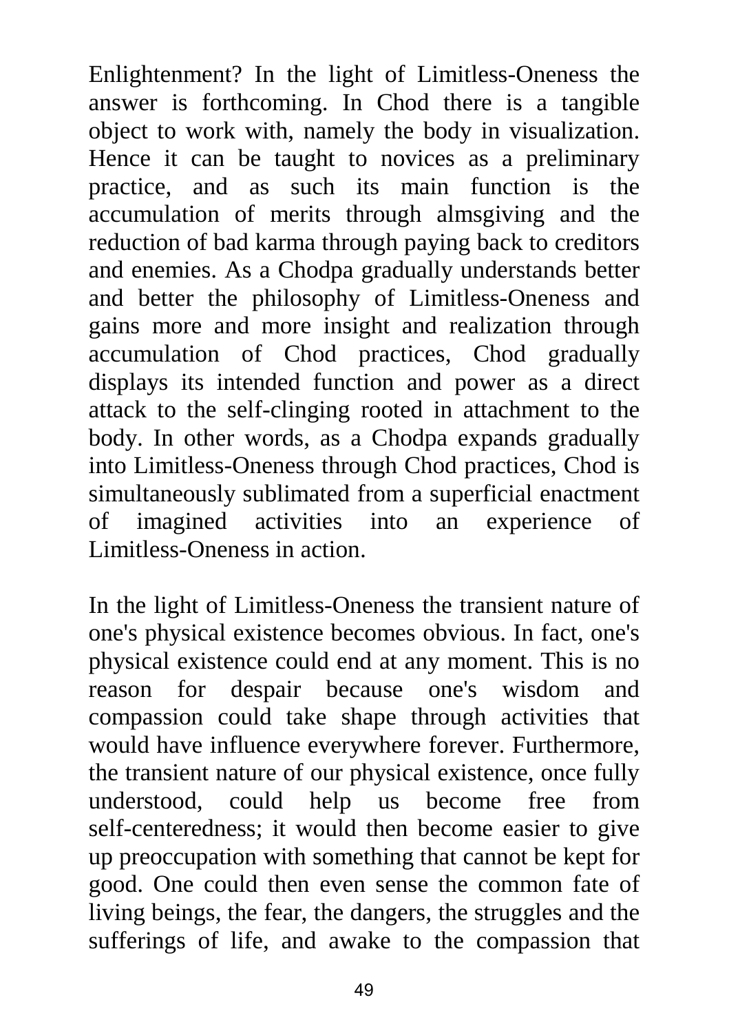Enlightenment? In the light of Limitless-Oneness the answer is forthcoming. In Chod there is a tangible object to work with, namely the body in visualization. Hence it can be taught to novices as a preliminary practice, and as such its main function is the accumulation of merits through almsgiving and the reduction of bad karma through paying back to creditors and enemies. As a Chodpa gradually understands better and better the philosophy of Limitless-Oneness and gains more and more insight and realization through accumulation of Chod practices, Chod gradually displays its intended function and power as a direct attack to the self-clinging rooted in attachment to the body. In other words, as a Chodpa expands gradually into Limitless-Oneness through Chod practices, Chod is simultaneously sublimated from a superficial enactment of imagined activities into an experience of Limitless-Oneness in action.

In the light of Limitless-Oneness the transient nature of one's physical existence becomes obvious. In fact, one's physical existence could end at any moment. This is no reason for despair because one's wisdom and compassion could take shape through activities that would have influence everywhere forever. Furthermore, the transient nature of our physical existence, once fully understood, could help us become free from self-centeredness; it would then become easier to give up preoccupation with something that cannot be kept for good. One could then even sense the common fate of living beings, the fear, the dangers, the struggles and the sufferings of life, and awake to the compassion that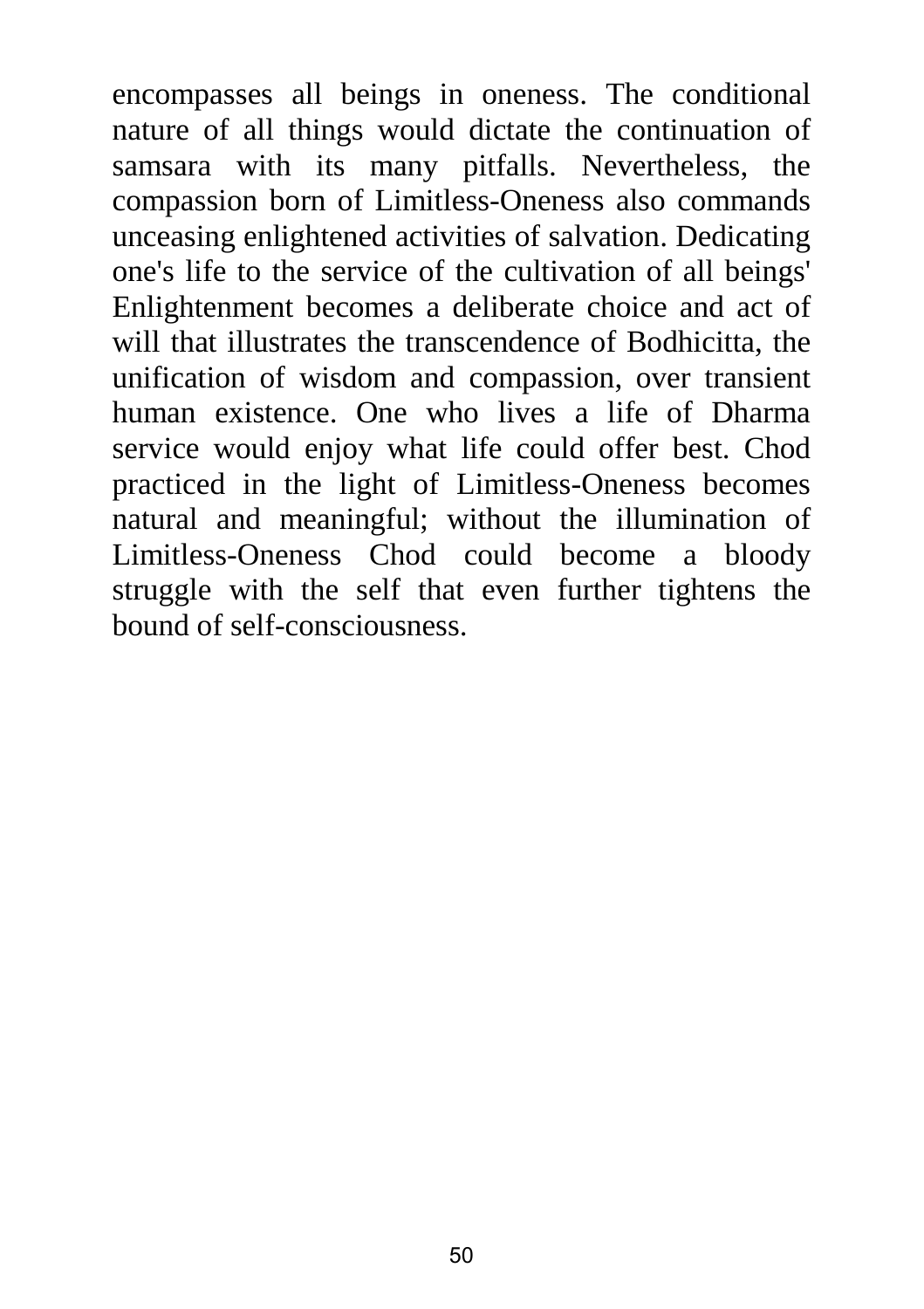encompasses all beings in oneness. The conditional nature of all things would dictate the continuation of samsara with its many pitfalls. Nevertheless, the compassion born of Limitless-Oneness also commands unceasing enlightened activities of salvation. Dedicating one's life to the service of the cultivation of all beings' Enlightenment becomes a deliberate choice and act of will that illustrates the transcendence of Bodhicitta, the unification of wisdom and compassion, over transient human existence. One who lives a life of Dharma service would enjoy what life could offer best. Chod practiced in the light of Limitless-Oneness becomes natural and meaningful; without the illumination of Limitless-Oneness Chod could become a bloody struggle with the self that even further tightens the bound of self-consciousness.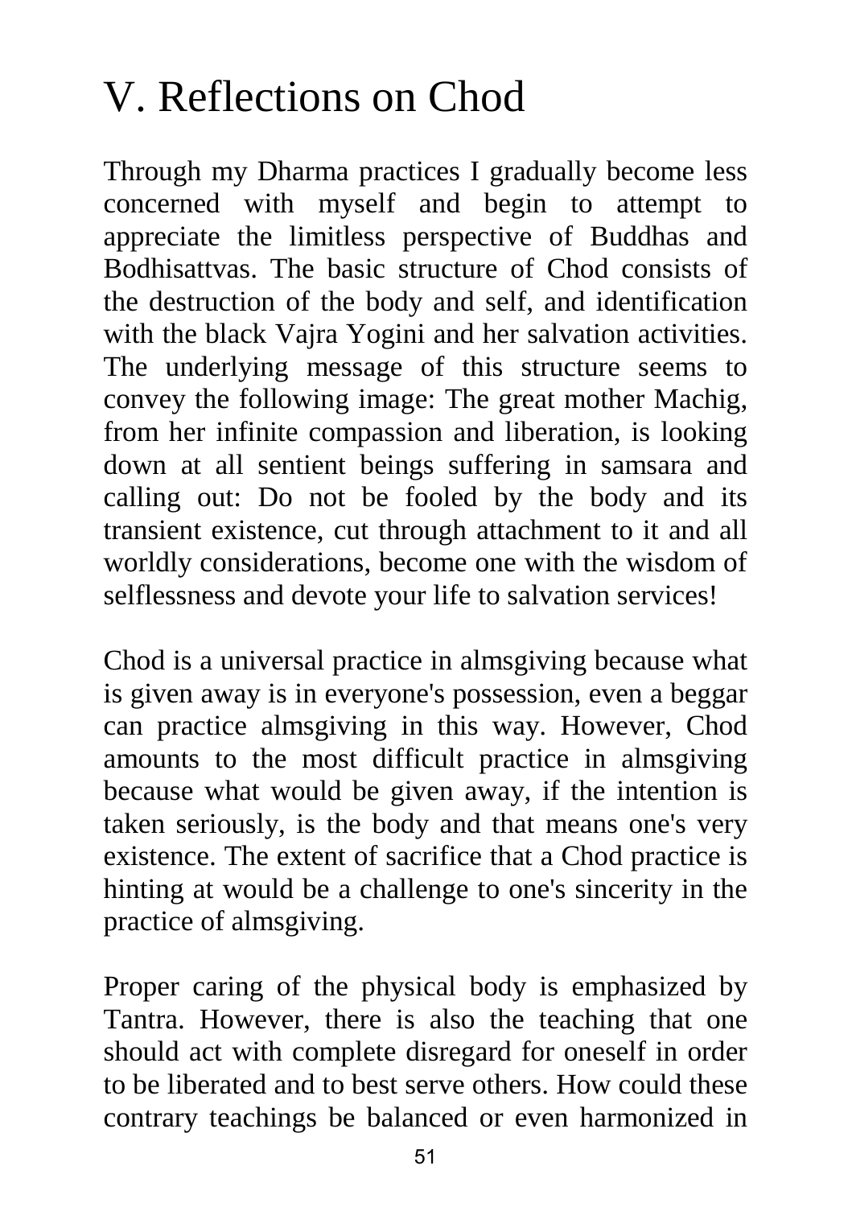# V. Reflections on Chod

Through my Dharma practices I gradually become less concerned with myself and begin to attempt to appreciate the limitless perspective of Buddhas and Bodhisattvas. The basic structure of Chod consists of the destruction of the body and self, and identification with the black Vajra Yogini and her salvation activities. The underlying message of this structure seems to convey the following image: The great mother Machig, from her infinite compassion and liberation, is looking down at all sentient beings suffering in samsara and calling out: Do not be fooled by the body and its transient existence, cut through attachment to it and all worldly considerations, become one with the wisdom of selflessness and devote your life to salvation services!

Chod is a universal practice in almsgiving because what is given away is in everyone's possession, even a beggar can practice almsgiving in this way. However, Chod amounts to the most difficult practice in almsgiving because what would be given away, if the intention is taken seriously, is the body and that means one's very existence. The extent of sacrifice that a Chod practice is hinting at would be a challenge to one's sincerity in the practice of almsgiving.

Proper caring of the physical body is emphasized by Tantra. However, there is also the teaching that one should act with complete disregard for oneself in order to be liberated and to best serve others. How could these contrary teachings be balanced or even harmonized in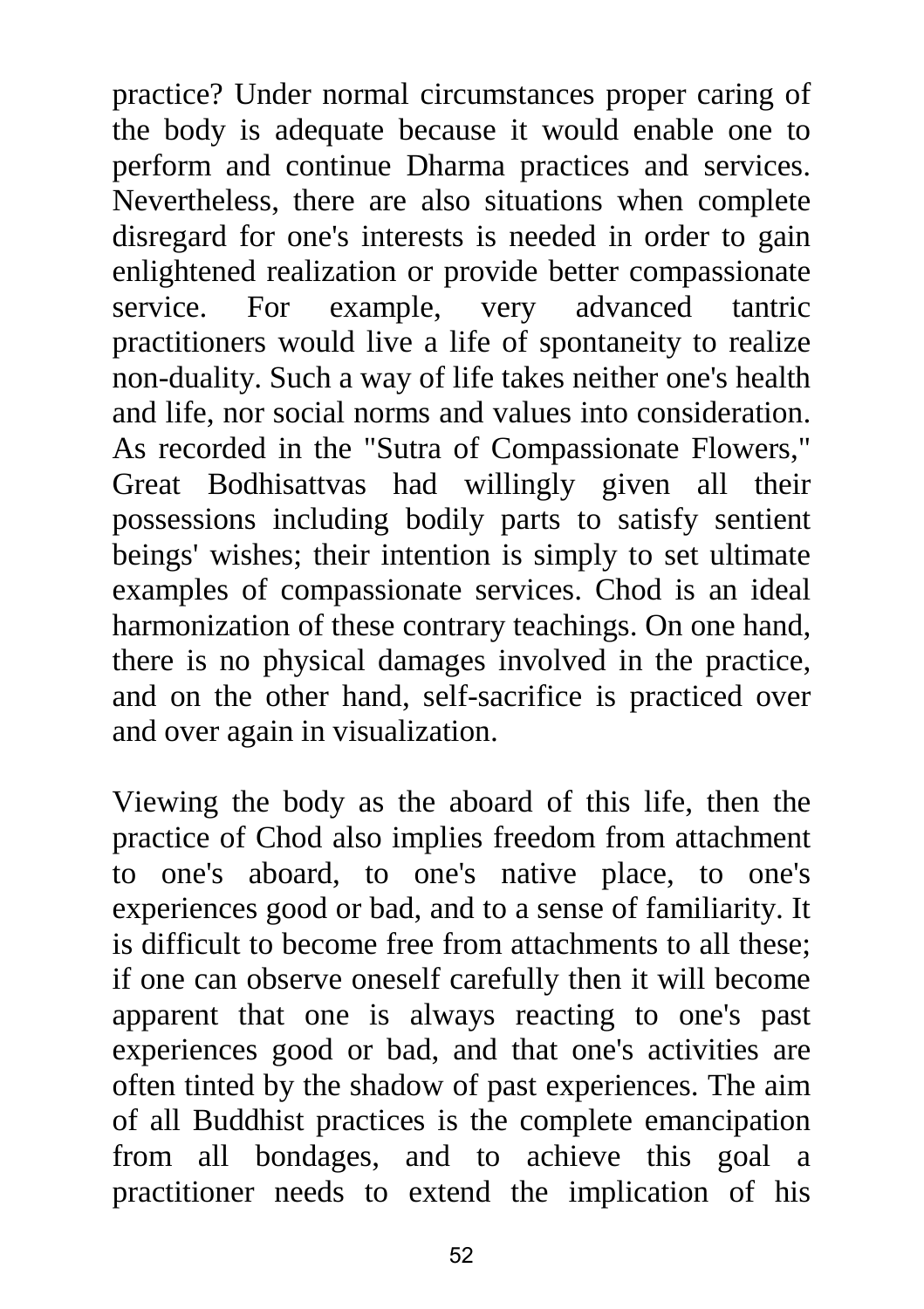practice? Under normal circumstances proper caring of the body is adequate because it would enable one to perform and continue Dharma practices and services. Nevertheless, there are also situations when complete disregard for one's interests is needed in order to gain enlightened realization or provide better compassionate service. For example, very advanced tantric practitioners would live a life of spontaneity to realize non-duality. Such a way of life takes neither one's health and life, nor social norms and values into consideration. As recorded in the "Sutra of Compassionate Flowers," Great Bodhisattvas had willingly given all their possessions including bodily parts to satisfy sentient beings' wishes; their intention is simply to set ultimate examples of compassionate services. Chod is an ideal harmonization of these contrary teachings. On one hand, there is no physical damages involved in the practice, and on the other hand, self-sacrifice is practiced over and over again in visualization.

Viewing the body as the aboard of this life, then the practice of Chod also implies freedom from attachment to one's aboard, to one's native place, to one's experiences good or bad, and to a sense of familiarity. It is difficult to become free from attachments to all these; if one can observe oneself carefully then it will become apparent that one is always reacting to one's past experiences good or bad, and that one's activities are often tinted by the shadow of past experiences. The aim of all Buddhist practices is the complete emancipation from all bondages, and to achieve this goal a practitioner needs to extend the implication of his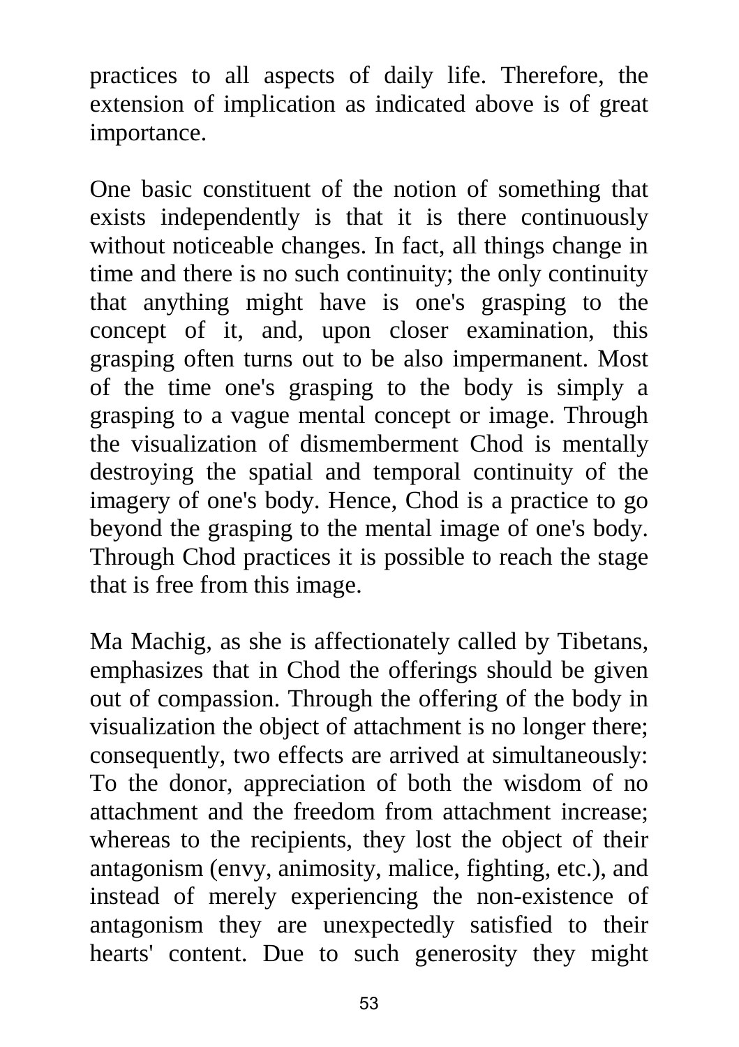practices to all aspects of daily life. Therefore, the extension of implication as indicated above is of great importance.

One basic constituent of the notion of something that exists independently is that it is there continuously without noticeable changes. In fact, all things change in time and there is no such continuity; the only continuity that anything might have is one's grasping to the concept of it, and, upon closer examination, this grasping often turns out to be also impermanent. Most of the time one's grasping to the body is simply a grasping to a vague mental concept or image. Through the visualization of dismemberment Chod is mentally destroying the spatial and temporal continuity of the imagery of one's body. Hence, Chod is a practice to go beyond the grasping to the mental image of one's body. Through Chod practices it is possible to reach the stage that is free from this image.

Ma Machig, as she is affectionately called by Tibetans, emphasizes that in Chod the offerings should be given out of compassion. Through the offering of the body in visualization the object of attachment is no longer there; consequently, two effects are arrived at simultaneously: To the donor, appreciation of both the wisdom of no attachment and the freedom from attachment increase; whereas to the recipients, they lost the object of their antagonism (envy, animosity, malice, fighting, etc.), and instead of merely experiencing the non-existence of antagonism they are unexpectedly satisfied to their hearts' content. Due to such generosity they might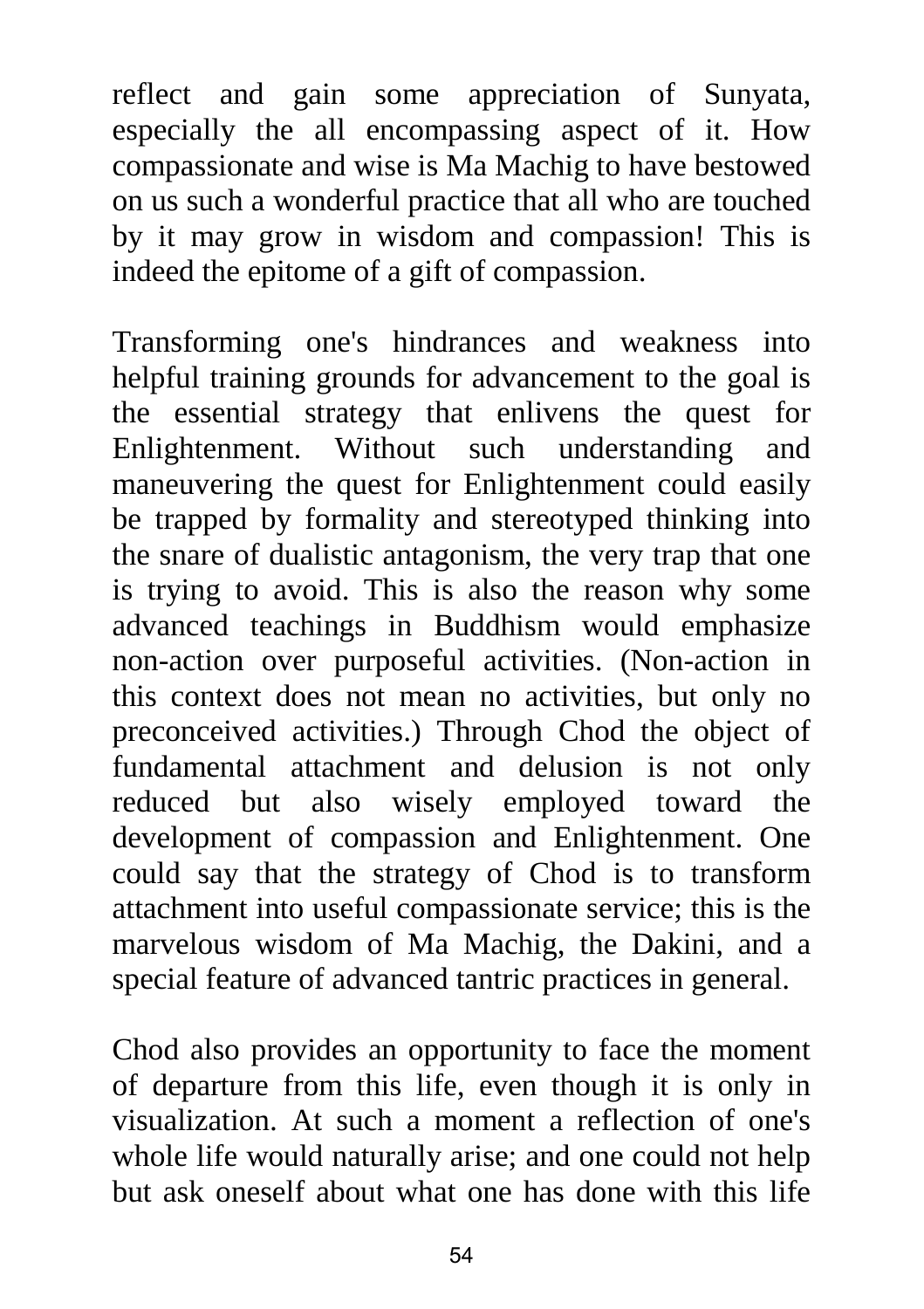reflect and gain some appreciation of Sunyata, especially the all encompassing aspect of it. How compassionate and wise is Ma Machig to have bestowed on us such a wonderful practice that all who are touched by it may grow in wisdom and compassion! This is indeed the epitome of a gift of compassion.

Transforming one's hindrances and weakness into helpful training grounds for advancement to the goal is the essential strategy that enlivens the quest for Enlightenment. Without such understanding and maneuvering the quest for Enlightenment could easily be trapped by formality and stereotyped thinking into the snare of dualistic antagonism, the very trap that one is trying to avoid. This is also the reason why some advanced teachings in Buddhism would emphasize non-action over purposeful activities. (Non-action in this context does not mean no activities, but only no preconceived activities.) Through Chod the object of fundamental attachment and delusion is not only reduced but also wisely employed toward the development of compassion and Enlightenment. One could say that the strategy of Chod is to transform attachment into useful compassionate service; this is the marvelous wisdom of Ma Machig, the Dakini, and a special feature of advanced tantric practices in general.

Chod also provides an opportunity to face the moment of departure from this life, even though it is only in visualization. At such a moment a reflection of one's whole life would naturally arise; and one could not help but ask oneself about what one has done with this life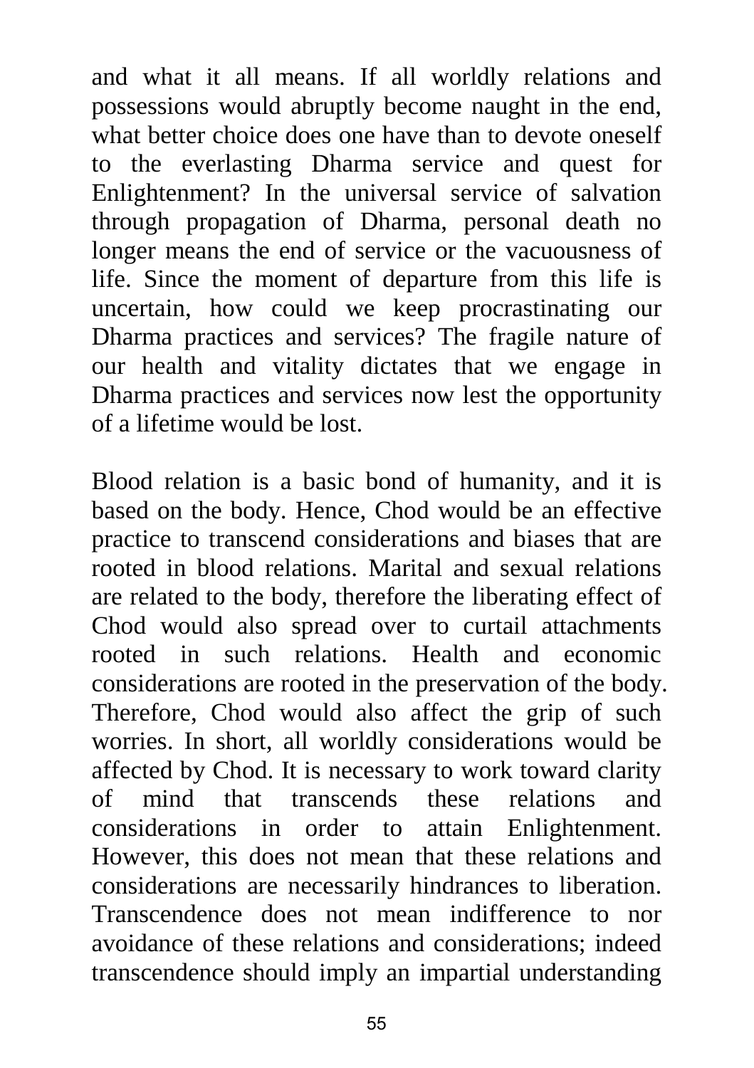and what it all means. If all worldly relations and possessions would abruptly become naught in the end, what better choice does one have than to devote oneself to the everlasting Dharma service and quest for Enlightenment? In the universal service of salvation through propagation of Dharma, personal death no longer means the end of service or the vacuousness of life. Since the moment of departure from this life is uncertain, how could we keep procrastinating our Dharma practices and services? The fragile nature of our health and vitality dictates that we engage in Dharma practices and services now lest the opportunity of a lifetime would be lost.

Blood relation is a basic bond of humanity, and it is based on the body. Hence, Chod would be an effective practice to transcend considerations and biases that are rooted in blood relations. Marital and sexual relations are related to the body, therefore the liberating effect of Chod would also spread over to curtail attachments rooted in such relations. Health and economic considerations are rooted in the preservation of the body. Therefore, Chod would also affect the grip of such worries. In short, all worldly considerations would be affected by Chod. It is necessary to work toward clarity of mind that transcends these relations and considerations in order to attain Enlightenment. However, this does not mean that these relations and considerations are necessarily hindrances to liberation. Transcendence does not mean indifference to nor avoidance of these relations and considerations; indeed transcendence should imply an impartial understanding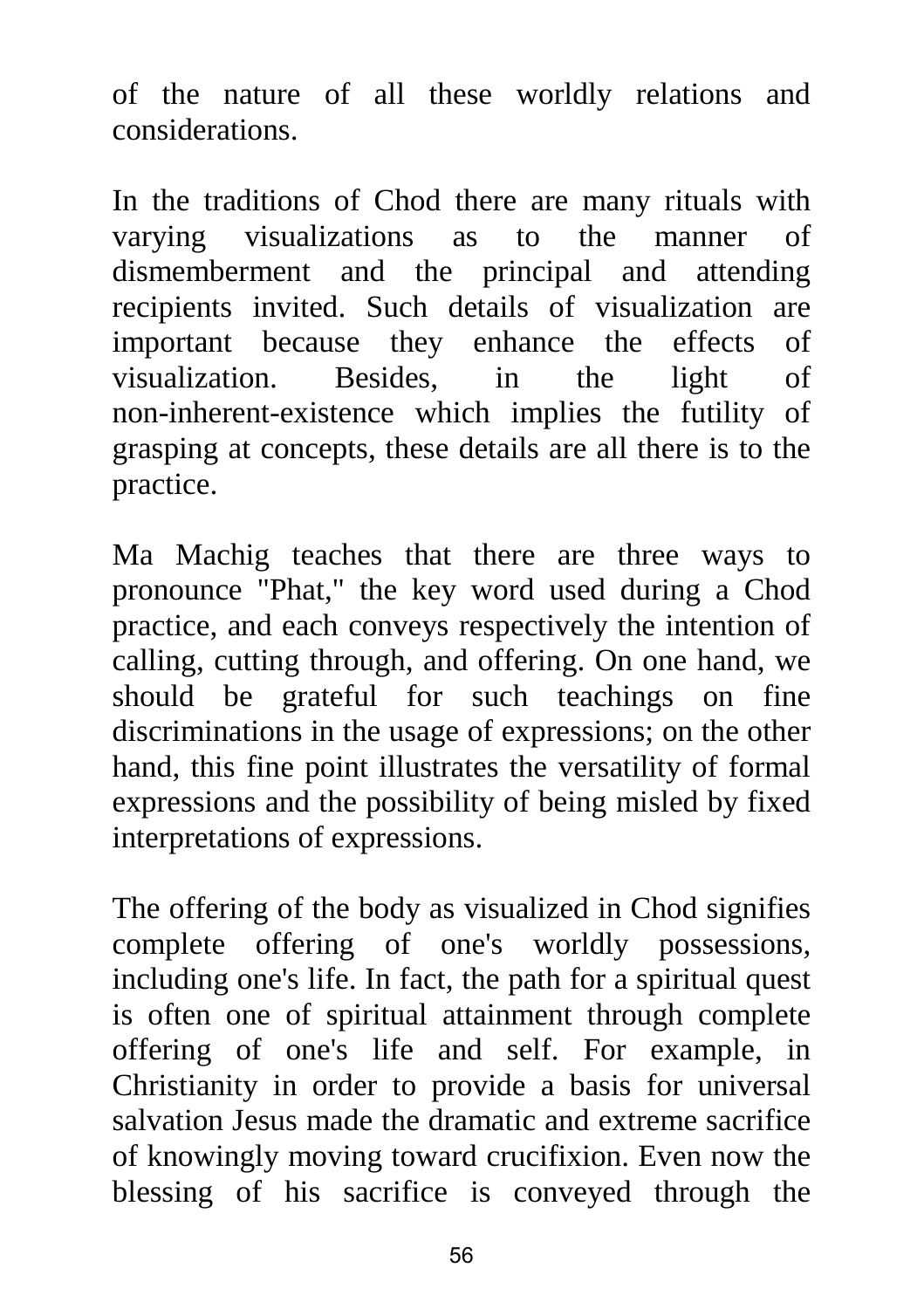of the nature of all these worldly relations and considerations.

In the traditions of Chod there are many rituals with varying visualizations as to the manner of dismemberment and the principal and attending recipients invited. Such details of visualization are important because they enhance the effects of visualization. Besides, in the light of non-inherent-existence which implies the futility of grasping at concepts, these details are all there is to the practice.

Ma Machig teaches that there are three ways to pronounce "Phat," the key word used during a Chod practice, and each conveys respectively the intention of calling, cutting through, and offering. On one hand, we should be grateful for such teachings on fine discriminations in the usage of expressions; on the other hand, this fine point illustrates the versatility of formal expressions and the possibility of being misled by fixed interpretations of expressions.

The offering of the body as visualized in Chod signifies complete offering of one's worldly possessions, including one's life. In fact, the path for a spiritual quest is often one of spiritual attainment through complete offering of one's life and self. For example, in Christianity in order to provide a basis for universal salvation Jesus made the dramatic and extreme sacrifice of knowingly moving toward crucifixion. Even now the blessing of his sacrifice is conveyed through the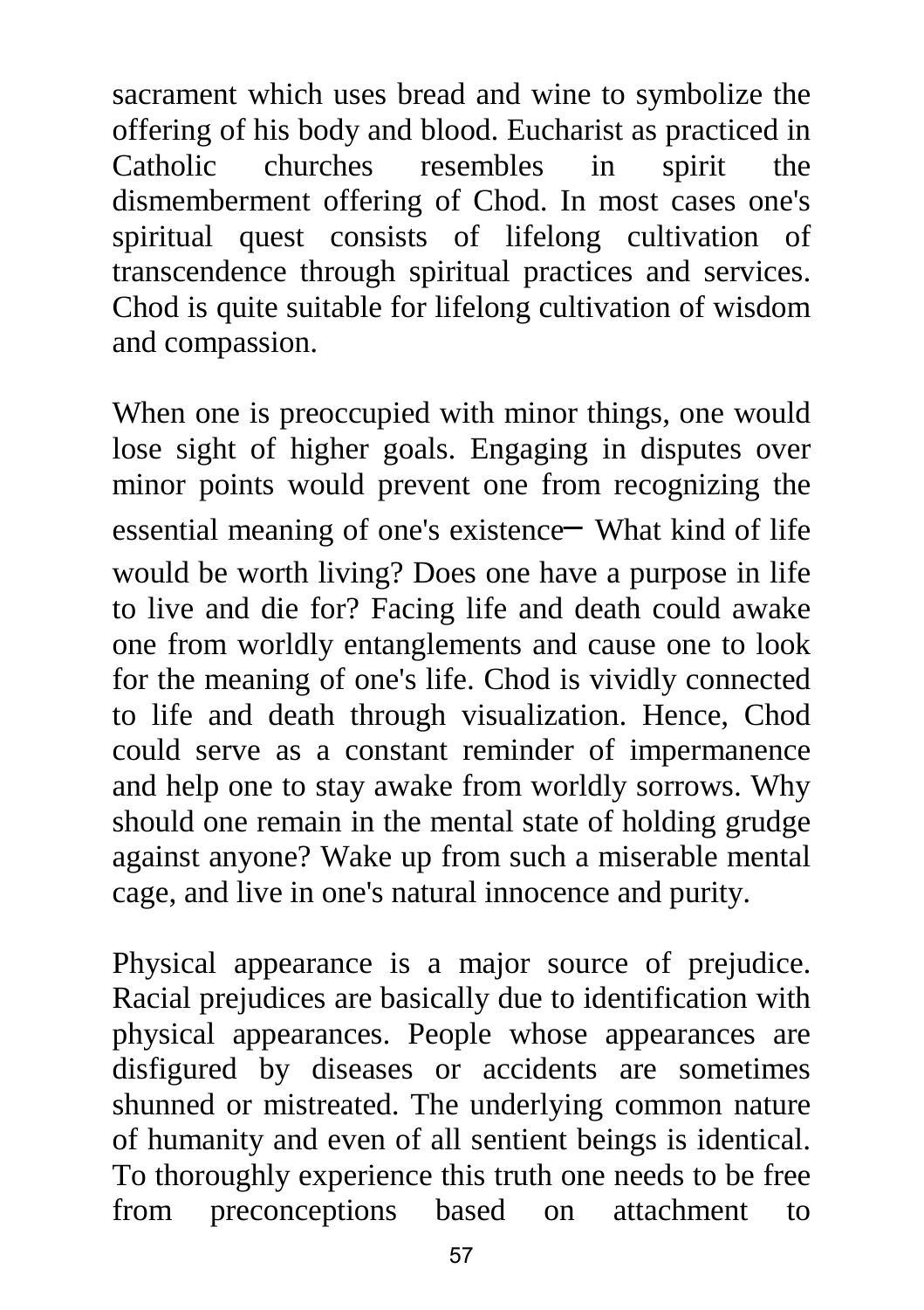sacrament which uses bread and wine to symbolize the offering of his body and blood. Eucharist as practiced in Catholic churches resembles in spirit the dismemberment offering of Chod. In most cases one's spiritual quest consists of lifelong cultivation of transcendence through spiritual practices and services. Chod is quite suitable for lifelong cultivation of wisdom and compassion.

When one is preoccupied with minor things, one would lose sight of higher goals. Engaging in disputes over minor points would prevent one from recognizing the essential meaning of one's existence— What kind of life would be worth living? Does one have a purpose in life to live and die for? Facing life and death could awake one from worldly entanglements and cause one to look for the meaning of one's life. Chod is vividly connected to life and death through visualization. Hence, Chod could serve as a constant reminder of impermanence and help one to stay awake from worldly sorrows. Why should one remain in the mental state of holding grudge against anyone? Wake up from such a miserable mental cage, and live in one's natural innocence and purity.

Physical appearance is a major source of prejudice. Racial prejudices are basically due to identification with physical appearances. People whose appearances are disfigured by diseases or accidents are sometimes shunned or mistreated. The underlying common nature of humanity and even of all sentient beings is identical. To thoroughly experience this truth one needs to be free from preconceptions based on attachment to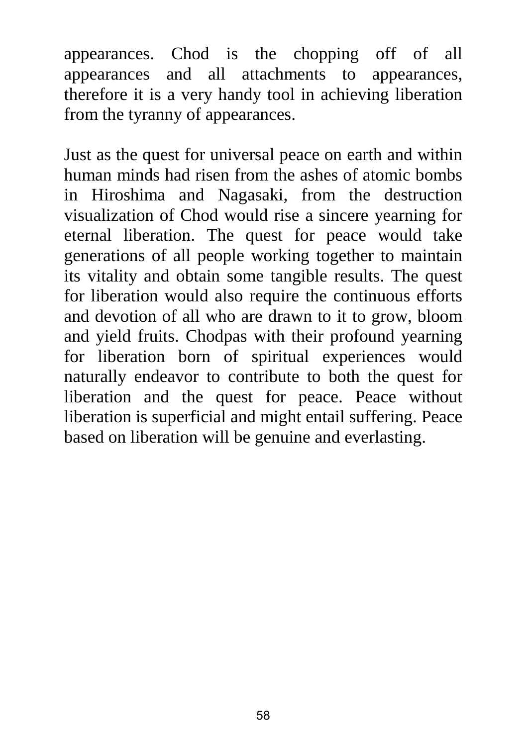appearances. Chod is the chopping off of all appearances and all attachments to appearances, therefore it is a very handy tool in achieving liberation from the tyranny of appearances.

Just as the quest for universal peace on earth and within human minds had risen from the ashes of atomic bombs in Hiroshima and Nagasaki, from the destruction visualization of Chod would rise a sincere yearning for eternal liberation. The quest for peace would take generations of all people working together to maintain its vitality and obtain some tangible results. The quest for liberation would also require the continuous efforts and devotion of all who are drawn to it to grow, bloom and yield fruits. Chodpas with their profound yearning for liberation born of spiritual experiences would naturally endeavor to contribute to both the quest for liberation and the quest for peace. Peace without liberation is superficial and might entail suffering. Peace based on liberation will be genuine and everlasting.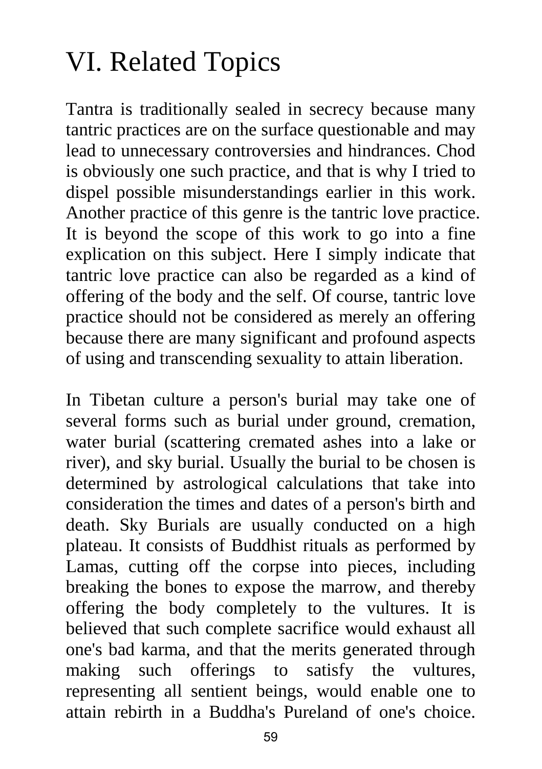# VI. Related Topics

Tantra is traditionally sealed in secrecy because many tantric practices are on the surface questionable and may lead to unnecessary controversies and hindrances. Chod is obviously one such practice, and that is why I tried to dispel possible misunderstandings earlier in this work. Another practice of this genre is the tantric love practice. It is beyond the scope of this work to go into a fine explication on this subject. Here I simply indicate that tantric love practice can also be regarded as a kind of offering of the body and the self. Of course, tantric love practice should not be considered as merely an offering because there are many significant and profound aspects of using and transcending sexuality to attain liberation.

In Tibetan culture a person's burial may take one of several forms such as burial under ground, cremation, water burial (scattering cremated ashes into a lake or river), and sky burial. Usually the burial to be chosen is determined by astrological calculations that take into consideration the times and dates of a person's birth and death. Sky Burials are usually conducted on a high plateau. It consists of Buddhist rituals as performed by Lamas, cutting off the corpse into pieces, including breaking the bones to expose the marrow, and thereby offering the body completely to the vultures. It is believed that such complete sacrifice would exhaust all one's bad karma, and that the merits generated through making such offerings to satisfy the vultures, representing all sentient beings, would enable one to attain rebirth in a Buddha's Pureland of one's choice.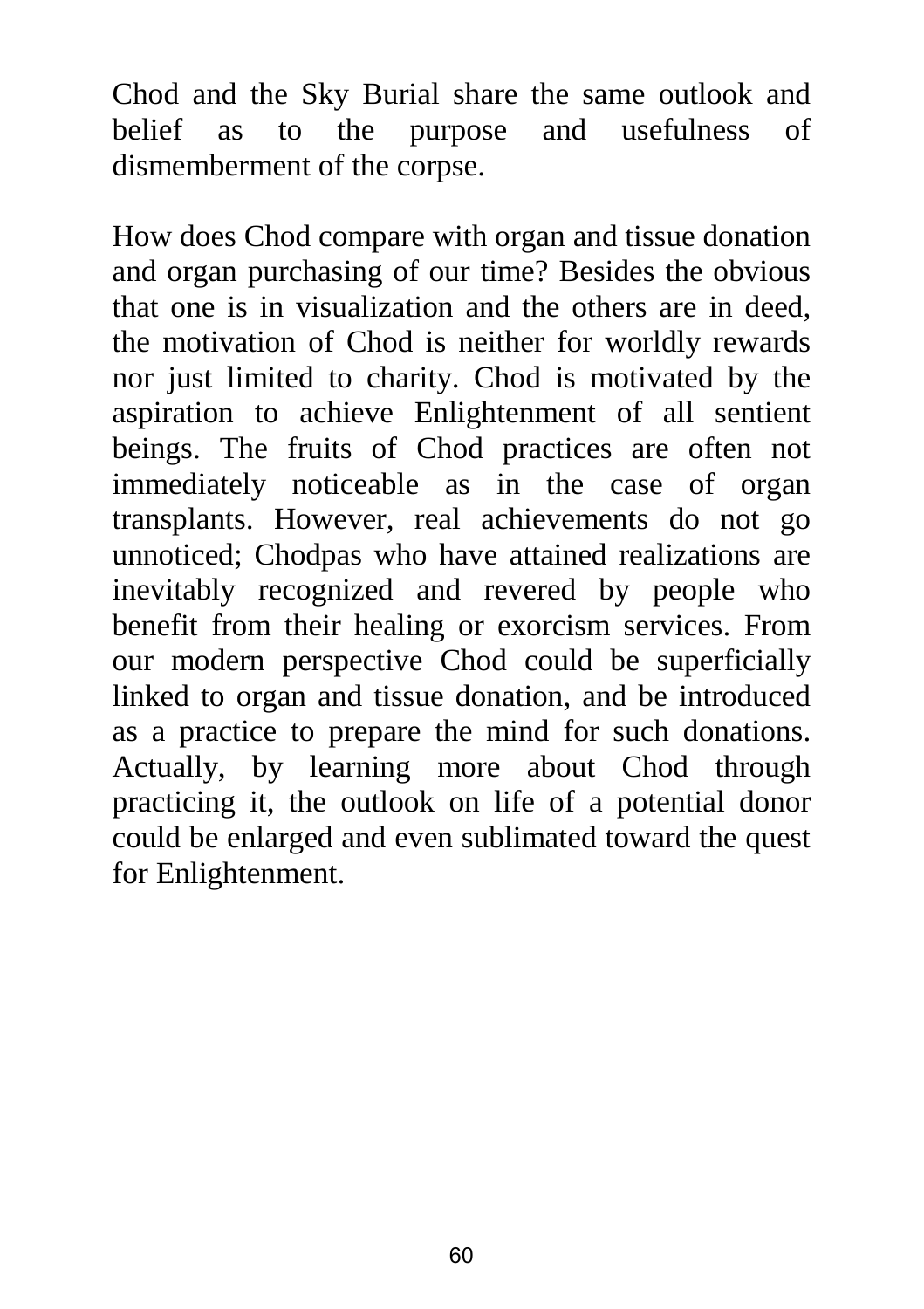Chod and the Sky Burial share the same outlook and belief as to the purpose and usefulness of dismemberment of the corpse.

How does Chod compare with organ and tissue donation and organ purchasing of our time? Besides the obvious that one is in visualization and the others are in deed, the motivation of Chod is neither for worldly rewards nor just limited to charity. Chod is motivated by the aspiration to achieve Enlightenment of all sentient beings. The fruits of Chod practices are often not immediately noticeable as in the case of organ transplants. However, real achievements do not go unnoticed; Chodpas who have attained realizations are inevitably recognized and revered by people who benefit from their healing or exorcism services. From our modern perspective Chod could be superficially linked to organ and tissue donation, and be introduced as a practice to prepare the mind for such donations. Actually, by learning more about Chod through practicing it, the outlook on life of a potential donor could be enlarged and even sublimated toward the quest for Enlightenment.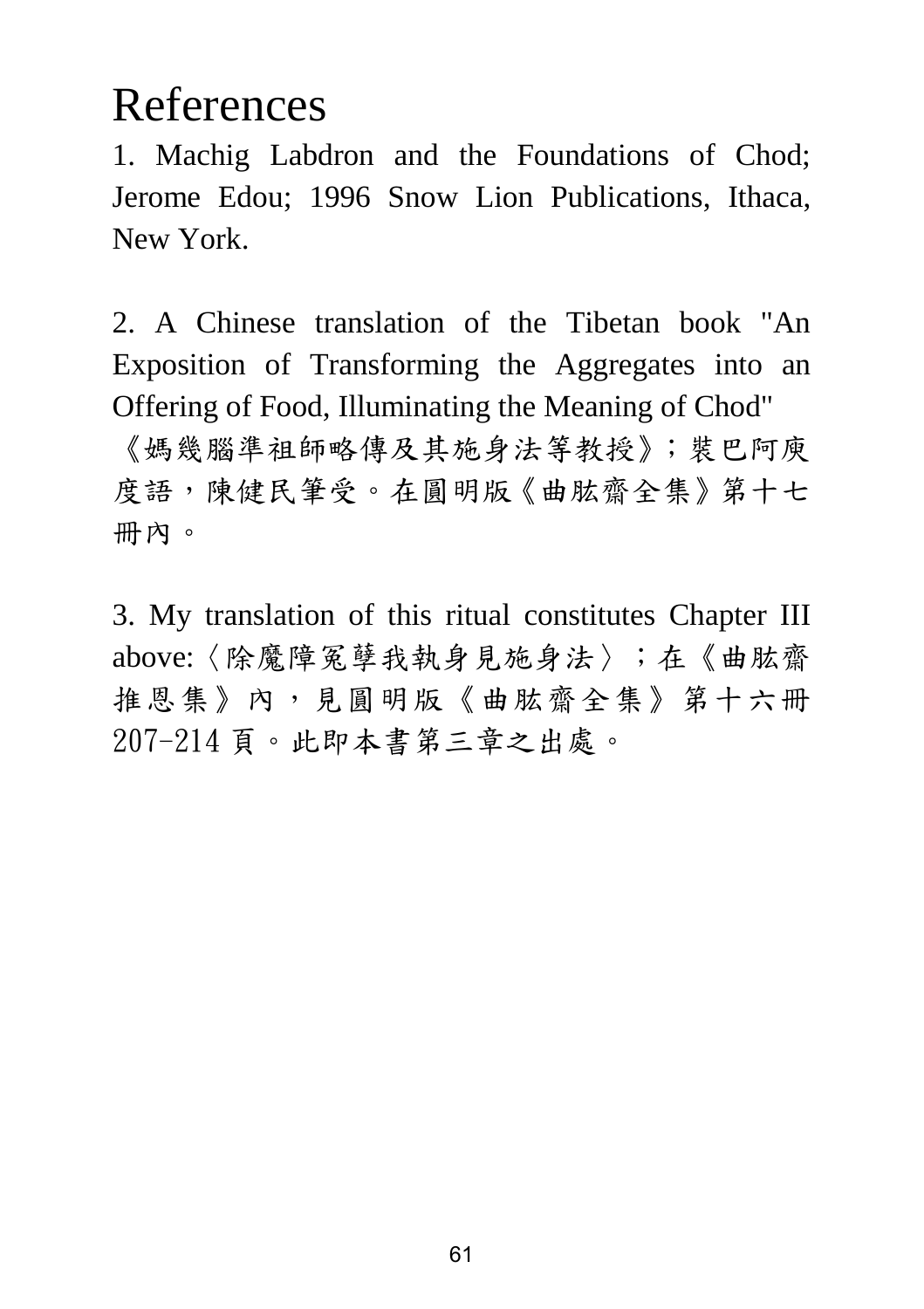# References

1. Machig Labdron and the Foundations of Chod; Jerome Edou; 1996 Snow Lion Publications, Ithaca, New York.

2. A Chinese translation of the Tibetan book "An Exposition of Transforming the Aggregates into an Offering of Food, Illuminating the Meaning of Chod" 《媽幾腦準祖師略傳及其施身法等教授》；裝巴阿庾度語，陳健民筆受。在圓明版《曲肱齋全集》第十七冊內。

3. My translation of this ritual constitutes Chapter III above:〈除魔障冤孽我執身見施身法〉；在《曲肱齋推恩集》內，見圓明版《曲肱齋全集》第十六冊 207-214 頁。此即本書第三章之出處。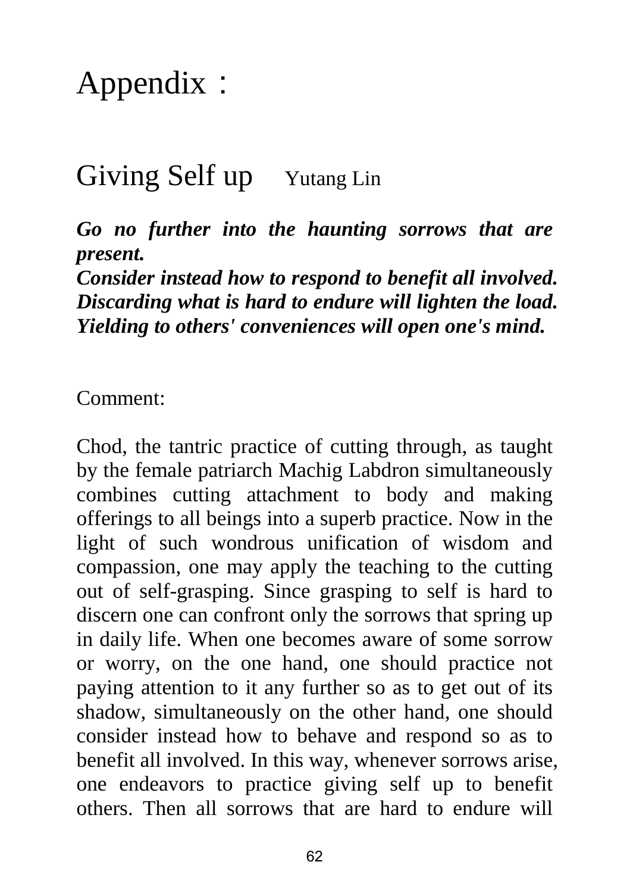# Appendix：

## Giving Self up    Yutang Lin

***Go no further into the haunting sorrows that are present.***
***Consider instead how to respond to benefit all involved.***
***Discarding what is hard to endure will lighten the load.***
***Yielding to others' conveniences will open one's mind.***

Comment:

Chod, the tantric practice of cutting through, as taught by the female patriarch Machig Labdron simultaneously combines cutting attachment to body and making offerings to all beings into a superb practice. Now in the light of such wondrous unification of wisdom and compassion, one may apply the teaching to the cutting out of self-grasping. Since grasping to self is hard to discern one can confront only the sorrows that spring up in daily life. When one becomes aware of some sorrow or worry, on the one hand, one should practice not paying attention to it any further so as to get out of its shadow, simultaneously on the other hand, one should consider instead how to behave and respond so as to benefit all involved. In this way, whenever sorrows arise, one endeavors to practice giving self up to benefit others. Then all sorrows that are hard to endure will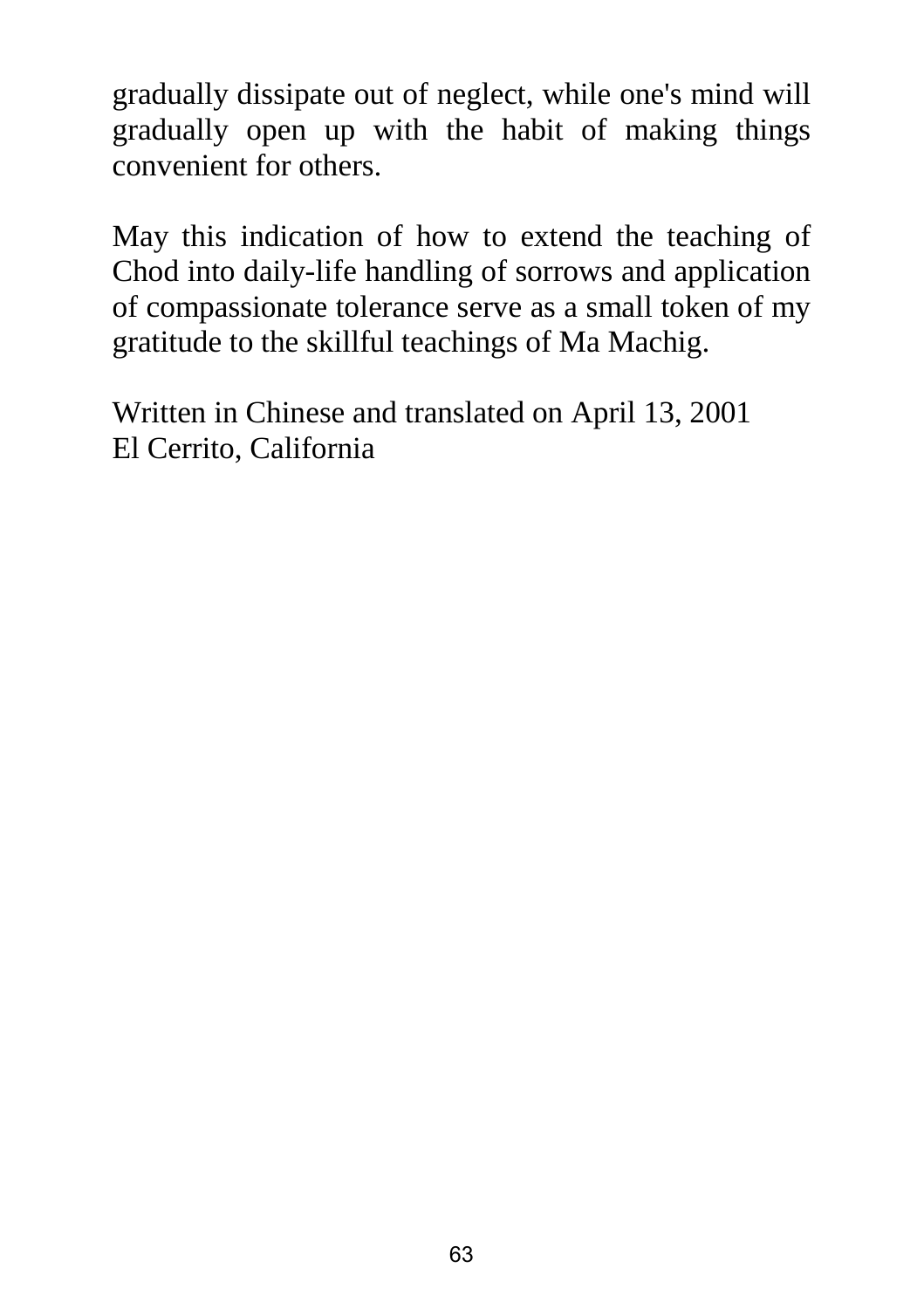gradually dissipate out of neglect, while one's mind will gradually open up with the habit of making things convenient for others.

May this indication of how to extend the teaching of Chod into daily-life handling of sorrows and application of compassionate tolerance serve as a small token of my gratitude to the skillful teachings of Ma Machig.

Written in Chinese and translated on April 13, 2001
El Cerrito, California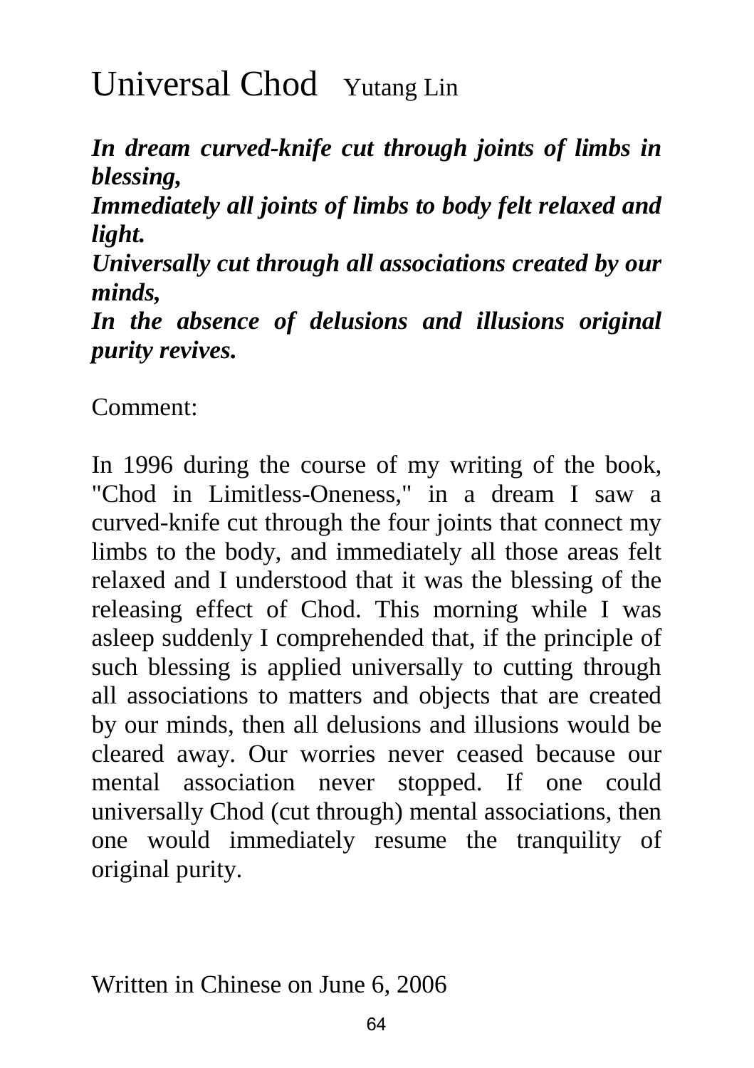# Universal Chod Yutang Lin

***In dream curved-knife cut through joints of limbs in blessing,***
***Immediately all joints of limbs to body felt relaxed and light.***
***Universally cut through all associations created by our minds,***
***In the absence of delusions and illusions original purity revives.***

Comment:

In 1996 during the course of my writing of the book, "Chod in Limitless-Oneness," in a dream I saw a curved-knife cut through the four joints that connect my limbs to the body, and immediately all those areas felt relaxed and I understood that it was the blessing of the releasing effect of Chod. This morning while I was asleep suddenly I comprehended that, if the principle of such blessing is applied universally to cutting through all associations to matters and objects that are created by our minds, then all delusions and illusions would be cleared away. Our worries never ceased because our mental association never stopped. If one could universally Chod (cut through) mental associations, then one would immediately resume the tranquility of original purity.

Written in Chinese on June 6, 2006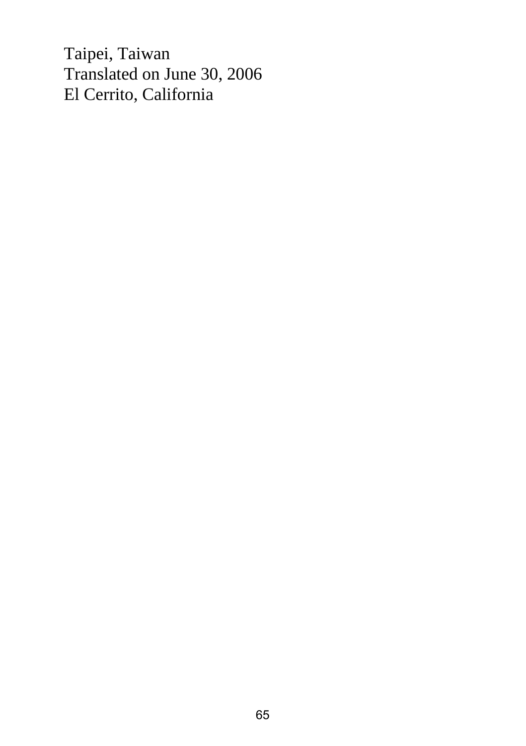Taipei, Taiwan
Translated on June 30, 2006
El Cerrito, California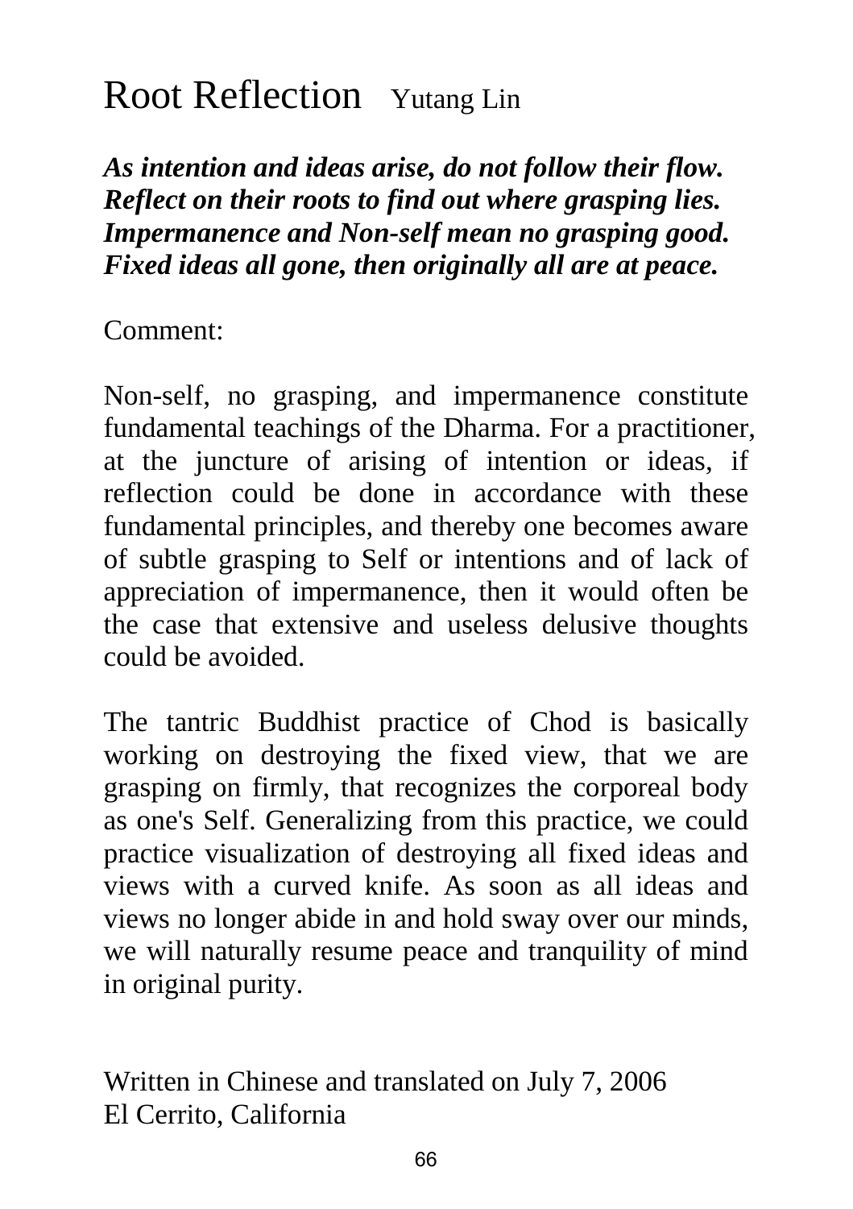# Root Reflection Yutang Lin

***As intention and ideas arise, do not follow their flow.***
***Reflect on their roots to find out where grasping lies.***
***Impermanence and Non-self mean no grasping good.***
***Fixed ideas all gone, then originally all are at peace.***

Comment:

Non-self, no grasping, and impermanence constitute fundamental teachings of the Dharma. For a practitioner, at the juncture of arising of intention or ideas, if reflection could be done in accordance with these fundamental principles, and thereby one becomes aware of subtle grasping to Self or intentions and of lack of appreciation of impermanence, then it would often be the case that extensive and useless delusive thoughts could be avoided.

The tantric Buddhist practice of Chod is basically working on destroying the fixed view, that we are grasping on firmly, that recognizes the corporeal body as one's Self. Generalizing from this practice, we could practice visualization of destroying all fixed ideas and views with a curved knife. As soon as all ideas and views no longer abide in and hold sway over our minds, we will naturally resume peace and tranquility of mind in original purity.

Written in Chinese and translated on July 7, 2006
El Cerrito, California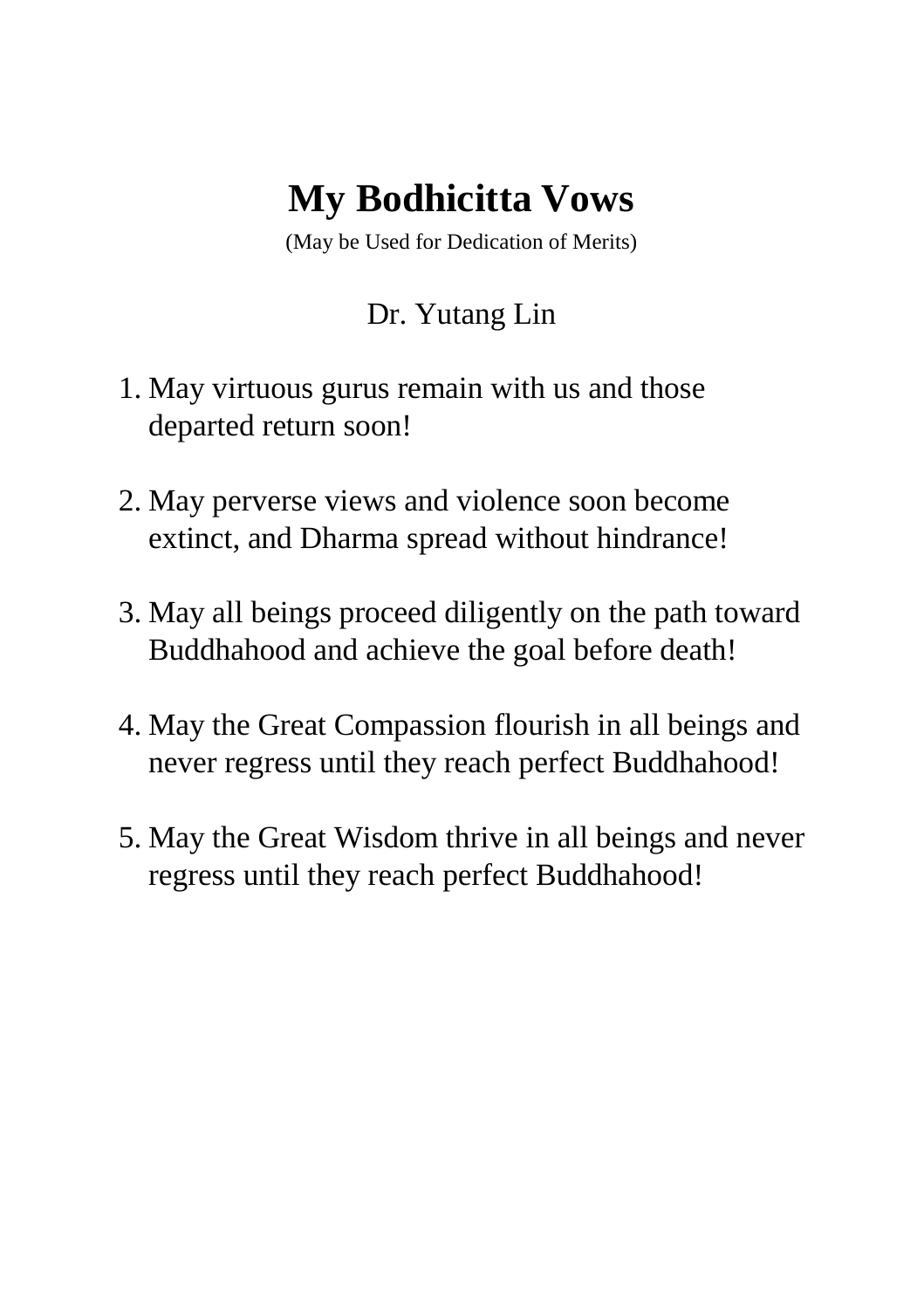# My Bodhicitta Vows

(May be Used for Dedication of Merits)

Dr. Yutang Lin

1. May virtuous gurus remain with us and those departed return soon!

2. May perverse views and violence soon become extinct, and Dharma spread without hindrance!

3. May all beings proceed diligently on the path toward Buddhahood and achieve the goal before death!

4. May the Great Compassion flourish in all beings and never regress until they reach perfect Buddhahood!

5. May the Great Wisdom thrive in all beings and never regress until they reach perfect Buddhahood!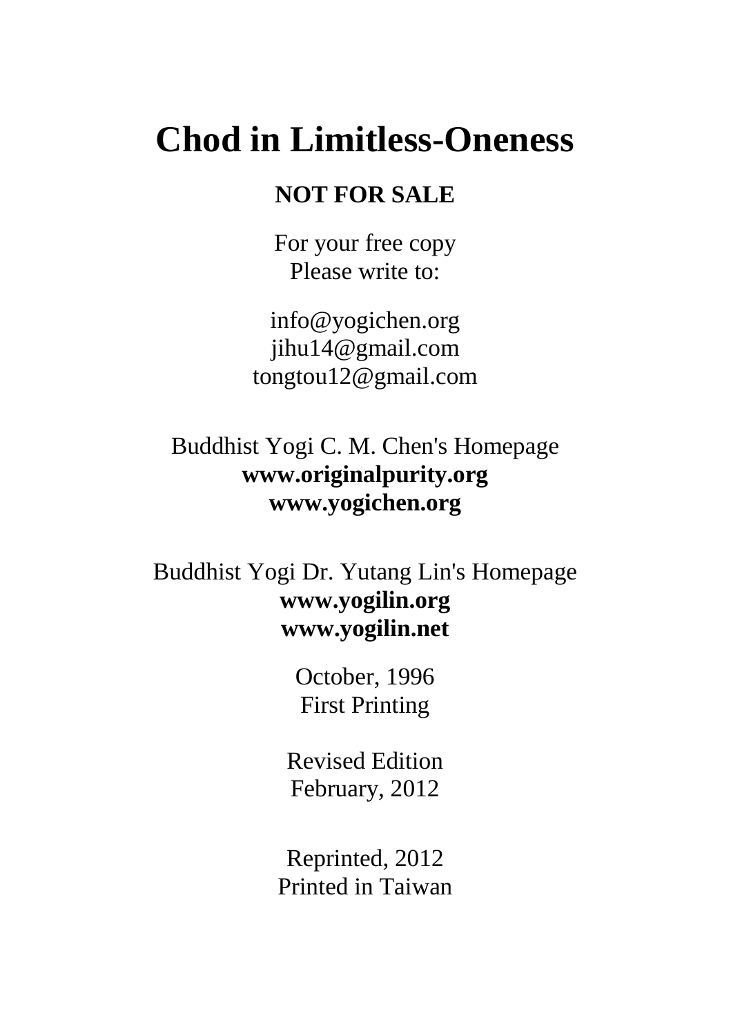# Chod in Limitless-Oneness

**NOT FOR SALE**

For your free copy
Please write to:

info@yogichen.org
jihu14@gmail.com
tongtou12@gmail.com

Buddhist Yogi C. M. Chen's Homepage
**www.originalpurity.org**
**www.yogichen.org**

Buddhist Yogi Dr. Yutang Lin's Homepage
**www.yogilin.org**
**www.yogilin.net**

October, 1996
First Printing

Revised Edition
February, 2012

Reprinted, 2012
Printed in Taiwan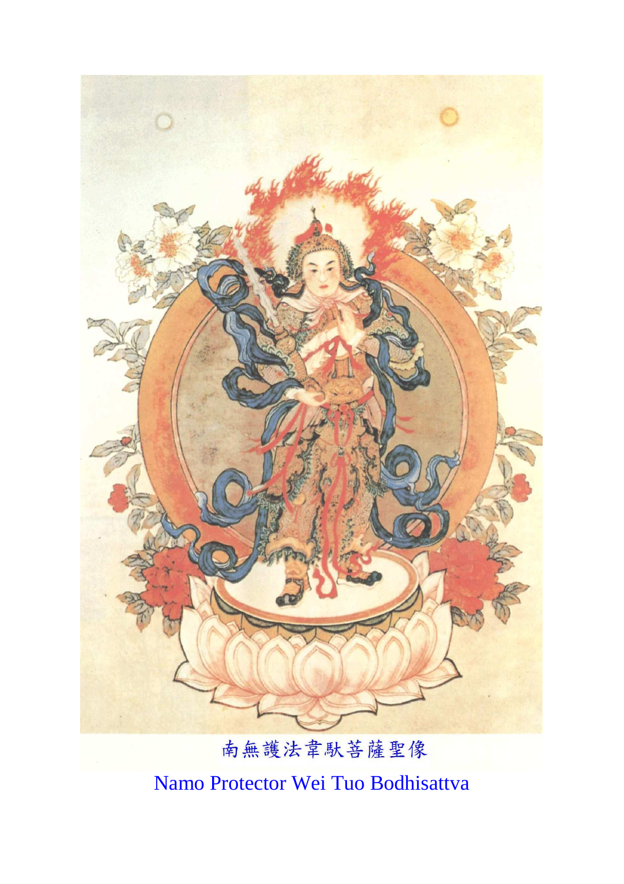南無護法韋馱菩薩聖像

Namo Protector Wei Tuo Bodhisattva